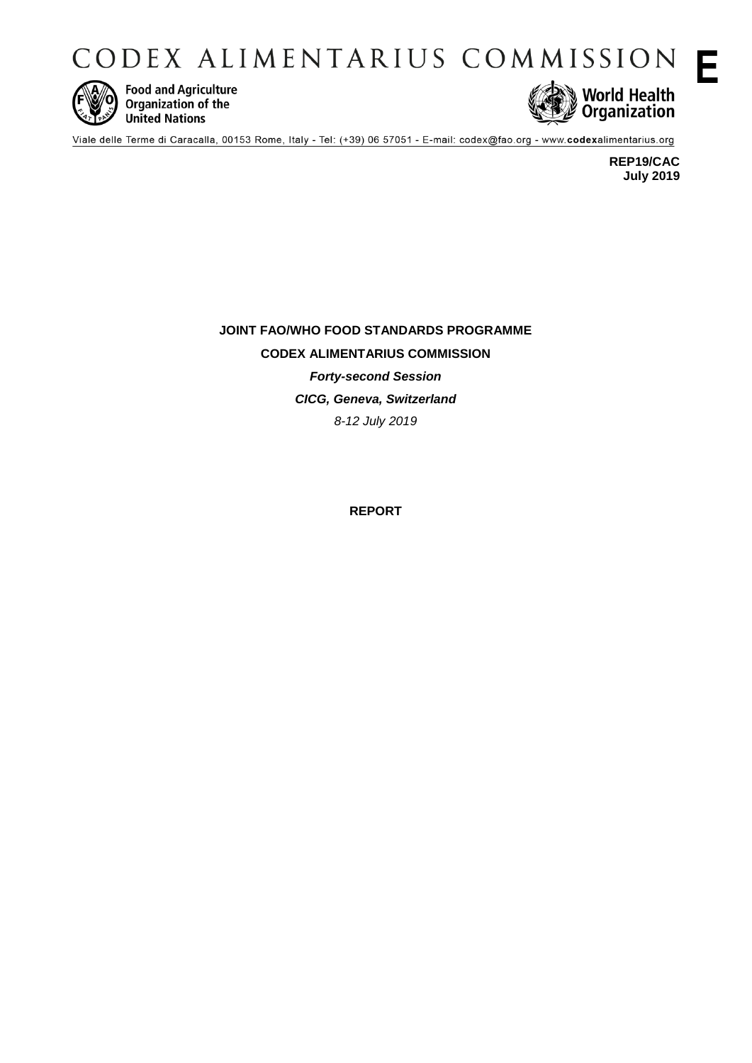# CODEX ALIMENTARIUS COMMISSION

**E**

Food and Agriculture Organization of the United Nations

World Health Organization

Viale delle Terme di Caracalla, 00153 Rome, Italy - Tel: (+39) 06 57051 - E-mail: codex@fao.org - www.**codex**alimentarius.org

**REP19/CAC**
**July 2019**

**JOINT FAO/WHO FOOD STANDARDS PROGRAMME**

**CODEX ALIMENTARIUS COMMISSION**

***Forty-second Session***

***CICG, Geneva, Switzerland***

*8-12 July 2019*

**REPORT**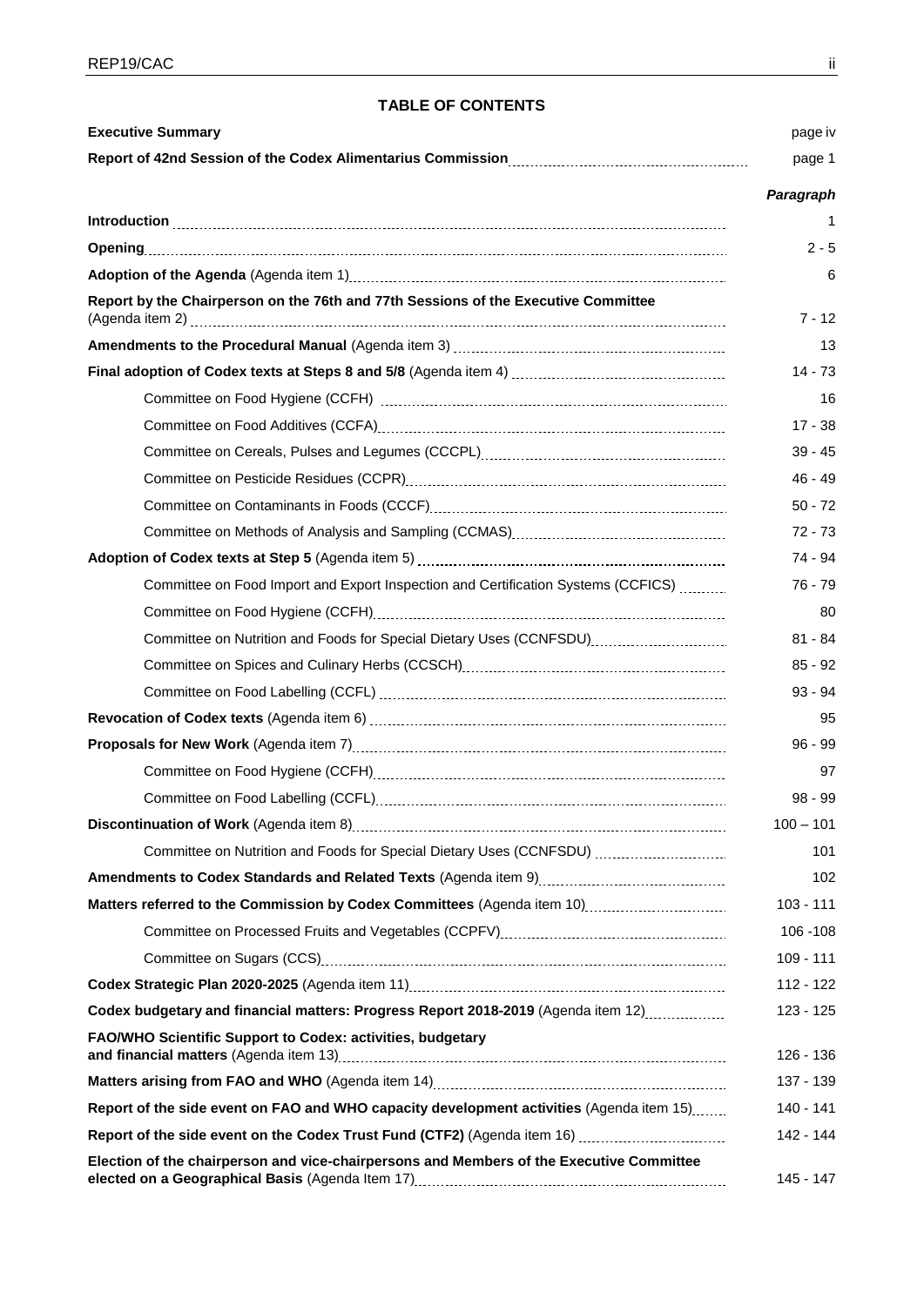## TABLE OF CONTENTS

| | |
|---|---|
| **Executive Summary** | page iv |
| **Report of 42nd Session of the Codex Alimentarius Commission** | page 1 |
| | ***Paragraph*** |
| **Introduction** | 1 |
| **Opening** | 2 - 5 |
| **Adoption of the Agenda** (Agenda item 1) | 6 |
| **Report by the Chairperson on the 76th and 77th Sessions of the Executive Committee** (Agenda item 2) | 7 - 12 |
| **Amendments to the Procedural Manual** (Agenda item 3) | 13 |
| **Final adoption of Codex texts at Steps 8 and 5/8** (Agenda item 4) | 14 - 73 |
| Committee on Food Hygiene (CCFH) | 16 |
| Committee on Food Additives (CCFA) | 17 - 38 |
| Committee on Cereals, Pulses and Legumes (CCCPL) | 39 - 45 |
| Committee on Pesticide Residues (CCPR) | 46 - 49 |
| Committee on Contaminants in Foods (CCCF) | 50 - 72 |
| Committee on Methods of Analysis and Sampling (CCMAS) | 72 - 73 |
| **Adoption of Codex texts at Step 5** (Agenda item 5) | 74 - 94 |
| Committee on Food Import and Export Inspection and Certification Systems (CCFICS) | 76 - 79 |
| Committee on Food Hygiene (CCFH) | 80 |
| Committee on Nutrition and Foods for Special Dietary Uses (CCNFSDU) | 81 - 84 |
| Committee on Spices and Culinary Herbs (CCSCH) | 85 - 92 |
| Committee on Food Labelling (CCFL) | 93 - 94 |
| **Revocation of Codex texts** (Agenda item 6) | 95 |
| **Proposals for New Work** (Agenda item 7) | 96 - 99 |
| Committee on Food Hygiene (CCFH) | 97 |
| Committee on Food Labelling (CCFL) | 98 - 99 |
| **Discontinuation of Work** (Agenda item 8) | 100 – 101 |
| Committee on Nutrition and Foods for Special Dietary Uses (CCNFSDU) | 101 |
| **Amendments to Codex Standards and Related Texts** (Agenda item 9) | 102 |
| **Matters referred to the Commission by Codex Committees** (Agenda item 10) | 103 - 111 |
| Committee on Processed Fruits and Vegetables (CCPFV) | 106 -108 |
| Committee on Sugars (CCS) | 109 - 111 |
| **Codex Strategic Plan 2020-2025** (Agenda item 11) | 112 - 122 |
| **Codex budgetary and financial matters: Progress Report 2018-2019** (Agenda item 12) | 123 - 125 |
| **FAO/WHO Scientific Support to Codex: activities, budgetary and financial matters** (Agenda item 13) | 126 - 136 |
| **Matters arising from FAO and WHO** (Agenda item 14) | 137 - 139 |
| **Report of the side event on FAO and WHO capacity development activities** (Agenda item 15) | 140 - 141 |
| **Report of the side event on the Codex Trust Fund (CTF2)** (Agenda item 16) | 142 - 144 |
| **Election of the chairperson and vice-chairpersons and Members of the Executive Committee elected on a Geographical Basis** (Agenda Item 17) | 145 - 147 |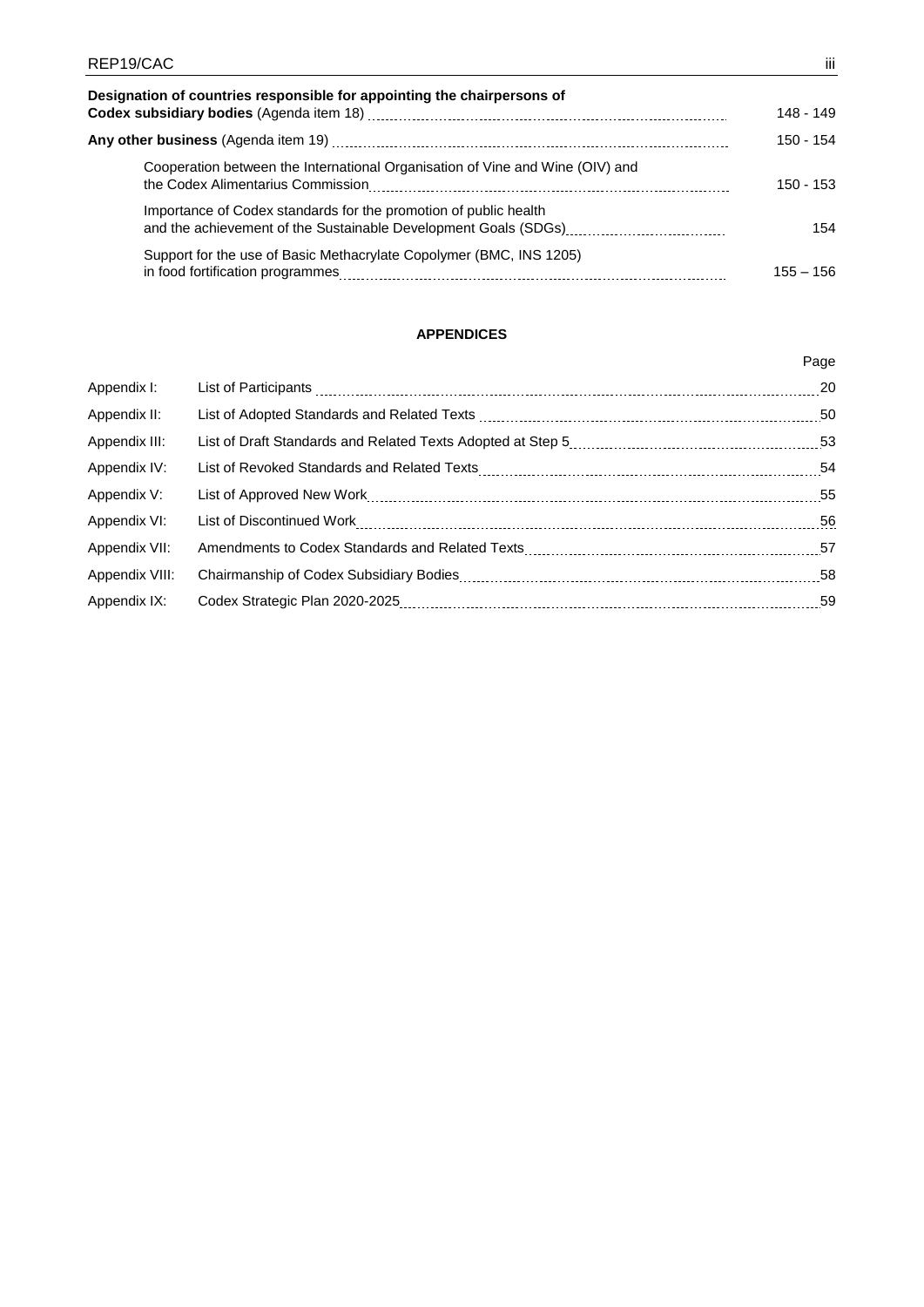| | |
|---|---|
| **Designation of countries responsible for appointing the chairpersons of Codex subsidiary bodies** (Agenda item 18) | 148 - 149 |
| **Any other business** (Agenda item 19) | 150 - 154 |
| Cooperation between the International Organisation of Vine and Wine (OIV) and the Codex Alimentarius Commission | 150 - 153 |
| Importance of Codex standards for the promotion of public health and the achievement of the Sustainable Development Goals (SDGs) | 154 |
| Support for the use of Basic Methacrylate Copolymer (BMC, INS 1205) in food fortification programmes | 155 – 156 |

**APPENDICES**

| | | Page |
|---|---|---|
| Appendix I: | List of Participants | 20 |
| Appendix II: | List of Adopted Standards and Related Texts | 50 |
| Appendix III: | List of Draft Standards and Related Texts Adopted at Step 5 | 53 |
| Appendix IV: | List of Revoked Standards and Related Texts | 54 |
| Appendix V: | List of Approved New Work | 55 |
| Appendix VI: | List of Discontinued Work | 56 |
| Appendix VII: | Amendments to Codex Standards and Related Texts | 57 |
| Appendix VIII: | Chairmanship of Codex Subsidiary Bodies | 58 |
| Appendix IX: | Codex Strategic Plan 2020-2025 | 59 |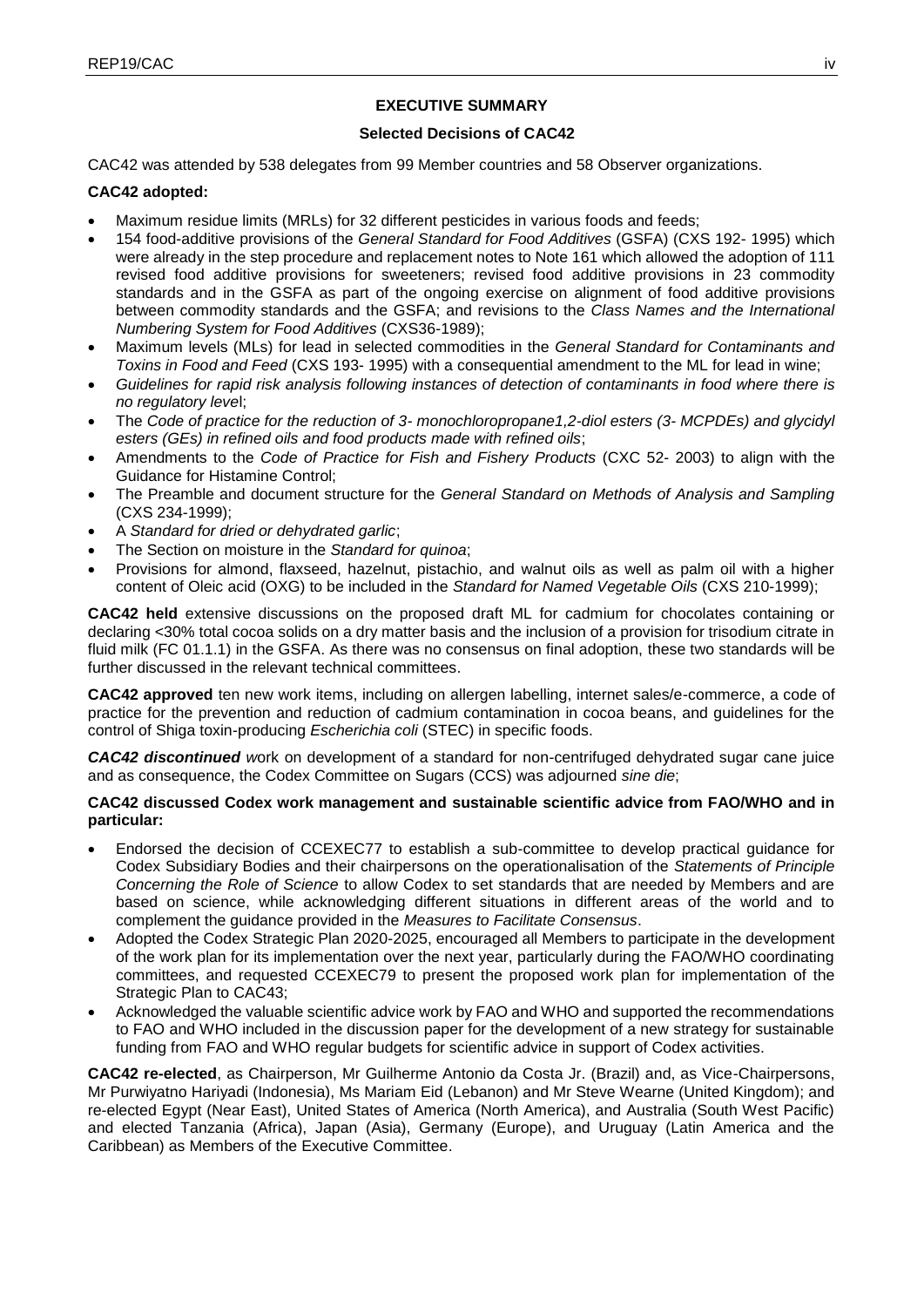## EXECUTIVE SUMMARY

### Selected Decisions of CAC42

CAC42 was attended by 538 delegates from 99 Member countries and 58 Observer organizations.

**CAC42 adopted:**

- Maximum residue limits (MRLs) for 32 different pesticides in various foods and feeds;
- 154 food-additive provisions of the *General Standard for Food Additives* (GSFA) (CXS 192- 1995) which were already in the step procedure and replacement notes to Note 161 which allowed the adoption of 111 revised food additive provisions for sweeteners; revised food additive provisions in 23 commodity standards and in the GSFA as part of the ongoing exercise on alignment of food additive provisions between commodity standards and the GSFA; and revisions to the *Class Names and the International Numbering System for Food Additives* (CXS36-1989);
- Maximum levels (MLs) for lead in selected commodities in the *General Standard for Contaminants and Toxins in Food and Feed* (CXS 193- 1995) with a consequential amendment to the ML for lead in wine;
- *Guidelines for rapid risk analysis following instances of detection of contaminants in food where there is no regulatory leve*l;
- The *Code of practice for the reduction of 3- monochloropropane1,2-diol esters (3- MCPDEs) and glycidyl esters (GEs) in refined oils and food products made with refined oils*;
- Amendments to the *Code of Practice for Fish and Fishery Products* (CXC 52- 2003) to align with the Guidance for Histamine Control;
- The Preamble and document structure for the *General Standard on Methods of Analysis and Sampling* (CXS 234-1999);
- A *Standard for dried or dehydrated garlic*;
- The Section on moisture in the *Standard for quinoa*;
- Provisions for almond, flaxseed, hazelnut, pistachio, and walnut oils as well as palm oil with a higher content of Oleic acid (OXG) to be included in the *Standard for Named Vegetable Oils* (CXS 210-1999);

**CAC42 held** extensive discussions on the proposed draft ML for cadmium for chocolates containing or declaring <30% total cocoa solids on a dry matter basis and the inclusion of a provision for trisodium citrate in fluid milk (FC 01.1.1) in the GSFA. As there was no consensus on final adoption, these two standards will be further discussed in the relevant technical committees.

**CAC42 approved** ten new work items, including on allergen labelling, internet sales/e-commerce, a code of practice for the prevention and reduction of cadmium contamination in cocoa beans, and guidelines for the control of Shiga toxin-producing *Escherichia coli* (STEC) in specific foods.

***CAC42 discontinued*** *w*ork on development of a standard for non-centrifuged dehydrated sugar cane juice and as consequence, the Codex Committee on Sugars (CCS) was adjourned *sine die*;

**CAC42 discussed Codex work management and sustainable scientific advice from FAO/WHO and in particular:**

- Endorsed the decision of CCEXEC77 to establish a sub-committee to develop practical guidance for Codex Subsidiary Bodies and their chairpersons on the operationalisation of the *Statements of Principle Concerning the Role of Science* to allow Codex to set standards that are needed by Members and are based on science, while acknowledging different situations in different areas of the world and to complement the guidance provided in the *Measures to Facilitate Consensus*.
- Adopted the Codex Strategic Plan 2020-2025, encouraged all Members to participate in the development of the work plan for its implementation over the next year, particularly during the FAO/WHO coordinating committees, and requested CCEXEC79 to present the proposed work plan for implementation of the Strategic Plan to CAC43;
- Acknowledged the valuable scientific advice work by FAO and WHO and supported the recommendations to FAO and WHO included in the discussion paper for the development of a new strategy for sustainable funding from FAO and WHO regular budgets for scientific advice in support of Codex activities.

**CAC42 re-elected**, as Chairperson, Mr Guilherme Antonio da Costa Jr. (Brazil) and, as Vice-Chairpersons, Mr Purwiyatno Hariyadi (Indonesia), Ms Mariam Eid (Lebanon) and Mr Steve Wearne (United Kingdom); and re-elected Egypt (Near East), United States of America (North America), and Australia (South West Pacific) and elected Tanzania (Africa), Japan (Asia), Germany (Europe), and Uruguay (Latin America and the Caribbean) as Members of the Executive Committee.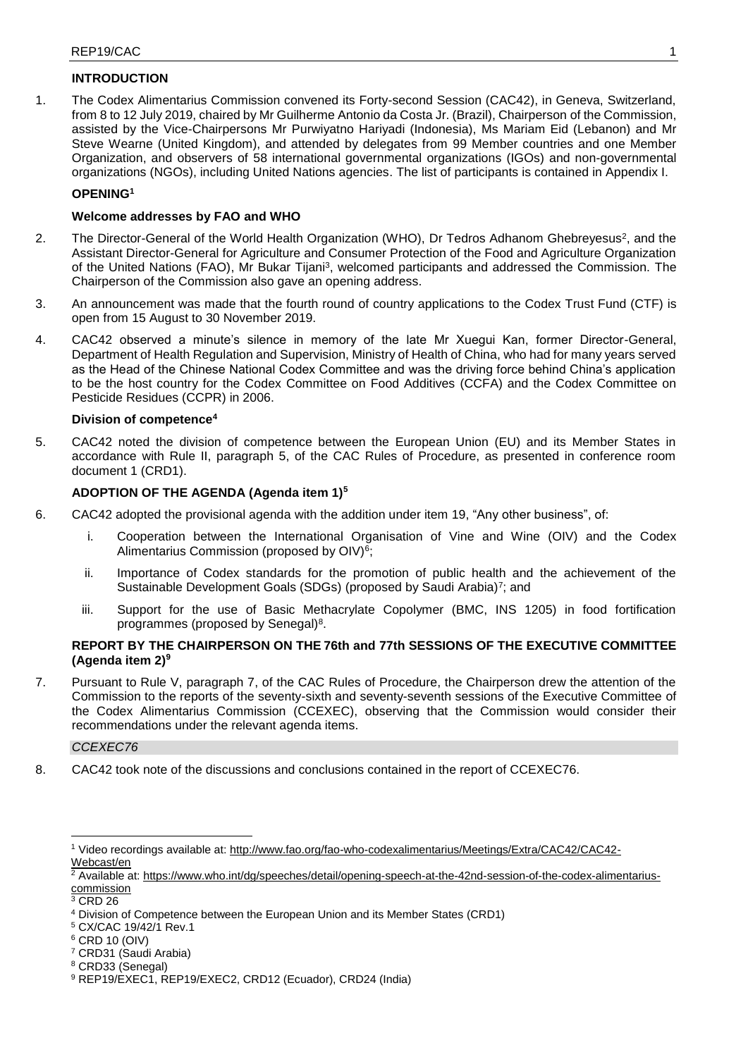## INTRODUCTION

1. The Codex Alimentarius Commission convened its Forty-second Session (CAC42), in Geneva, Switzerland, from 8 to 12 July 2019, chaired by Mr Guilherme Antonio da Costa Jr. (Brazil), Chairperson of the Commission, assisted by the Vice-Chairpersons Mr Purwiyatno Hariyadi (Indonesia), Ms Mariam Eid (Lebanon) and Mr Steve Wearne (United Kingdom), and attended by delegates from 99 Member countries and one Member Organization, and observers of 58 international governmental organizations (IGOs) and non-governmental organizations (NGOs), including United Nations agencies. The list of participants is contained in Appendix I.

## OPENING[1]

### Welcome addresses by FAO and WHO

2. The Director-General of the World Health Organization (WHO), Dr Tedros Adhanom Ghebreyesus[2], and the Assistant Director-General for Agriculture and Consumer Protection of the Food and Agriculture Organization of the United Nations (FAO), Mr Bukar Tijani[3], welcomed participants and addressed the Commission. The Chairperson of the Commission also gave an opening address.

3. An announcement was made that the fourth round of country applications to the Codex Trust Fund (CTF) is open from 15 August to 30 November 2019.

4. CAC42 observed a minute's silence in memory of the late Mr Xuegui Kan, former Director-General, Department of Health Regulation and Supervision, Ministry of Health of China, who had for many years served as the Head of the Chinese National Codex Committee and was the driving force behind China's application to be the host country for the Codex Committee on Food Additives (CCFA) and the Codex Committee on Pesticide Residues (CCPR) in 2006.

### Division of competence[4]

5. CAC42 noted the division of competence between the European Union (EU) and its Member States in accordance with Rule II, paragraph 5, of the CAC Rules of Procedure, as presented in conference room document 1 (CRD1).

## ADOPTION OF THE AGENDA (Agenda item 1)[5]

6. CAC42 adopted the provisional agenda with the addition under item 19, "Any other business", of:

   i. Cooperation between the International Organisation of Vine and Wine (OIV) and the Codex Alimentarius Commission (proposed by OIV)[6];

   ii. Importance of Codex standards for the promotion of public health and the achievement of the Sustainable Development Goals (SDGs) (proposed by Saudi Arabia)[7]; and

   iii. Support for the use of Basic Methacrylate Copolymer (BMC, INS 1205) in food fortification programmes (proposed by Senegal)[8].

## REPORT BY THE CHAIRPERSON ON THE 76th and 77th SESSIONS OF THE EXECUTIVE COMMITTEE (Agenda item 2)[9]

7. Pursuant to Rule V, paragraph 7, of the CAC Rules of Procedure, the Chairperson drew the attention of the Commission to the reports of the seventy-sixth and seventy-seventh sessions of the Executive Committee of the Codex Alimentarius Commission (CCEXEC), observing that the Commission would consider their recommendations under the relevant agenda items.

*CCEXEC76*

8. CAC42 took note of the discussions and conclusions contained in the report of CCEXEC76.

---

[1] Video recordings available at: http://www.fao.org/fao-who-codexalimentarius/Meetings/Extra/CAC42/CAC42-Webcast/en

[2] Available at: https://www.who.int/dg/speeches/detail/opening-speech-at-the-42nd-session-of-the-codex-alimentarius-commission

[3] CRD 26

[4] Division of Competence between the European Union and its Member States (CRD1)

[5] CX/CAC 19/42/1 Rev.1

[6] CRD 10 (OIV)

[7] CRD31 (Saudi Arabia)

[8] CRD33 (Senegal)

[9] REP19/EXEC1, REP19/EXEC2, CRD12 (Ecuador), CRD24 (India)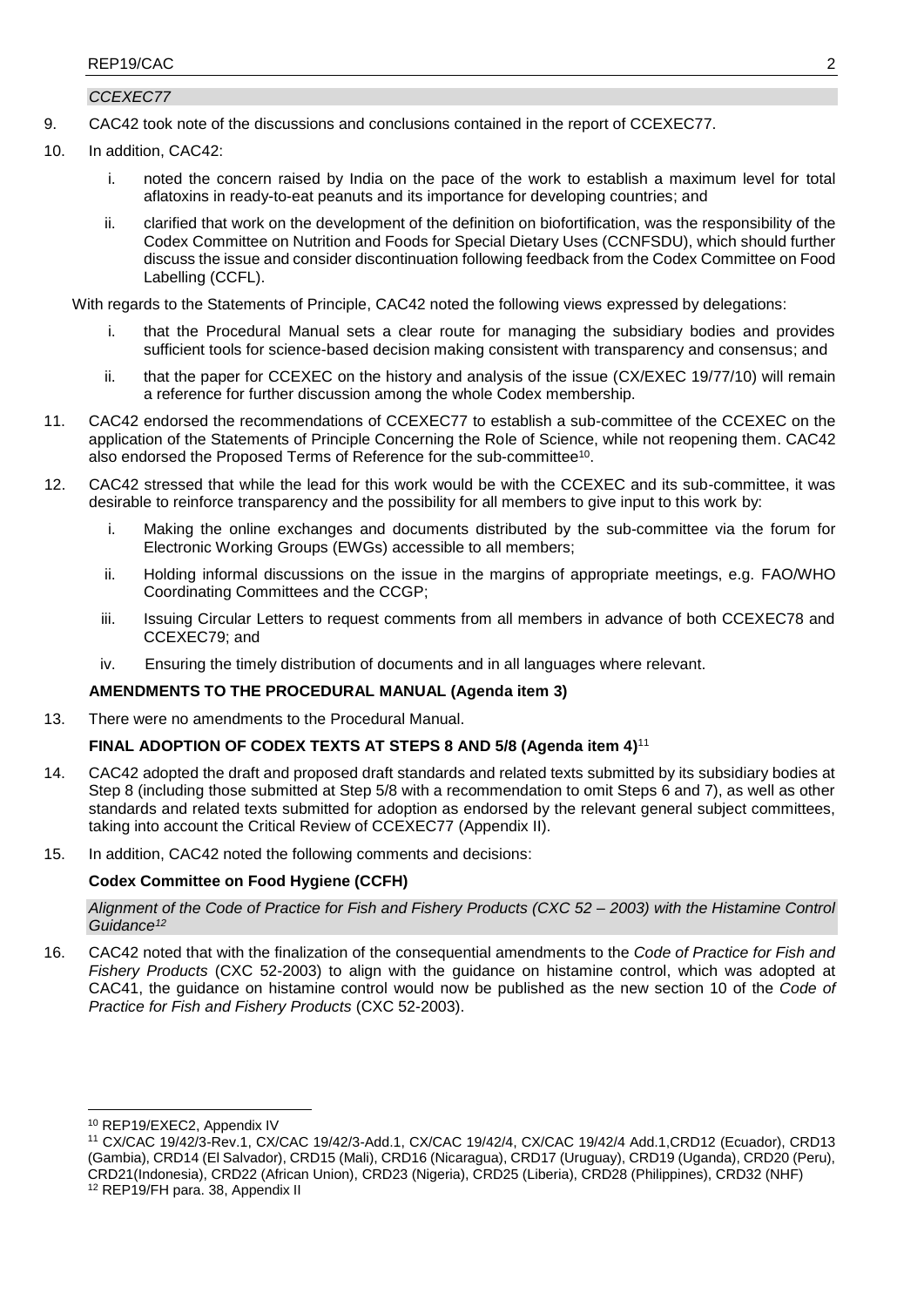*CCEXEC77*

9. CAC42 took note of the discussions and conclusions contained in the report of CCEXEC77.

10. In addition, CAC42:

   i. noted the concern raised by India on the pace of the work to establish a maximum level for total aflatoxins in ready-to-eat peanuts and its importance for developing countries; and

   ii. clarified that work on the development of the definition on biofortification, was the responsibility of the Codex Committee on Nutrition and Foods for Special Dietary Uses (CCNFSDU), which should further discuss the issue and consider discontinuation following feedback from the Codex Committee on Food Labelling (CCFL).

With regards to the Statements of Principle, CAC42 noted the following views expressed by delegations:

   i. that the Procedural Manual sets a clear route for managing the subsidiary bodies and provides sufficient tools for science-based decision making consistent with transparency and consensus; and

   ii. that the paper for CCEXEC on the history and analysis of the issue (CX/EXEC 19/77/10) will remain a reference for further discussion among the whole Codex membership.

11. CAC42 endorsed the recommendations of CCEXEC77 to establish a sub-committee of the CCEXEC on the application of the Statements of Principle Concerning the Role of Science, while not reopening them. CAC42 also endorsed the Proposed Terms of Reference for the sub-committee[10].

12. CAC42 stressed that while the lead for this work would be with the CCEXEC and its sub-committee, it was desirable to reinforce transparency and the possibility for all members to give input to this work by:

   i. Making the online exchanges and documents distributed by the sub-committee via the forum for Electronic Working Groups (EWGs) accessible to all members;

   ii. Holding informal discussions on the issue in the margins of appropriate meetings, e.g. FAO/WHO Coordinating Committees and the CCGP;

   iii. Issuing Circular Letters to request comments from all members in advance of both CCEXEC78 and CCEXEC79; and

   iv. Ensuring the timely distribution of documents and in all languages where relevant.

**AMENDMENTS TO THE PROCEDURAL MANUAL (Agenda item 3)**

13. There were no amendments to the Procedural Manual.

**FINAL ADOPTION OF CODEX TEXTS AT STEPS 8 AND 5/8 (Agenda item 4)**[11]

14. CAC42 adopted the draft and proposed draft standards and related texts submitted by its subsidiary bodies at Step 8 (including those submitted at Step 5/8 with a recommendation to omit Steps 6 and 7), as well as other standards and related texts submitted for adoption as endorsed by the relevant general subject committees, taking into account the Critical Review of CCEXEC77 (Appendix II).

15. In addition, CAC42 noted the following comments and decisions:

**Codex Committee on Food Hygiene (CCFH)**

*Alignment of the Code of Practice for Fish and Fishery Products (CXC 52 – 2003) with the Histamine Control Guidance*[12]

16. CAC42 noted that with the finalization of the consequential amendments to the *Code of Practice for Fish and Fishery Products* (CXC 52-2003) to align with the guidance on histamine control, which was adopted at CAC41, the guidance on histamine control would now be published as the new section 10 of the *Code of Practice for Fish and Fishery Products* (CXC 52-2003).

---

[10] REP19/EXEC2, Appendix IV

[11] CX/CAC 19/42/3-Rev.1, CX/CAC 19/42/3-Add.1, CX/CAC 19/42/4, CX/CAC 19/42/4 Add.1,CRD12 (Ecuador), CRD13 (Gambia), CRD14 (El Salvador), CRD15 (Mali), CRD16 (Nicaragua), CRD17 (Uruguay), CRD19 (Uganda), CRD20 (Peru), CRD21(Indonesia), CRD22 (African Union), CRD23 (Nigeria), CRD25 (Liberia), CRD28 (Philippines), CRD32 (NHF)

[12] REP19/FH para. 38, Appendix II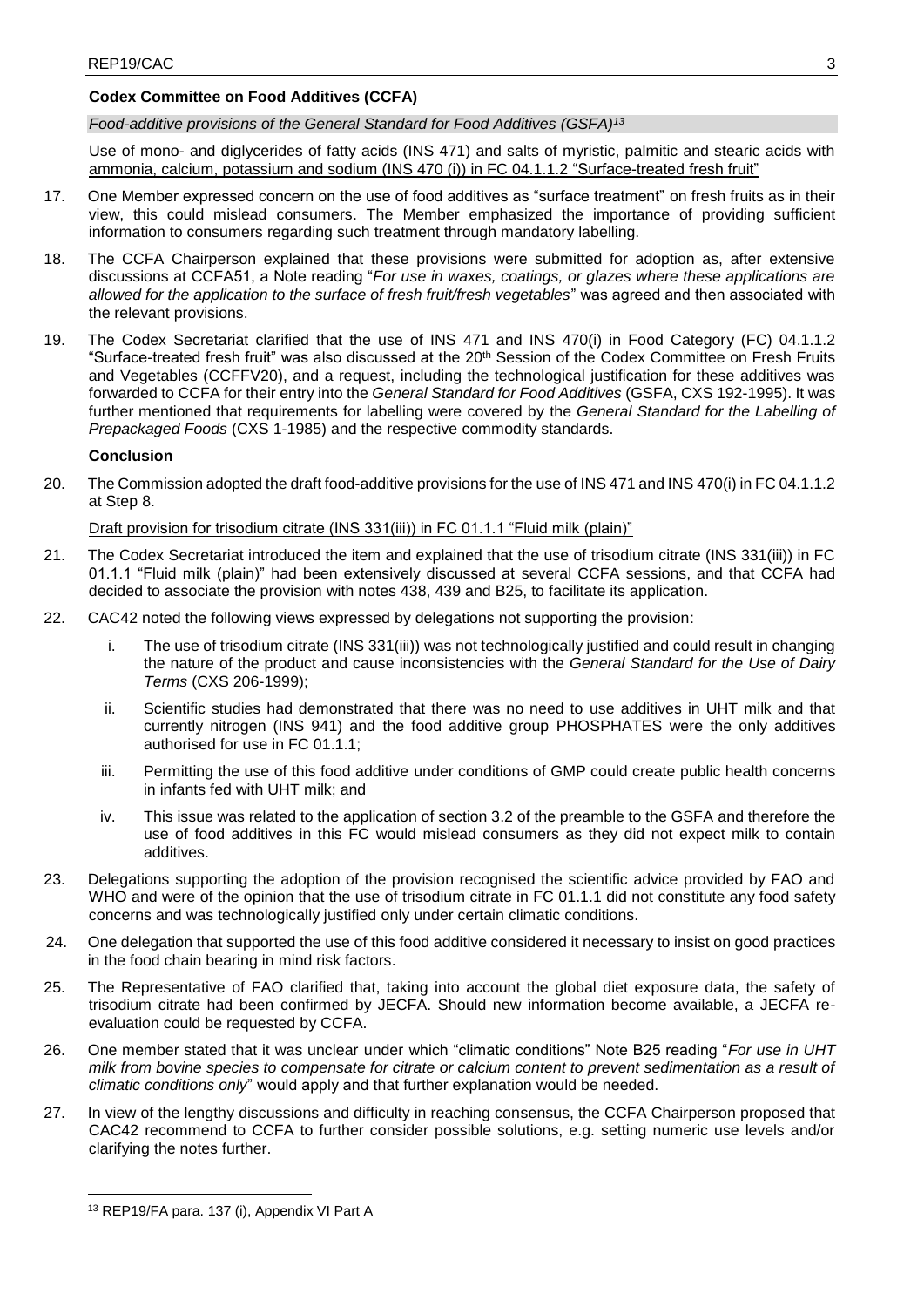### Codex Committee on Food Additives (CCFA)

*Food-additive provisions of the General Standard for Food Additives (GSFA)*[13]

Use of mono- and diglycerides of fatty acids (INS 471) and salts of myristic, palmitic and stearic acids with ammonia, calcium, potassium and sodium (INS 470 (i)) in FC 04.1.1.2 "Surface-treated fresh fruit"

17. One Member expressed concern on the use of food additives as "surface treatment" on fresh fruits as in their view, this could mislead consumers. The Member emphasized the importance of providing sufficient information to consumers regarding such treatment through mandatory labelling.

18. The CCFA Chairperson explained that these provisions were submitted for adoption as, after extensive discussions at CCFA51, a Note reading "*For use in waxes, coatings, or glazes where these applications are allowed for the application to the surface of fresh fruit/fresh vegetables*" was agreed and then associated with the relevant provisions.

19. The Codex Secretariat clarified that the use of INS 471 and INS 470(i) in Food Category (FC) 04.1.1.2 "Surface-treated fresh fruit" was also discussed at the 20th Session of the Codex Committee on Fresh Fruits and Vegetables (CCFFV20), and a request, including the technological justification for these additives was forwarded to CCFA for their entry into the *General Standard for Food Additives* (GSFA, CXS 192-1995). It was further mentioned that requirements for labelling were covered by the *General Standard for the Labelling of Prepackaged Foods* (CXS 1-1985) and the respective commodity standards.

**Conclusion**

20. The Commission adopted the draft food-additive provisions for the use of INS 471 and INS 470(i) in FC 04.1.1.2 at Step 8.

Draft provision for trisodium citrate (INS 331(iii)) in FC 01.1.1 "Fluid milk (plain)"

21. The Codex Secretariat introduced the item and explained that the use of trisodium citrate (INS 331(iii)) in FC 01.1.1 "Fluid milk (plain)" had been extensively discussed at several CCFA sessions, and that CCFA had decided to associate the provision with notes 438, 439 and B25, to facilitate its application.

22. CAC42 noted the following views expressed by delegations not supporting the provision:

    i. The use of trisodium citrate (INS 331(iii)) was not technologically justified and could result in changing the nature of the product and cause inconsistencies with the *General Standard for the Use of Dairy Terms* (CXS 206-1999);

    ii. Scientific studies had demonstrated that there was no need to use additives in UHT milk and that currently nitrogen (INS 941) and the food additive group PHOSPHATES were the only additives authorised for use in FC 01.1.1;

    iii. Permitting the use of this food additive under conditions of GMP could create public health concerns in infants fed with UHT milk; and

    iv. This issue was related to the application of section 3.2 of the preamble to the GSFA and therefore the use of food additives in this FC would mislead consumers as they did not expect milk to contain additives.

23. Delegations supporting the adoption of the provision recognised the scientific advice provided by FAO and WHO and were of the opinion that the use of trisodium citrate in FC 01.1.1 did not constitute any food safety concerns and was technologically justified only under certain climatic conditions.

24. One delegation that supported the use of this food additive considered it necessary to insist on good practices in the food chain bearing in mind risk factors.

25. The Representative of FAO clarified that, taking into account the global diet exposure data, the safety of trisodium citrate had been confirmed by JECFA. Should new information become available, a JECFA re-evaluation could be requested by CCFA.

26. One member stated that it was unclear under which "climatic conditions" Note B25 reading "*For use in UHT milk from bovine species to compensate for citrate or calcium content to prevent sedimentation as a result of climatic conditions only*" would apply and that further explanation would be needed.

27. In view of the lengthy discussions and difficulty in reaching consensus, the CCFA Chairperson proposed that CAC42 recommend to CCFA to further consider possible solutions, e.g. setting numeric use levels and/or clarifying the notes further.

[13] REP19/FA para. 137 (i), Appendix VI Part A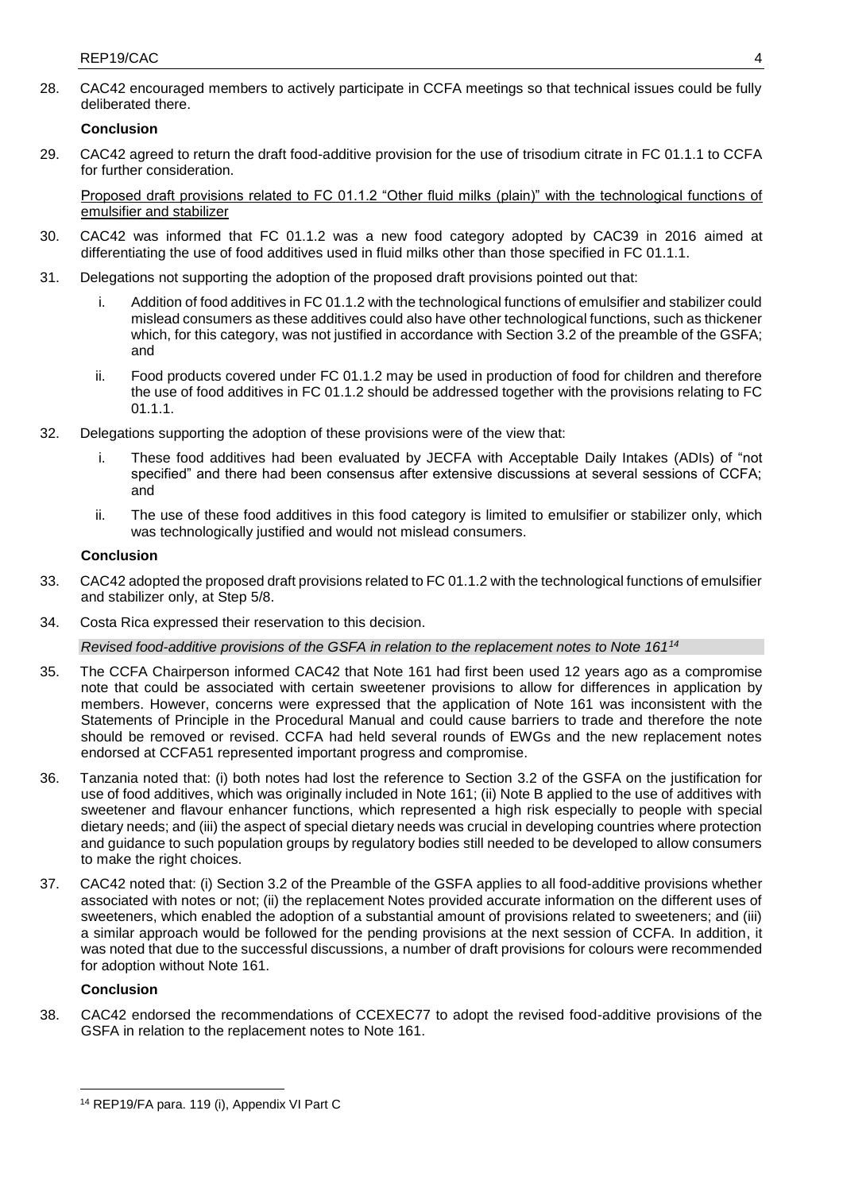28. CAC42 encouraged members to actively participate in CCFA meetings so that technical issues could be fully deliberated there.

**Conclusion**

29. CAC42 agreed to return the draft food-additive provision for the use of trisodium citrate in FC 01.1.1 to CCFA for further consideration.

Proposed draft provisions related to FC 01.1.2 "Other fluid milks (plain)" with the technological functions of emulsifier and stabilizer

30. CAC42 was informed that FC 01.1.2 was a new food category adopted by CAC39 in 2016 aimed at differentiating the use of food additives used in fluid milks other than those specified in FC 01.1.1.

31. Delegations not supporting the adoption of the proposed draft provisions pointed out that:

    i. Addition of food additives in FC 01.1.2 with the technological functions of emulsifier and stabilizer could mislead consumers as these additives could also have other technological functions, such as thickener which, for this category, was not justified in accordance with Section 3.2 of the preamble of the GSFA; and

    ii. Food products covered under FC 01.1.2 may be used in production of food for children and therefore the use of food additives in FC 01.1.2 should be addressed together with the provisions relating to FC 01.1.1.

32. Delegations supporting the adoption of these provisions were of the view that:

    i. These food additives had been evaluated by JECFA with Acceptable Daily Intakes (ADIs) of "not specified" and there had been consensus after extensive discussions at several sessions of CCFA; and

    ii. The use of these food additives in this food category is limited to emulsifier or stabilizer only, which was technologically justified and would not mislead consumers.

**Conclusion**

33. CAC42 adopted the proposed draft provisions related to FC 01.1.2 with the technological functions of emulsifier and stabilizer only, at Step 5/8.

34. Costa Rica expressed their reservation to this decision.

*Revised food-additive provisions of the GSFA in relation to the replacement notes to Note 161*[14]

35. The CCFA Chairperson informed CAC42 that Note 161 had first been used 12 years ago as a compromise note that could be associated with certain sweetener provisions to allow for differences in application by members. However, concerns were expressed that the application of Note 161 was inconsistent with the Statements of Principle in the Procedural Manual and could cause barriers to trade and therefore the note should be removed or revised. CCFA had held several rounds of EWGs and the new replacement notes endorsed at CCFA51 represented important progress and compromise.

36. Tanzania noted that: (i) both notes had lost the reference to Section 3.2 of the GSFA on the justification for use of food additives, which was originally included in Note 161; (ii) Note B applied to the use of additives with sweetener and flavour enhancer functions, which represented a high risk especially to people with special dietary needs; and (iii) the aspect of special dietary needs was crucial in developing countries where protection and guidance to such population groups by regulatory bodies still needed to be developed to allow consumers to make the right choices.

37. CAC42 noted that: (i) Section 3.2 of the Preamble of the GSFA applies to all food-additive provisions whether associated with notes or not; (ii) the replacement Notes provided accurate information on the different uses of sweeteners, which enabled the adoption of a substantial amount of provisions related to sweeteners; and (iii) a similar approach would be followed for the pending provisions at the next session of CCFA. In addition, it was noted that due to the successful discussions, a number of draft provisions for colours were recommended for adoption without Note 161.

**Conclusion**

38. CAC42 endorsed the recommendations of CCEXEC77 to adopt the revised food-additive provisions of the GSFA in relation to the replacement notes to Note 161.

---

[14] REP19/FA para. 119 (i), Appendix VI Part C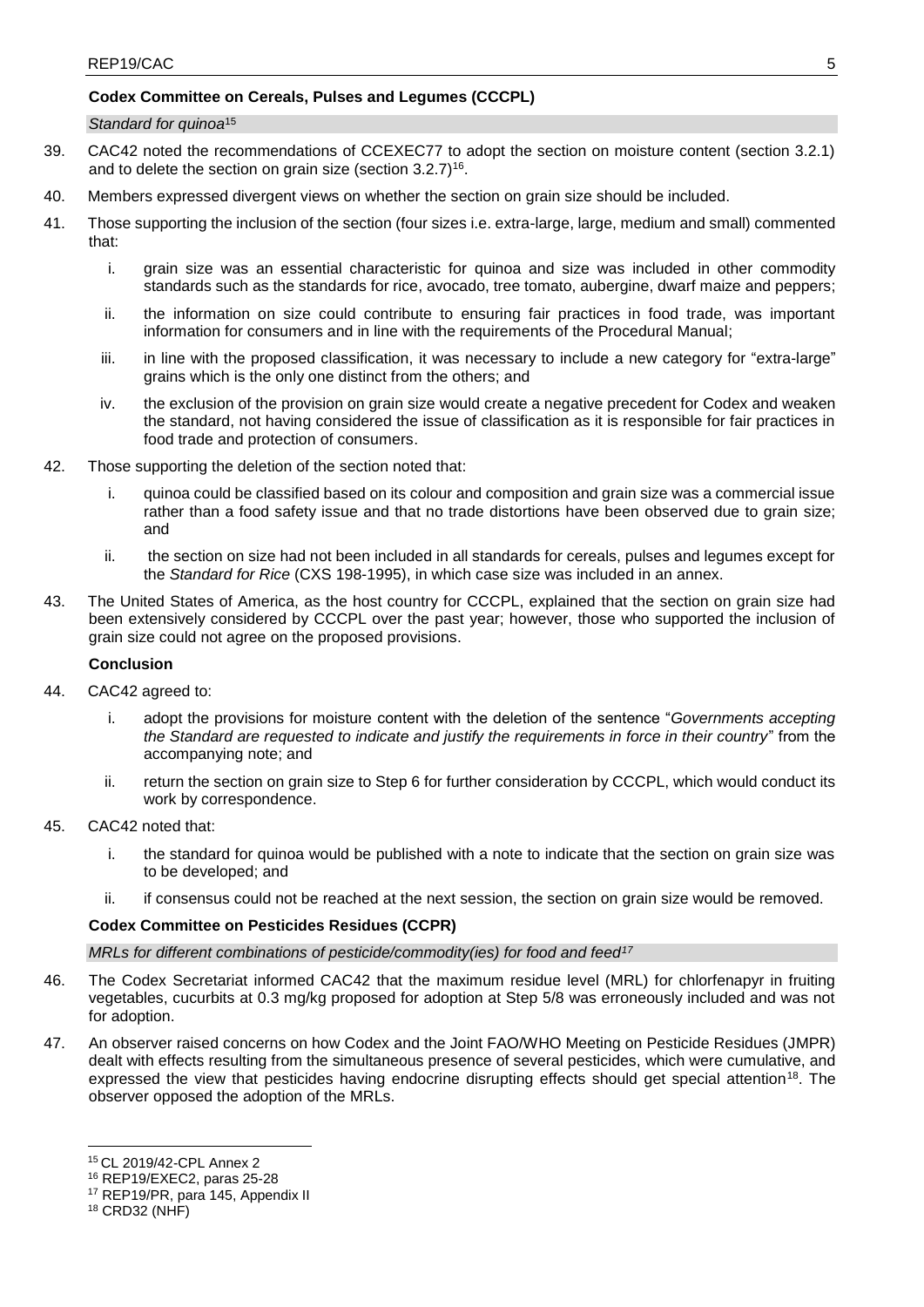**Codex Committee on Cereals, Pulses and Legumes (CCCPL)**

*Standard for quinoa*[15]

39. CAC42 noted the recommendations of CCEXEC77 to adopt the section on moisture content (section 3.2.1) and to delete the section on grain size (section 3.2.7)[16].

40. Members expressed divergent views on whether the section on grain size should be included.

41. Those supporting the inclusion of the section (four sizes i.e. extra-large, large, medium and small) commented that:

    i. grain size was an essential characteristic for quinoa and size was included in other commodity standards such as the standards for rice, avocado, tree tomato, aubergine, dwarf maize and peppers;

    ii. the information on size could contribute to ensuring fair practices in food trade, was important information for consumers and in line with the requirements of the Procedural Manual;

    iii. in line with the proposed classification, it was necessary to include a new category for "extra-large" grains which is the only one distinct from the others; and

    iv. the exclusion of the provision on grain size would create a negative precedent for Codex and weaken the standard, not having considered the issue of classification as it is responsible for fair practices in food trade and protection of consumers.

42. Those supporting the deletion of the section noted that:

    i. quinoa could be classified based on its colour and composition and grain size was a commercial issue rather than a food safety issue and that no trade distortions have been observed due to grain size; and

    ii. the section on size had not been included in all standards for cereals, pulses and legumes except for the *Standard for Rice* (CXS 198-1995), in which case size was included in an annex.

43. The United States of America, as the host country for CCCPL, explained that the section on grain size had been extensively considered by CCCPL over the past year; however, those who supported the inclusion of grain size could not agree on the proposed provisions.

**Conclusion**

44. CAC42 agreed to:

    i. adopt the provisions for moisture content with the deletion of the sentence "*Governments accepting the Standard are requested to indicate and justify the requirements in force in their country*" from the accompanying note; and

    ii. return the section on grain size to Step 6 for further consideration by CCCPL, which would conduct its work by correspondence.

45. CAC42 noted that:

    i. the standard for quinoa would be published with a note to indicate that the section on grain size was to be developed; and

    ii. if consensus could not be reached at the next session, the section on grain size would be removed.

**Codex Committee on Pesticides Residues (CCPR)**

*MRLs for different combinations of pesticide/commodity(ies) for food and feed*[17]

46. The Codex Secretariat informed CAC42 that the maximum residue level (MRL) for chlorfenapyr in fruiting vegetables, cucurbits at 0.3 mg/kg proposed for adoption at Step 5/8 was erroneously included and was not for adoption.

47. An observer raised concerns on how Codex and the Joint FAO/WHO Meeting on Pesticide Residues (JMPR) dealt with effects resulting from the simultaneous presence of several pesticides, which were cumulative, and expressed the view that pesticides having endocrine disrupting effects should get special attention[18]. The observer opposed the adoption of the MRLs.

---

[15] CL 2019/42-CPL Annex 2

[16] REP19/EXEC2, paras 25-28

[17] REP19/PR, para 145, Appendix II

[18] CRD32 (NHF)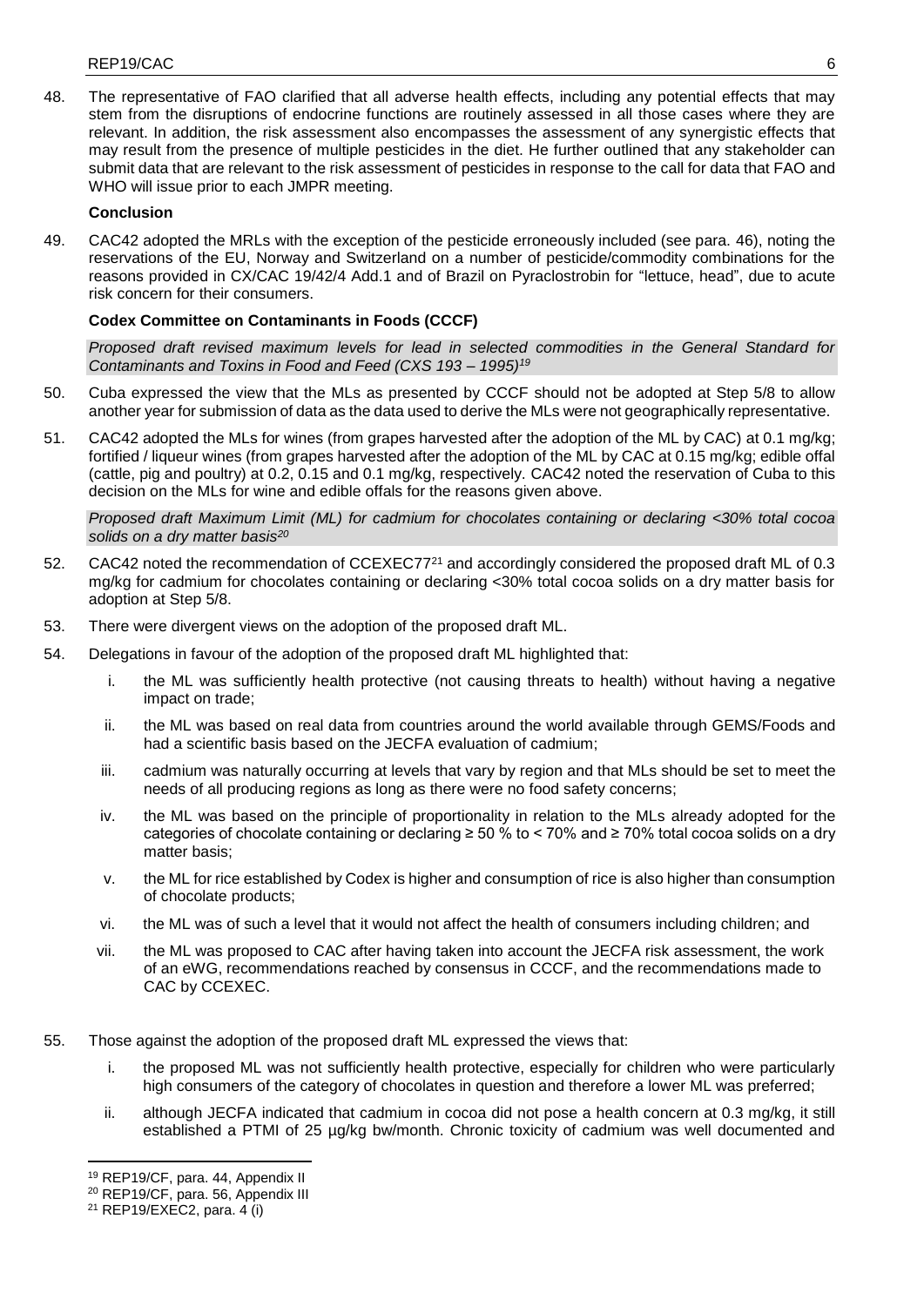48. The representative of FAO clarified that all adverse health effects, including any potential effects that may stem from the disruptions of endocrine functions are routinely assessed in all those cases where they are relevant. In addition, the risk assessment also encompasses the assessment of any synergistic effects that may result from the presence of multiple pesticides in the diet. He further outlined that any stakeholder can submit data that are relevant to the risk assessment of pesticides in response to the call for data that FAO and WHO will issue prior to each JMPR meeting.

**Conclusion**

49. CAC42 adopted the MRLs with the exception of the pesticide erroneously included (see para. 46), noting the reservations of the EU, Norway and Switzerland on a number of pesticide/commodity combinations for the reasons provided in CX/CAC 19/42/4 Add.1 and of Brazil on Pyraclostrobin for "lettuce, head", due to acute risk concern for their consumers.

**Codex Committee on Contaminants in Foods (CCCF)**

*Proposed draft revised maximum levels for lead in selected commodities in the General Standard for Contaminants and Toxins in Food and Feed (CXS 193 – 1995)*[19]

50. Cuba expressed the view that the MLs as presented by CCCF should not be adopted at Step 5/8 to allow another year for submission of data as the data used to derive the MLs were not geographically representative.

51. CAC42 adopted the MLs for wines (from grapes harvested after the adoption of the ML by CAC) at 0.1 mg/kg; fortified / liqueur wines (from grapes harvested after the adoption of the ML by CAC at 0.15 mg/kg; edible offal (cattle, pig and poultry) at 0.2, 0.15 and 0.1 mg/kg, respectively. CAC42 noted the reservation of Cuba to this decision on the MLs for wine and edible offals for the reasons given above.

*Proposed draft Maximum Limit (ML) for cadmium for chocolates containing or declaring <30% total cocoa solids on a dry matter basis*[20]

52. CAC42 noted the recommendation of CCEXEC77[21] and accordingly considered the proposed draft ML of 0.3 mg/kg for cadmium for chocolates containing or declaring <30% total cocoa solids on a dry matter basis for adoption at Step 5/8.

53. There were divergent views on the adoption of the proposed draft ML.

54. Delegations in favour of the adoption of the proposed draft ML highlighted that:

    i. the ML was sufficiently health protective (not causing threats to health) without having a negative impact on trade;

    ii. the ML was based on real data from countries around the world available through GEMS/Foods and had a scientific basis based on the JECFA evaluation of cadmium;

    iii. cadmium was naturally occurring at levels that vary by region and that MLs should be set to meet the needs of all producing regions as long as there were no food safety concerns;

    iv. the ML was based on the principle of proportionality in relation to the MLs already adopted for the categories of chocolate containing or declaring ≥ 50 % to < 70% and ≥ 70% total cocoa solids on a dry matter basis;

    v. the ML for rice established by Codex is higher and consumption of rice is also higher than consumption of chocolate products;

    vi. the ML was of such a level that it would not affect the health of consumers including children; and

    vii. the ML was proposed to CAC after having taken into account the JECFA risk assessment, the work of an eWG, recommendations reached by consensus in CCCF, and the recommendations made to CAC by CCEXEC.

55. Those against the adoption of the proposed draft ML expressed the views that:

    i. the proposed ML was not sufficiently health protective, especially for children who were particularly high consumers of the category of chocolates in question and therefore a lower ML was preferred;

    ii. although JECFA indicated that cadmium in cocoa did not pose a health concern at 0.3 mg/kg, it still established a PTMI of 25 µg/kg bw/month. Chronic toxicity of cadmium was well documented and

---

[19] REP19/CF, para. 44, Appendix II

[20] REP19/CF, para. 56, Appendix III

[21] REP19/EXEC2, para. 4 (i)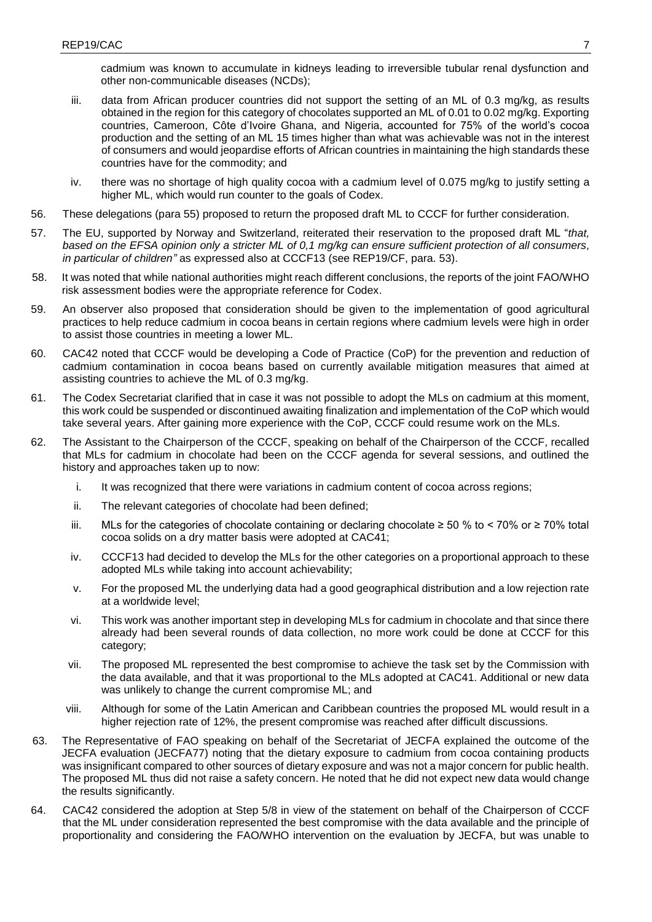cadmium was known to accumulate in kidneys leading to irreversible tubular renal dysfunction and other non-communicable diseases (NCDs);

iii. data from African producer countries did not support the setting of an ML of 0.3 mg/kg, as results obtained in the region for this category of chocolates supported an ML of 0.01 to 0.02 mg/kg. Exporting countries, Cameroon, Côte d'Ivoire Ghana, and Nigeria, accounted for 75% of the world's cocoa production and the setting of an ML 15 times higher than what was achievable was not in the interest of consumers and would jeopardise efforts of African countries in maintaining the high standards these countries have for the commodity; and

iv. there was no shortage of high quality cocoa with a cadmium level of 0.075 mg/kg to justify setting a higher ML, which would run counter to the goals of Codex.

56. These delegations (para 55) proposed to return the proposed draft ML to CCCF for further consideration.

57. The EU, supported by Norway and Switzerland, reiterated their reservation to the proposed draft ML "*that, based on the EFSA opinion only a stricter ML of 0,1 mg/kg can ensure sufficient protection of all consumers, in particular of children"* as expressed also at CCCF13 (see REP19/CF, para. 53).

58. It was noted that while national authorities might reach different conclusions, the reports of the joint FAO/WHO risk assessment bodies were the appropriate reference for Codex.

59. An observer also proposed that consideration should be given to the implementation of good agricultural practices to help reduce cadmium in cocoa beans in certain regions where cadmium levels were high in order to assist those countries in meeting a lower ML.

60. CAC42 noted that CCCF would be developing a Code of Practice (CoP) for the prevention and reduction of cadmium contamination in cocoa beans based on currently available mitigation measures that aimed at assisting countries to achieve the ML of 0.3 mg/kg.

61. The Codex Secretariat clarified that in case it was not possible to adopt the MLs on cadmium at this moment, this work could be suspended or discontinued awaiting finalization and implementation of the CoP which would take several years. After gaining more experience with the CoP, CCCF could resume work on the MLs.

62. The Assistant to the Chairperson of the CCCF, speaking on behalf of the Chairperson of the CCCF, recalled that MLs for cadmium in chocolate had been on the CCCF agenda for several sessions, and outlined the history and approaches taken up to now:

i. It was recognized that there were variations in cadmium content of cocoa across regions;

ii. The relevant categories of chocolate had been defined;

iii. MLs for the categories of chocolate containing or declaring chocolate ≥ 50 % to < 70% or ≥ 70% total cocoa solids on a dry matter basis were adopted at CAC41;

iv. CCCF13 had decided to develop the MLs for the other categories on a proportional approach to these adopted MLs while taking into account achievability;

v. For the proposed ML the underlying data had a good geographical distribution and a low rejection rate at a worldwide level;

vi. This work was another important step in developing MLs for cadmium in chocolate and that since there already had been several rounds of data collection, no more work could be done at CCCF for this category;

vii. The proposed ML represented the best compromise to achieve the task set by the Commission with the data available, and that it was proportional to the MLs adopted at CAC41. Additional or new data was unlikely to change the current compromise ML; and

viii. Although for some of the Latin American and Caribbean countries the proposed ML would result in a higher rejection rate of 12%, the present compromise was reached after difficult discussions.

63. The Representative of FAO speaking on behalf of the Secretariat of JECFA explained the outcome of the JECFA evaluation (JECFA77) noting that the dietary exposure to cadmium from cocoa containing products was insignificant compared to other sources of dietary exposure and was not a major concern for public health. The proposed ML thus did not raise a safety concern. He noted that he did not expect new data would change the results significantly.

64. CAC42 considered the adoption at Step 5/8 in view of the statement on behalf of the Chairperson of CCCF that the ML under consideration represented the best compromise with the data available and the principle of proportionality and considering the FAO/WHO intervention on the evaluation by JECFA, but was unable to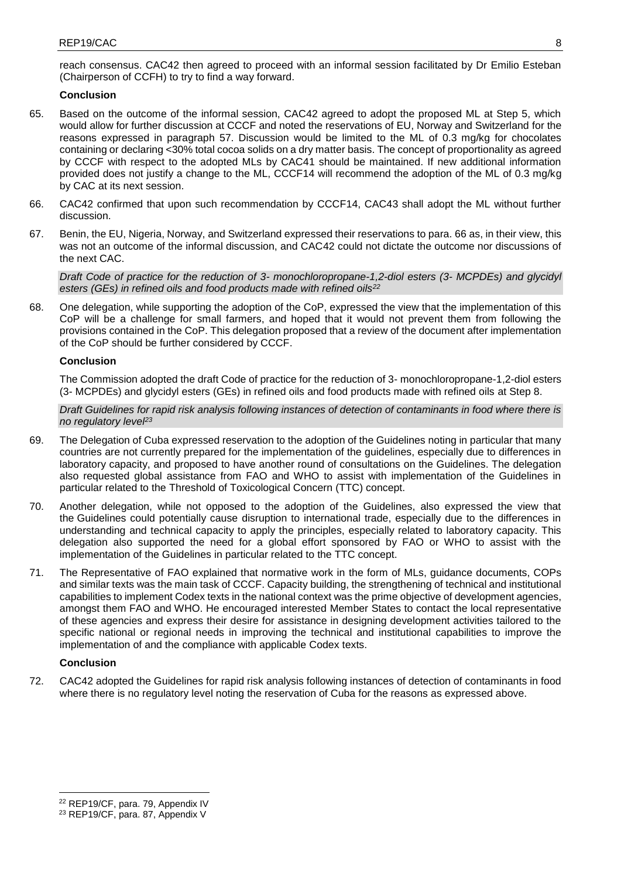reach consensus. CAC42 then agreed to proceed with an informal session facilitated by Dr Emilio Esteban (Chairperson of CCFH) to try to find a way forward.

**Conclusion**

65. Based on the outcome of the informal session, CAC42 agreed to adopt the proposed ML at Step 5, which would allow for further discussion at CCCF and noted the reservations of EU, Norway and Switzerland for the reasons expressed in paragraph 57. Discussion would be limited to the ML of 0.3 mg/kg for chocolates containing or declaring <30% total cocoa solids on a dry matter basis. The concept of proportionality as agreed by CCCF with respect to the adopted MLs by CAC41 should be maintained. If new additional information provided does not justify a change to the ML, CCCF14 will recommend the adoption of the ML of 0.3 mg/kg by CAC at its next session.

66. CAC42 confirmed that upon such recommendation by CCCF14, CAC43 shall adopt the ML without further discussion.

67. Benin, the EU, Nigeria, Norway, and Switzerland expressed their reservations to para. 66 as, in their view, this was not an outcome of the informal discussion, and CAC42 could not dictate the outcome nor discussions of the next CAC.

*Draft Code of practice for the reduction of 3- monochloropropane-1,2-diol esters (3- MCPDEs) and glycidyl esters (GEs) in refined oils and food products made with refined oils*[22]

68. One delegation, while supporting the adoption of the CoP, expressed the view that the implementation of this CoP will be a challenge for small farmers, and hoped that it would not prevent them from following the provisions contained in the CoP. This delegation proposed that a review of the document after implementation of the CoP should be further considered by CCCF.

**Conclusion**

The Commission adopted the draft Code of practice for the reduction of 3- monochloropropane-1,2-diol esters (3- MCPDEs) and glycidyl esters (GEs) in refined oils and food products made with refined oils at Step 8.

*Draft Guidelines for rapid risk analysis following instances of detection of contaminants in food where there is no regulatory level*[23]

69. The Delegation of Cuba expressed reservation to the adoption of the Guidelines noting in particular that many countries are not currently prepared for the implementation of the guidelines, especially due to differences in laboratory capacity, and proposed to have another round of consultations on the Guidelines. The delegation also requested global assistance from FAO and WHO to assist with implementation of the Guidelines in particular related to the Threshold of Toxicological Concern (TTC) concept.

70. Another delegation, while not opposed to the adoption of the Guidelines, also expressed the view that the Guidelines could potentially cause disruption to international trade, especially due to the differences in understanding and technical capacity to apply the principles, especially related to laboratory capacity. This delegation also supported the need for a global effort sponsored by FAO or WHO to assist with the implementation of the Guidelines in particular related to the TTC concept.

71. The Representative of FAO explained that normative work in the form of MLs, guidance documents, COPs and similar texts was the main task of CCCF. Capacity building, the strengthening of technical and institutional capabilities to implement Codex texts in the national context was the prime objective of development agencies, amongst them FAO and WHO. He encouraged interested Member States to contact the local representative of these agencies and express their desire for assistance in designing development activities tailored to the specific national or regional needs in improving the technical and institutional capabilities to improve the implementation of and the compliance with applicable Codex texts.

**Conclusion**

72. CAC42 adopted the Guidelines for rapid risk analysis following instances of detection of contaminants in food where there is no regulatory level noting the reservation of Cuba for the reasons as expressed above.

[22] REP19/CF, para. 79, Appendix IV
[23] REP19/CF, para. 87, Appendix V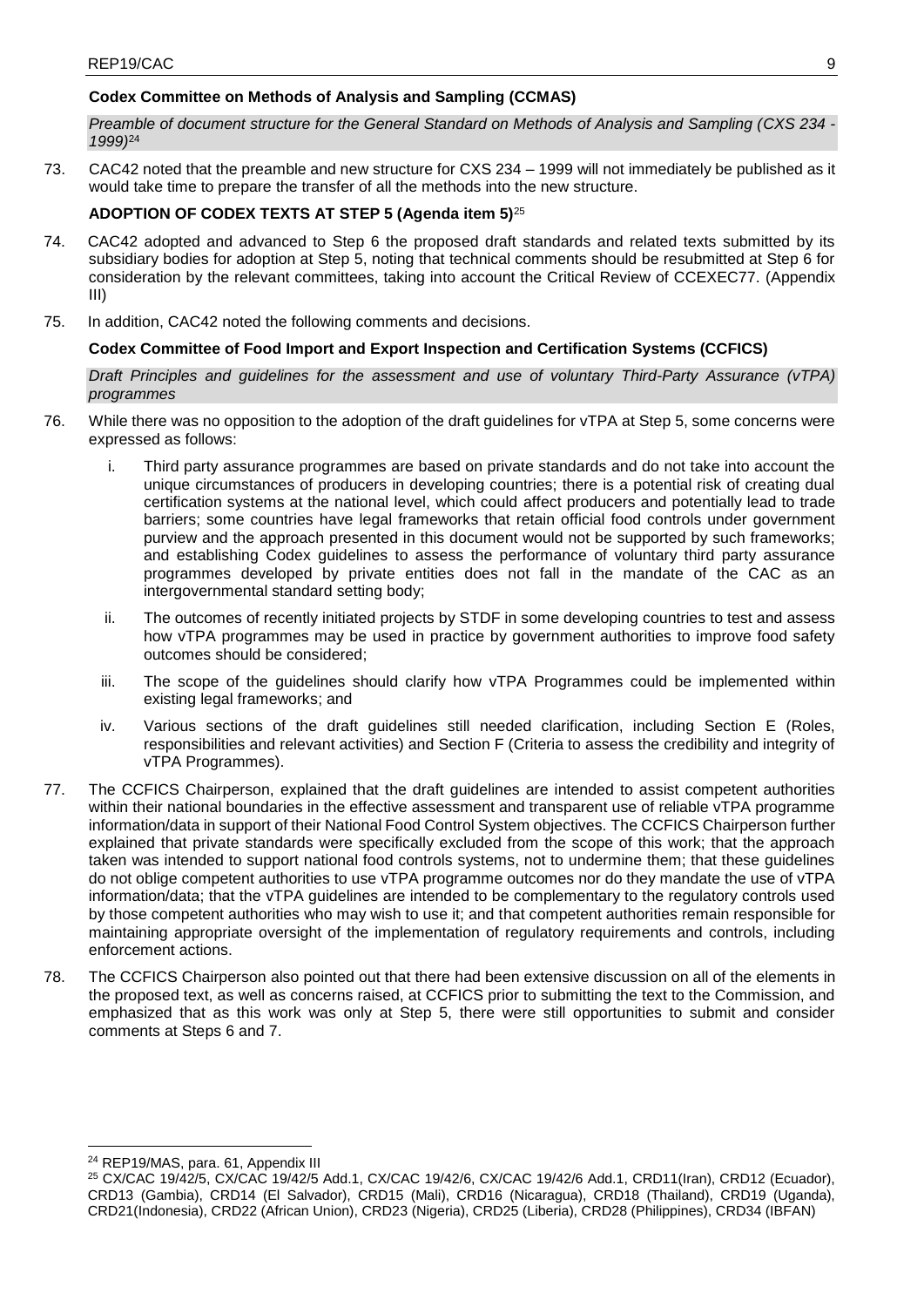**Codex Committee on Methods of Analysis and Sampling (CCMAS)**

*Preamble of document structure for the General Standard on Methods of Analysis and Sampling (CXS 234 - 1999)*[24]

73. CAC42 noted that the preamble and new structure for CXS 234 – 1999 will not immediately be published as it would take time to prepare the transfer of all the methods into the new structure.

**ADOPTION OF CODEX TEXTS AT STEP 5 (Agenda item 5)**[25]

74. CAC42 adopted and advanced to Step 6 the proposed draft standards and related texts submitted by its subsidiary bodies for adoption at Step 5, noting that technical comments should be resubmitted at Step 6 for consideration by the relevant committees, taking into account the Critical Review of CCEXEC77. (Appendix III)

75. In addition, CAC42 noted the following comments and decisions.

**Codex Committee of Food Import and Export Inspection and Certification Systems (CCFICS)**

*Draft Principles and guidelines for the assessment and use of voluntary Third-Party Assurance (vTPA) programmes*

76. While there was no opposition to the adoption of the draft guidelines for vTPA at Step 5, some concerns were expressed as follows:

    i. Third party assurance programmes are based on private standards and do not take into account the unique circumstances of producers in developing countries; there is a potential risk of creating dual certification systems at the national level, which could affect producers and potentially lead to trade barriers; some countries have legal frameworks that retain official food controls under government purview and the approach presented in this document would not be supported by such frameworks; and establishing Codex guidelines to assess the performance of voluntary third party assurance programmes developed by private entities does not fall in the mandate of the CAC as an intergovernmental standard setting body;

    ii. The outcomes of recently initiated projects by STDF in some developing countries to test and assess how vTPA programmes may be used in practice by government authorities to improve food safety outcomes should be considered;

    iii. The scope of the guidelines should clarify how vTPA Programmes could be implemented within existing legal frameworks; and

    iv. Various sections of the draft guidelines still needed clarification, including Section E (Roles, responsibilities and relevant activities) and Section F (Criteria to assess the credibility and integrity of vTPA Programmes).

77. The CCFICS Chairperson, explained that the draft guidelines are intended to assist competent authorities within their national boundaries in the effective assessment and transparent use of reliable vTPA programme information/data in support of their National Food Control System objectives. The CCFICS Chairperson further explained that private standards were specifically excluded from the scope of this work; that the approach taken was intended to support national food controls systems, not to undermine them; that these guidelines do not oblige competent authorities to use vTPA programme outcomes nor do they mandate the use of vTPA information/data; that the vTPA guidelines are intended to be complementary to the regulatory controls used by those competent authorities who may wish to use it; and that competent authorities remain responsible for maintaining appropriate oversight of the implementation of regulatory requirements and controls, including enforcement actions.

78. The CCFICS Chairperson also pointed out that there had been extensive discussion on all of the elements in the proposed text, as well as concerns raised, at CCFICS prior to submitting the text to the Commission, and emphasized that as this work was only at Step 5, there were still opportunities to submit and consider comments at Steps 6 and 7.

---

[24] REP19/MAS, para. 61, Appendix III

[25] CX/CAC 19/42/5, CX/CAC 19/42/5 Add.1, CX/CAC 19/42/6, CX/CAC 19/42/6 Add.1, CRD11(Iran), CRD12 (Ecuador), CRD13 (Gambia), CRD14 (El Salvador), CRD15 (Mali), CRD16 (Nicaragua), CRD18 (Thailand), CRD19 (Uganda), CRD21(Indonesia), CRD22 (African Union), CRD23 (Nigeria), CRD25 (Liberia), CRD28 (Philippines), CRD34 (IBFAN)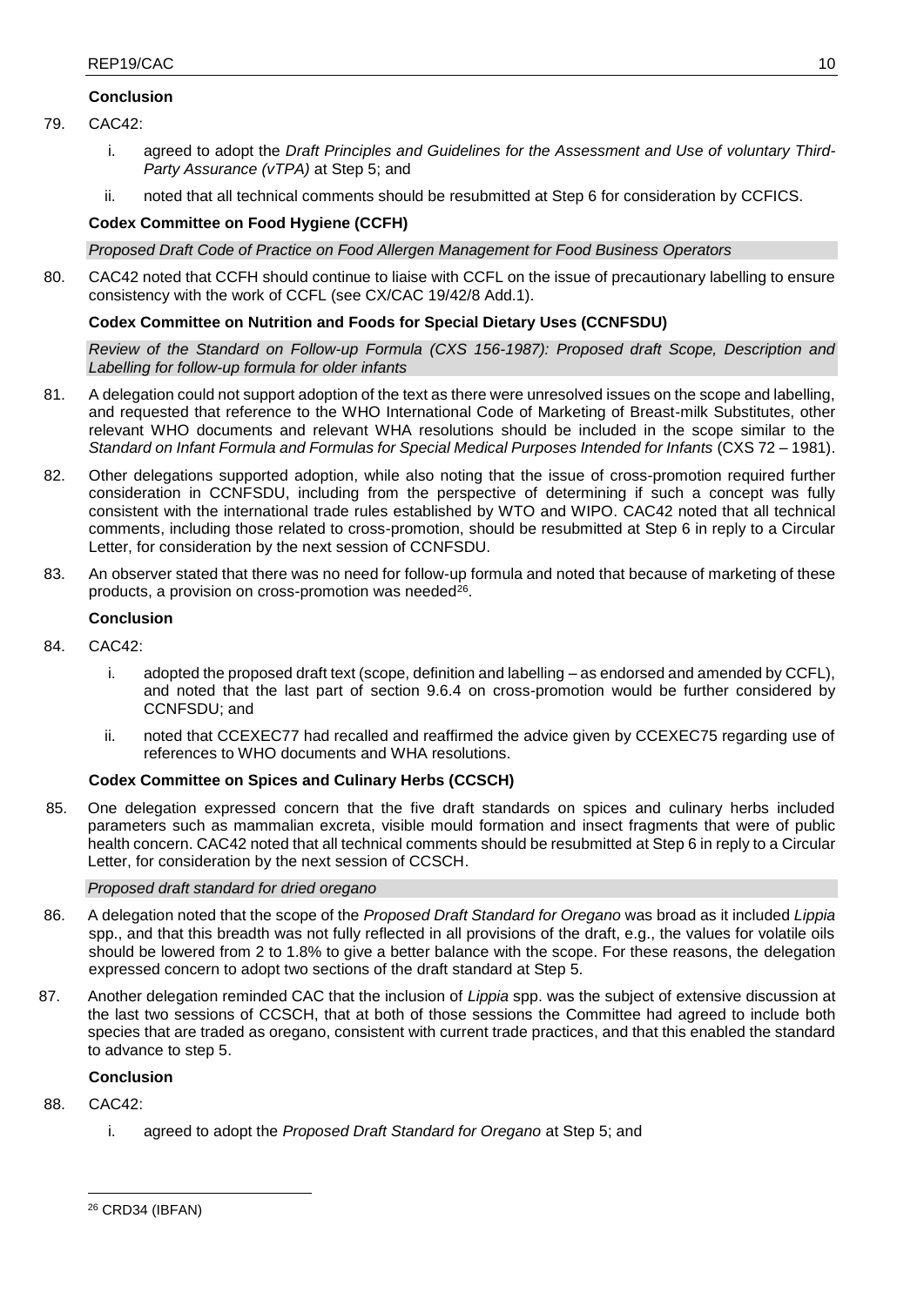**Conclusion**

79. CAC42:

    i. agreed to adopt the *Draft Principles and Guidelines for the Assessment and Use of voluntary Third-Party Assurance (vTPA)* at Step 5; and

    ii. noted that all technical comments should be resubmitted at Step 6 for consideration by CCFICS.

**Codex Committee on Food Hygiene (CCFH)**

*Proposed Draft Code of Practice on Food Allergen Management for Food Business Operators*

80. CAC42 noted that CCFH should continue to liaise with CCFL on the issue of precautionary labelling to ensure consistency with the work of CCFL (see CX/CAC 19/42/8 Add.1).

**Codex Committee on Nutrition and Foods for Special Dietary Uses (CCNFSDU)**

*Review of the Standard on Follow-up Formula (CXS 156-1987): Proposed draft Scope, Description and Labelling for follow-up formula for older infants*

81. A delegation could not support adoption of the text as there were unresolved issues on the scope and labelling, and requested that reference to the WHO International Code of Marketing of Breast-milk Substitutes, other relevant WHO documents and relevant WHA resolutions should be included in the scope similar to the *Standard on Infant Formula and Formulas for Special Medical Purposes Intended for Infants* (CXS 72 – 1981).

82. Other delegations supported adoption, while also noting that the issue of cross-promotion required further consideration in CCNFSDU, including from the perspective of determining if such a concept was fully consistent with the international trade rules established by WTO and WIPO. CAC42 noted that all technical comments, including those related to cross-promotion, should be resubmitted at Step 6 in reply to a Circular Letter, for consideration by the next session of CCNFSDU.

83. An observer stated that there was no need for follow-up formula and noted that because of marketing of these products, a provision on cross-promotion was needed[26].

**Conclusion**

84. CAC42:

    i. adopted the proposed draft text (scope, definition and labelling – as endorsed and amended by CCFL), and noted that the last part of section 9.6.4 on cross-promotion would be further considered by CCNFSDU; and

    ii. noted that CCEXEC77 had recalled and reaffirmed the advice given by CCEXEC75 regarding use of references to WHO documents and WHA resolutions.

**Codex Committee on Spices and Culinary Herbs (CCSCH)**

85. One delegation expressed concern that the five draft standards on spices and culinary herbs included parameters such as mammalian excreta, visible mould formation and insect fragments that were of public health concern. CAC42 noted that all technical comments should be resubmitted at Step 6 in reply to a Circular Letter, for consideration by the next session of CCSCH.

*Proposed draft standard for dried oregano*

86. A delegation noted that the scope of the *Proposed Draft Standard for Oregano* was broad as it included *Lippia* spp., and that this breadth was not fully reflected in all provisions of the draft, e.g., the values for volatile oils should be lowered from 2 to 1.8% to give a better balance with the scope. For these reasons, the delegation expressed concern to adopt two sections of the draft standard at Step 5.

87. Another delegation reminded CAC that the inclusion of *Lippia* spp. was the subject of extensive discussion at the last two sessions of CCSCH, that at both of those sessions the Committee had agreed to include both species that are traded as oregano, consistent with current trade practices, and that this enabled the standard to advance to step 5.

**Conclusion**

88. CAC42:

    i. agreed to adopt the *Proposed Draft Standard for Oregano* at Step 5; and

[26] CRD34 (IBFAN)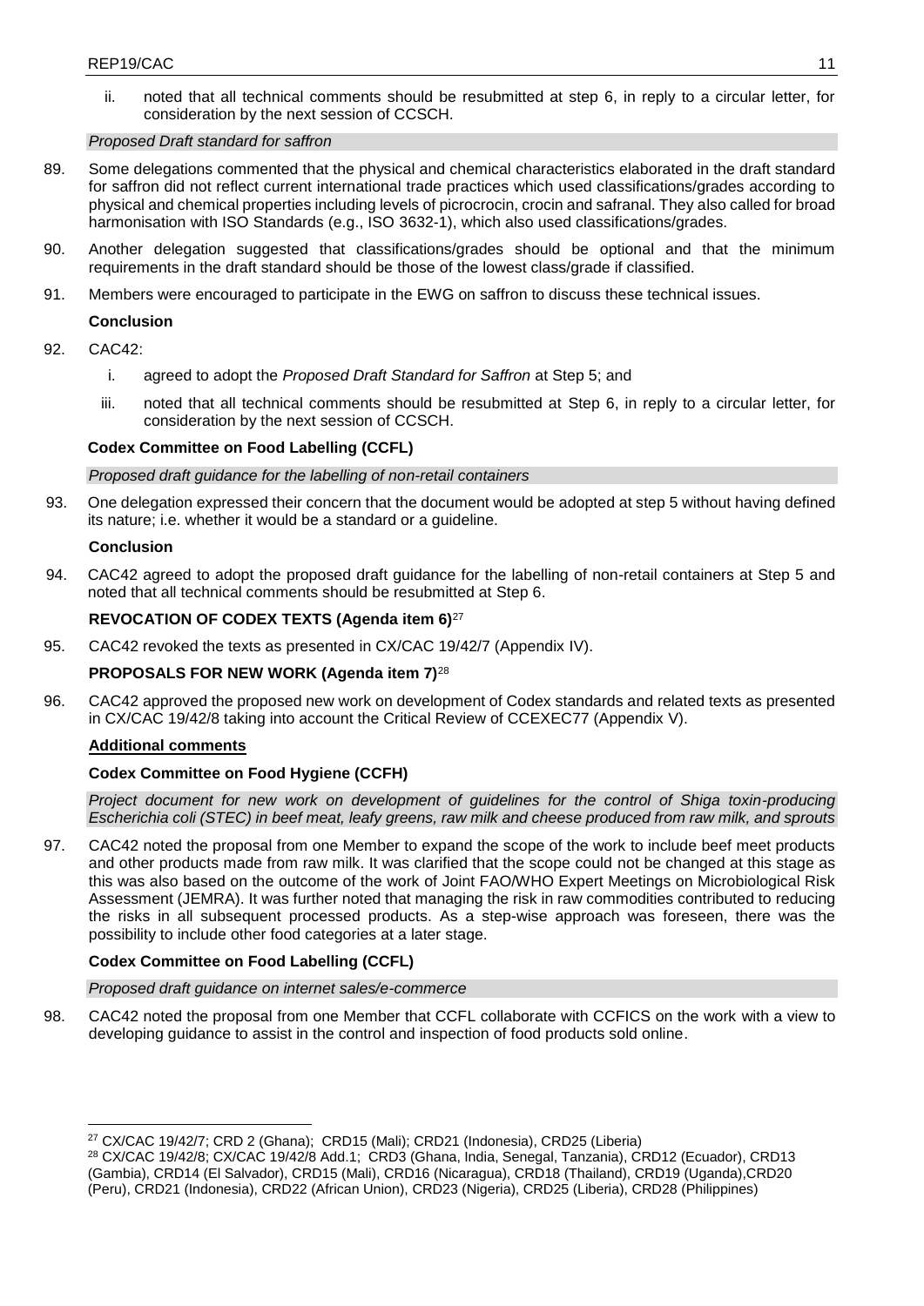ii. noted that all technical comments should be resubmitted at step 6, in reply to a circular letter, for consideration by the next session of CCSCH.

*Proposed Draft standard for saffron*

89. Some delegations commented that the physical and chemical characteristics elaborated in the draft standard for saffron did not reflect current international trade practices which used classifications/grades according to physical and chemical properties including levels of picrocrocin, crocin and safranal. They also called for broad harmonisation with ISO Standards (e.g., ISO 3632-1), which also used classifications/grades.

90. Another delegation suggested that classifications/grades should be optional and that the minimum requirements in the draft standard should be those of the lowest class/grade if classified.

91. Members were encouraged to participate in the EWG on saffron to discuss these technical issues.

**Conclusion**

92. CAC42:

i. agreed to adopt the *Proposed Draft Standard for Saffron* at Step 5; and

iii. noted that all technical comments should be resubmitted at Step 6, in reply to a circular letter, for consideration by the next session of CCSCH.

**Codex Committee on Food Labelling (CCFL)**

*Proposed draft guidance for the labelling of non-retail containers*

93. One delegation expressed their concern that the document would be adopted at step 5 without having defined its nature; i.e. whether it would be a standard or a guideline.

**Conclusion**

94. CAC42 agreed to adopt the proposed draft guidance for the labelling of non-retail containers at Step 5 and noted that all technical comments should be resubmitted at Step 6.

**REVOCATION OF CODEX TEXTS (Agenda item 6)**[27]

95. CAC42 revoked the texts as presented in CX/CAC 19/42/7 (Appendix IV).

**PROPOSALS FOR NEW WORK (Agenda item 7)**[28]

96. CAC42 approved the proposed new work on development of Codex standards and related texts as presented in CX/CAC 19/42/8 taking into account the Critical Review of CCEXEC77 (Appendix V).

**Additional comments**

**Codex Committee on Food Hygiene (CCFH)**

*Project document for new work on development of guidelines for the control of Shiga toxin-producing Escherichia coli (STEC) in beef meat, leafy greens, raw milk and cheese produced from raw milk, and sprouts*

97. CAC42 noted the proposal from one Member to expand the scope of the work to include beef meet products and other products made from raw milk. It was clarified that the scope could not be changed at this stage as this was also based on the outcome of the work of Joint FAO/WHO Expert Meetings on Microbiological Risk Assessment (JEMRA). It was further noted that managing the risk in raw commodities contributed to reducing the risks in all subsequent processed products. As a step-wise approach was foreseen, there was the possibility to include other food categories at a later stage.

**Codex Committee on Food Labelling (CCFL)**

*Proposed draft guidance on internet sales/e-commerce*

98. CAC42 noted the proposal from one Member that CCFL collaborate with CCFICS on the work with a view to developing guidance to assist in the control and inspection of food products sold online.

---

[27] CX/CAC 19/42/7; CRD 2 (Ghana); CRD15 (Mali); CRD21 (Indonesia), CRD25 (Liberia)

[28] CX/CAC 19/42/8; CX/CAC 19/42/8 Add.1; CRD3 (Ghana, India, Senegal, Tanzania), CRD12 (Ecuador), CRD13 (Gambia), CRD14 (El Salvador), CRD15 (Mali), CRD16 (Nicaragua), CRD18 (Thailand), CRD19 (Uganda),CRD20 (Peru), CRD21 (Indonesia), CRD22 (African Union), CRD23 (Nigeria), CRD25 (Liberia), CRD28 (Philippines)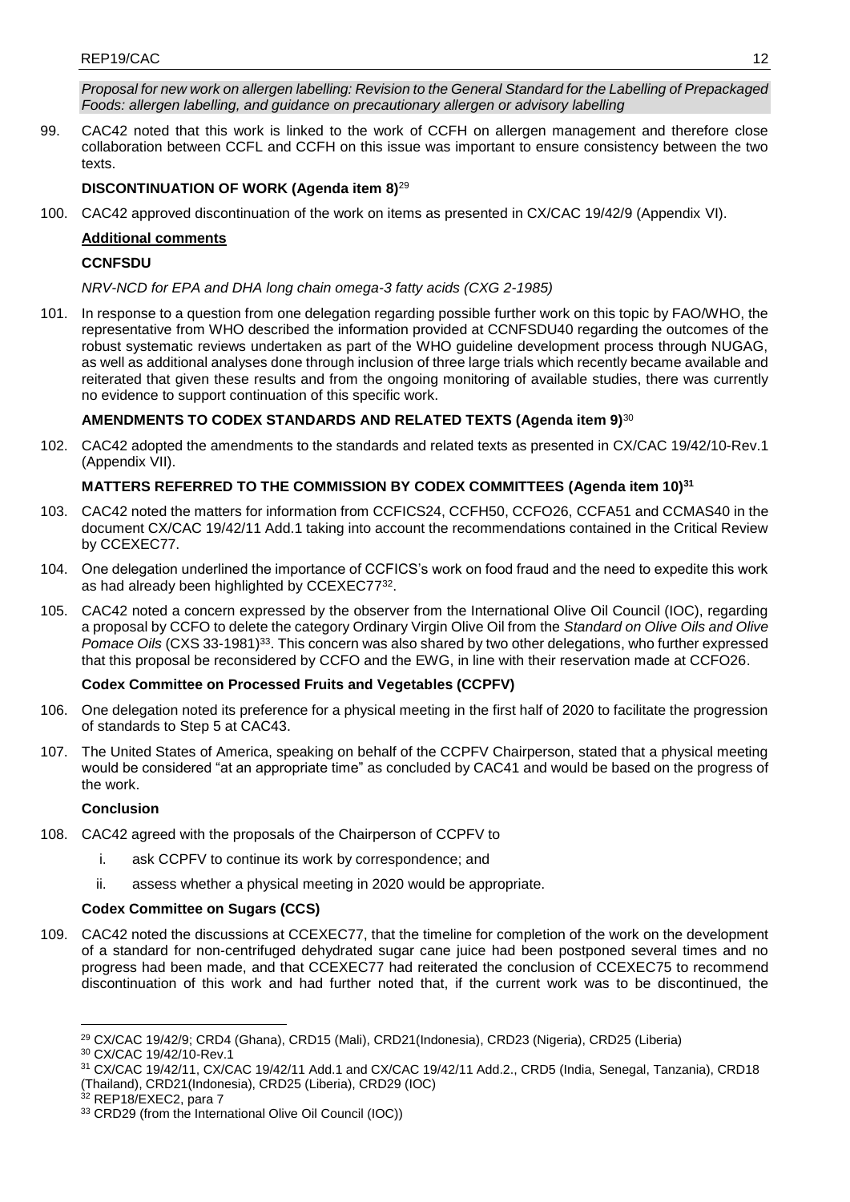*Proposal for new work on allergen labelling: Revision to the General Standard for the Labelling of Prepackaged Foods: allergen labelling, and guidance on precautionary allergen or advisory labelling*

99. CAC42 noted that this work is linked to the work of CCFH on allergen management and therefore close collaboration between CCFL and CCFH on this issue was important to ensure consistency between the two texts.

### DISCONTINUATION OF WORK (Agenda item 8)[29]

100. CAC42 approved discontinuation of the work on items as presented in CX/CAC 19/42/9 (Appendix VI).

**Additional comments**

**CCNFSDU**

*NRV-NCD for EPA and DHA long chain omega-3 fatty acids (CXG 2-1985)*

101. In response to a question from one delegation regarding possible further work on this topic by FAO/WHO, the representative from WHO described the information provided at CCNFSDU40 regarding the outcomes of the robust systematic reviews undertaken as part of the WHO guideline development process through NUGAG, as well as additional analyses done through inclusion of three large trials which recently became available and reiterated that given these results and from the ongoing monitoring of available studies, there was currently no evidence to support continuation of this specific work.

### AMENDMENTS TO CODEX STANDARDS AND RELATED TEXTS (Agenda item 9)[30]

102. CAC42 adopted the amendments to the standards and related texts as presented in CX/CAC 19/42/10-Rev.1 (Appendix VII).

### MATTERS REFERRED TO THE COMMISSION BY CODEX COMMITTEES (Agenda item 10)[31]

103. CAC42 noted the matters for information from CCFICS24, CCFH50, CCFO26, CCFA51 and CCMAS40 in the document CX/CAC 19/42/11 Add.1 taking into account the recommendations contained in the Critical Review by CCEXEC77.

104. One delegation underlined the importance of CCFICS's work on food fraud and the need to expedite this work as had already been highlighted by CCEXEC77[32].

105. CAC42 noted a concern expressed by the observer from the International Olive Oil Council (IOC), regarding a proposal by CCFO to delete the category Ordinary Virgin Olive Oil from the *Standard on Olive Oils and Olive Pomace Oils* (CXS 33-1981)[33]. This concern was also shared by two other delegations, who further expressed that this proposal be reconsidered by CCFO and the EWG, in line with their reservation made at CCFO26.

**Codex Committee on Processed Fruits and Vegetables (CCPFV)**

106. One delegation noted its preference for a physical meeting in the first half of 2020 to facilitate the progression of standards to Step 5 at CAC43.

107. The United States of America, speaking on behalf of the CCPFV Chairperson, stated that a physical meeting would be considered "at an appropriate time" as concluded by CAC41 and would be based on the progress of the work.

**Conclusion**

108. CAC42 agreed with the proposals of the Chairperson of CCPFV to

    i. ask CCPFV to continue its work by correspondence; and

    ii. assess whether a physical meeting in 2020 would be appropriate.

**Codex Committee on Sugars (CCS)**

109. CAC42 noted the discussions at CCEXEC77, that the timeline for completion of the work on the development of a standard for non-centrifuged dehydrated sugar cane juice had been postponed several times and no progress had been made, and that CCEXEC77 had reiterated the conclusion of CCEXEC75 to recommend discontinuation of this work and had further noted that, if the current work was to be discontinued, the

---

[29] CX/CAC 19/42/9; CRD4 (Ghana), CRD15 (Mali), CRD21(Indonesia), CRD23 (Nigeria), CRD25 (Liberia)

[30] CX/CAC 19/42/10-Rev.1

[31] CX/CAC 19/42/11, CX/CAC 19/42/11 Add.1 and CX/CAC 19/42/11 Add.2., CRD5 (India, Senegal, Tanzania), CRD18 (Thailand), CRD21(Indonesia), CRD25 (Liberia), CRD29 (IOC)

[32] REP18/EXEC2, para 7

[33] CRD29 (from the International Olive Oil Council (IOC))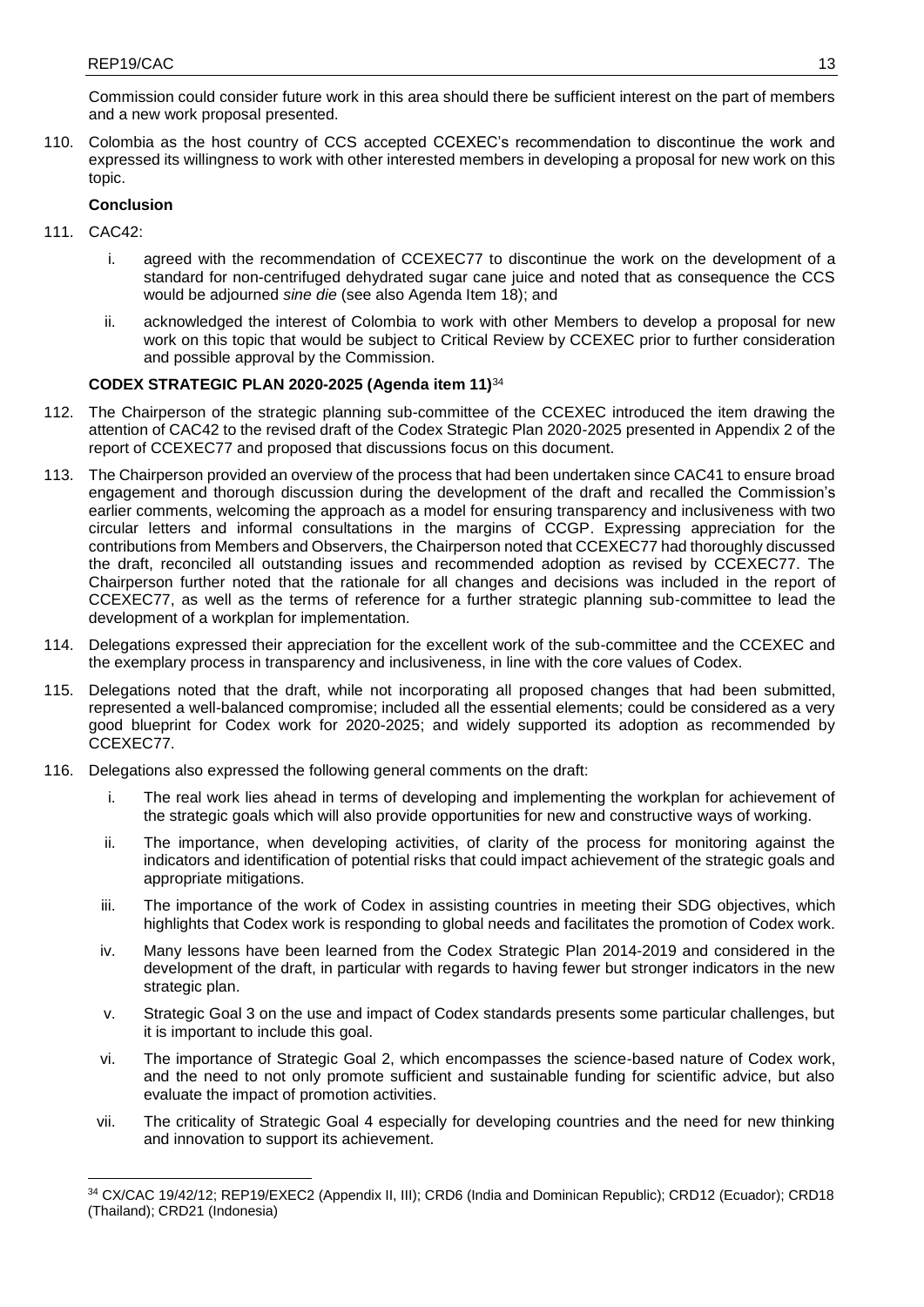Commission could consider future work in this area should there be sufficient interest on the part of members and a new work proposal presented.

110. Colombia as the host country of CCS accepted CCEXEC's recommendation to discontinue the work and expressed its willingness to work with other interested members in developing a proposal for new work on this topic.

**Conclusion**

111. CAC42:

   i. agreed with the recommendation of CCEXEC77 to discontinue the work on the development of a standard for non-centrifuged dehydrated sugar cane juice and noted that as consequence the CCS would be adjourned *sine die* (see also Agenda Item 18); and

   ii. acknowledged the interest of Colombia to work with other Members to develop a proposal for new work on this topic that would be subject to Critical Review by CCEXEC prior to further consideration and possible approval by the Commission.

**CODEX STRATEGIC PLAN 2020-2025 (Agenda item 11)**[34]

112. The Chairperson of the strategic planning sub-committee of the CCEXEC introduced the item drawing the attention of CAC42 to the revised draft of the Codex Strategic Plan 2020-2025 presented in Appendix 2 of the report of CCEXEC77 and proposed that discussions focus on this document.

113. The Chairperson provided an overview of the process that had been undertaken since CAC41 to ensure broad engagement and thorough discussion during the development of the draft and recalled the Commission's earlier comments, welcoming the approach as a model for ensuring transparency and inclusiveness with two circular letters and informal consultations in the margins of CCGP. Expressing appreciation for the contributions from Members and Observers, the Chairperson noted that CCEXEC77 had thoroughly discussed the draft, reconciled all outstanding issues and recommended adoption as revised by CCEXEC77. The Chairperson further noted that the rationale for all changes and decisions was included in the report of CCEXEC77, as well as the terms of reference for a further strategic planning sub-committee to lead the development of a workplan for implementation.

114. Delegations expressed their appreciation for the excellent work of the sub-committee and the CCEXEC and the exemplary process in transparency and inclusiveness, in line with the core values of Codex.

115. Delegations noted that the draft, while not incorporating all proposed changes that had been submitted, represented a well-balanced compromise; included all the essential elements; could be considered as a very good blueprint for Codex work for 2020-2025; and widely supported its adoption as recommended by CCEXEC77.

116. Delegations also expressed the following general comments on the draft:

   i. The real work lies ahead in terms of developing and implementing the workplan for achievement of the strategic goals which will also provide opportunities for new and constructive ways of working.

   ii. The importance, when developing activities, of clarity of the process for monitoring against the indicators and identification of potential risks that could impact achievement of the strategic goals and appropriate mitigations.

   iii. The importance of the work of Codex in assisting countries in meeting their SDG objectives, which highlights that Codex work is responding to global needs and facilitates the promotion of Codex work.

   iv. Many lessons have been learned from the Codex Strategic Plan 2014-2019 and considered in the development of the draft, in particular with regards to having fewer but stronger indicators in the new strategic plan.

   v. Strategic Goal 3 on the use and impact of Codex standards presents some particular challenges, but it is important to include this goal.

   vi. The importance of Strategic Goal 2, which encompasses the science-based nature of Codex work, and the need to not only promote sufficient and sustainable funding for scientific advice, but also evaluate the impact of promotion activities.

   vii. The criticality of Strategic Goal 4 especially for developing countries and the need for new thinking and innovation to support its achievement.

[34] CX/CAC 19/42/12; REP19/EXEC2 (Appendix II, III); CRD6 (India and Dominican Republic); CRD12 (Ecuador); CRD18 (Thailand); CRD21 (Indonesia)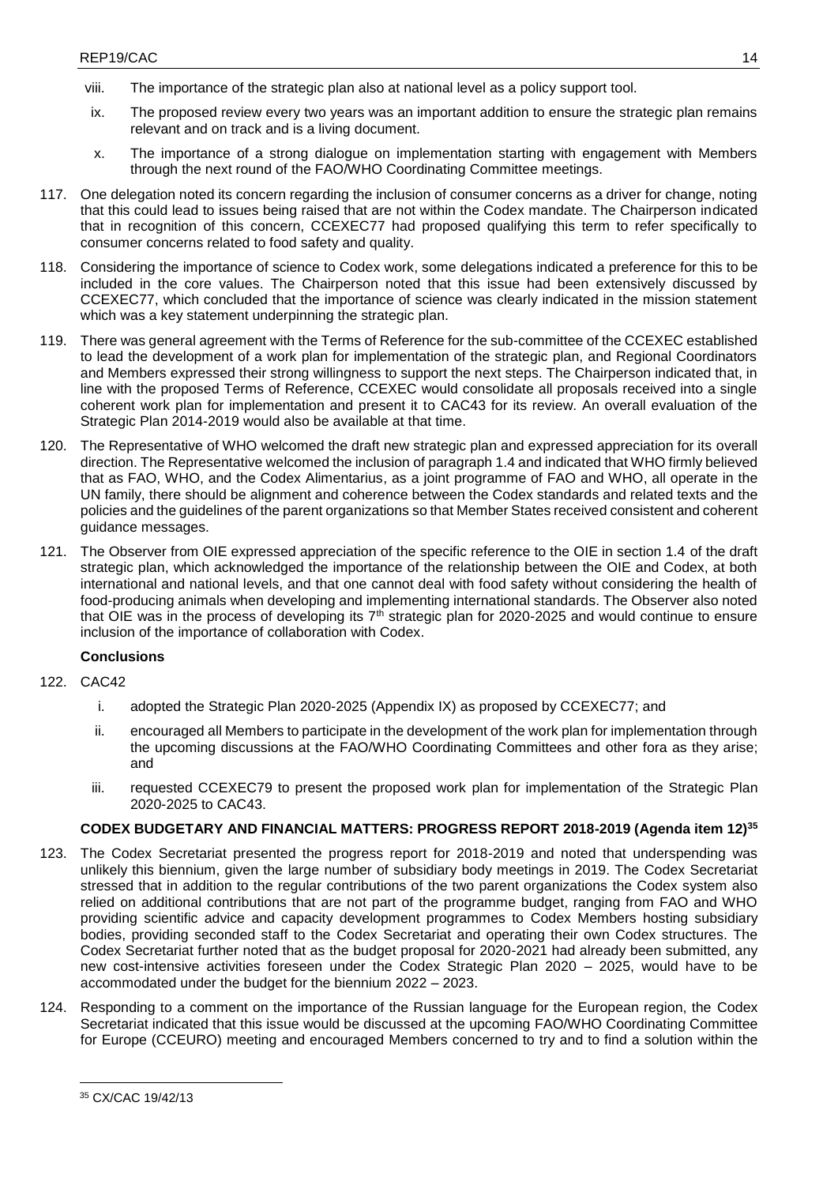viii. The importance of the strategic plan also at national level as a policy support tool.

ix. The proposed review every two years was an important addition to ensure the strategic plan remains relevant and on track and is a living document.

x. The importance of a strong dialogue on implementation starting with engagement with Members through the next round of the FAO/WHO Coordinating Committee meetings.

117. One delegation noted its concern regarding the inclusion of consumer concerns as a driver for change, noting that this could lead to issues being raised that are not within the Codex mandate. The Chairperson indicated that in recognition of this concern, CCEXEC77 had proposed qualifying this term to refer specifically to consumer concerns related to food safety and quality.

118. Considering the importance of science to Codex work, some delegations indicated a preference for this to be included in the core values. The Chairperson noted that this issue had been extensively discussed by CCEXEC77, which concluded that the importance of science was clearly indicated in the mission statement which was a key statement underpinning the strategic plan.

119. There was general agreement with the Terms of Reference for the sub-committee of the CCEXEC established to lead the development of a work plan for implementation of the strategic plan, and Regional Coordinators and Members expressed their strong willingness to support the next steps. The Chairperson indicated that, in line with the proposed Terms of Reference, CCEXEC would consolidate all proposals received into a single coherent work plan for implementation and present it to CAC43 for its review. An overall evaluation of the Strategic Plan 2014-2019 would also be available at that time.

120. The Representative of WHO welcomed the draft new strategic plan and expressed appreciation for its overall direction. The Representative welcomed the inclusion of paragraph 1.4 and indicated that WHO firmly believed that as FAO, WHO, and the Codex Alimentarius, as a joint programme of FAO and WHO, all operate in the UN family, there should be alignment and coherence between the Codex standards and related texts and the policies and the guidelines of the parent organizations so that Member States received consistent and coherent guidance messages.

121. The Observer from OIE expressed appreciation of the specific reference to the OIE in section 1.4 of the draft strategic plan, which acknowledged the importance of the relationship between the OIE and Codex, at both international and national levels, and that one cannot deal with food safety without considering the health of food-producing animals when developing and implementing international standards. The Observer also noted that OIE was in the process of developing its 7th strategic plan for 2020-2025 and would continue to ensure inclusion of the importance of collaboration with Codex.

**Conclusions**

122. CAC42

i. adopted the Strategic Plan 2020-2025 (Appendix IX) as proposed by CCEXEC77; and

ii. encouraged all Members to participate in the development of the work plan for implementation through the upcoming discussions at the FAO/WHO Coordinating Committees and other fora as they arise; and

iii. requested CCEXEC79 to present the proposed work plan for implementation of the Strategic Plan 2020-2025 to CAC43.

**CODEX BUDGETARY AND FINANCIAL MATTERS: PROGRESS REPORT 2018-2019 (Agenda item 12)[35]**

123. The Codex Secretariat presented the progress report for 2018-2019 and noted that underspending was unlikely this biennium, given the large number of subsidiary body meetings in 2019. The Codex Secretariat stressed that in addition to the regular contributions of the two parent organizations the Codex system also relied on additional contributions that are not part of the programme budget, ranging from FAO and WHO providing scientific advice and capacity development programmes to Codex Members hosting subsidiary bodies, providing seconded staff to the Codex Secretariat and operating their own Codex structures. The Codex Secretariat further noted that as the budget proposal for 2020-2021 had already been submitted, any new cost-intensive activities foreseen under the Codex Strategic Plan 2020 – 2025, would have to be accommodated under the budget for the biennium 2022 – 2023.

124. Responding to a comment on the importance of the Russian language for the European region, the Codex Secretariat indicated that this issue would be discussed at the upcoming FAO/WHO Coordinating Committee for Europe (CCEURO) meeting and encouraged Members concerned to try and to find a solution within the

[35] CX/CAC 19/42/13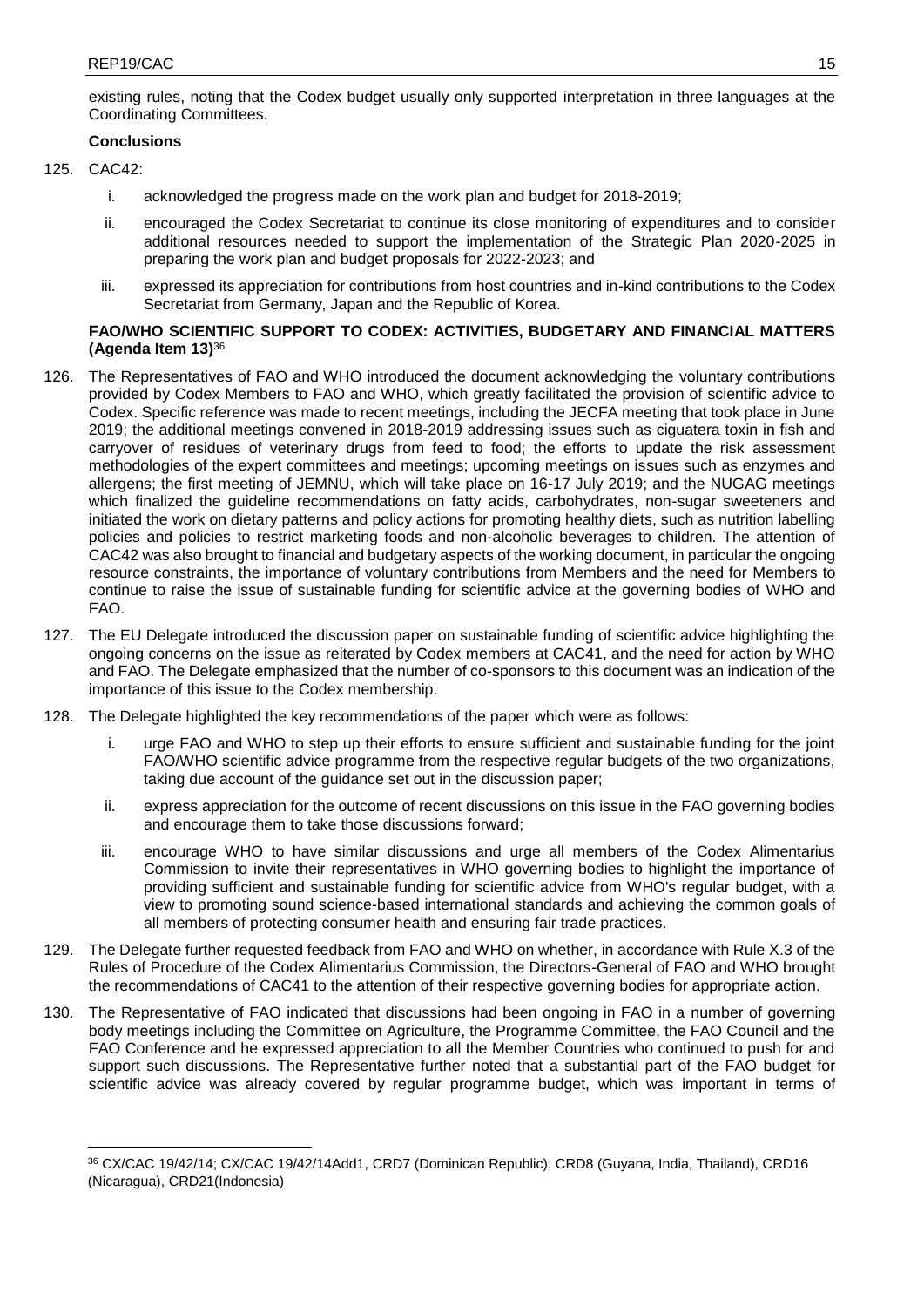existing rules, noting that the Codex budget usually only supported interpretation in three languages at the Coordinating Committees.

**Conclusions**

125. CAC42:

   i. acknowledged the progress made on the work plan and budget for 2018-2019;

   ii. encouraged the Codex Secretariat to continue its close monitoring of expenditures and to consider additional resources needed to support the implementation of the Strategic Plan 2020-2025 in preparing the work plan and budget proposals for 2022-2023; and

   iii. expressed its appreciation for contributions from host countries and in-kind contributions to the Codex Secretariat from Germany, Japan and the Republic of Korea.

**FAO/WHO SCIENTIFIC SUPPORT TO CODEX: ACTIVITIES, BUDGETARY AND FINANCIAL MATTERS (Agenda Item 13)**[36]

126. The Representatives of FAO and WHO introduced the document acknowledging the voluntary contributions provided by Codex Members to FAO and WHO, which greatly facilitated the provision of scientific advice to Codex. Specific reference was made to recent meetings, including the JECFA meeting that took place in June 2019; the additional meetings convened in 2018-2019 addressing issues such as ciguatera toxin in fish and carryover of residues of veterinary drugs from feed to food; the efforts to update the risk assessment methodologies of the expert committees and meetings; upcoming meetings on issues such as enzymes and allergens; the first meeting of JEMNU, which will take place on 16-17 July 2019; and the NUGAG meetings which finalized the guideline recommendations on fatty acids, carbohydrates, non-sugar sweeteners and initiated the work on dietary patterns and policy actions for promoting healthy diets, such as nutrition labelling policies and policies to restrict marketing foods and non-alcoholic beverages to children. The attention of CAC42 was also brought to financial and budgetary aspects of the working document, in particular the ongoing resource constraints, the importance of voluntary contributions from Members and the need for Members to continue to raise the issue of sustainable funding for scientific advice at the governing bodies of WHO and FAO.

127. The EU Delegate introduced the discussion paper on sustainable funding of scientific advice highlighting the ongoing concerns on the issue as reiterated by Codex members at CAC41, and the need for action by WHO and FAO. The Delegate emphasized that the number of co-sponsors to this document was an indication of the importance of this issue to the Codex membership.

128. The Delegate highlighted the key recommendations of the paper which were as follows:

   i. urge FAO and WHO to step up their efforts to ensure sufficient and sustainable funding for the joint FAO/WHO scientific advice programme from the respective regular budgets of the two organizations, taking due account of the guidance set out in the discussion paper;

   ii. express appreciation for the outcome of recent discussions on this issue in the FAO governing bodies and encourage them to take those discussions forward;

   iii. encourage WHO to have similar discussions and urge all members of the Codex Alimentarius Commission to invite their representatives in WHO governing bodies to highlight the importance of providing sufficient and sustainable funding for scientific advice from WHO's regular budget, with a view to promoting sound science-based international standards and achieving the common goals of all members of protecting consumer health and ensuring fair trade practices.

129. The Delegate further requested feedback from FAO and WHO on whether, in accordance with Rule X.3 of the Rules of Procedure of the Codex Alimentarius Commission, the Directors-General of FAO and WHO brought the recommendations of CAC41 to the attention of their respective governing bodies for appropriate action.

130. The Representative of FAO indicated that discussions had been ongoing in FAO in a number of governing body meetings including the Committee on Agriculture, the Programme Committee, the FAO Council and the FAO Conference and he expressed appreciation to all the Member Countries who continued to push for and support such discussions. The Representative further noted that a substantial part of the FAO budget for scientific advice was already covered by regular programme budget, which was important in terms of

[36] CX/CAC 19/42/14; CX/CAC 19/42/14Add1, CRD7 (Dominican Republic); CRD8 (Guyana, India, Thailand), CRD16 (Nicaragua), CRD21(Indonesia)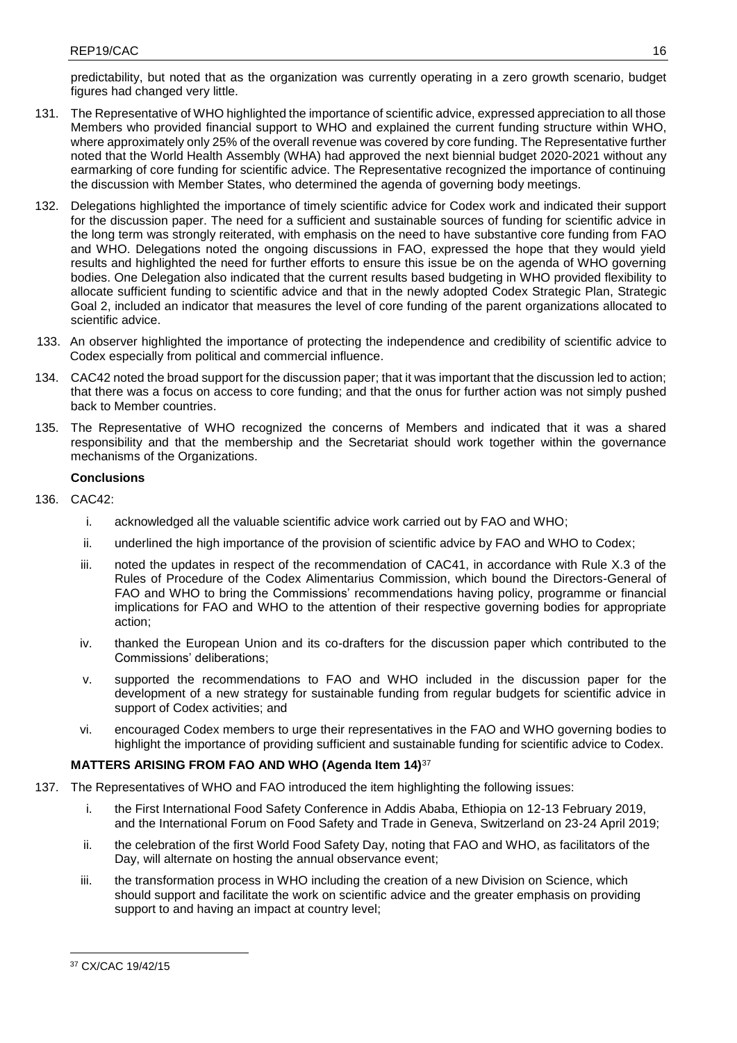predictability, but noted that as the organization was currently operating in a zero growth scenario, budget figures had changed very little.

131. The Representative of WHO highlighted the importance of scientific advice, expressed appreciation to all those Members who provided financial support to WHO and explained the current funding structure within WHO, where approximately only 25% of the overall revenue was covered by core funding. The Representative further noted that the World Health Assembly (WHA) had approved the next biennial budget 2020-2021 without any earmarking of core funding for scientific advice. The Representative recognized the importance of continuing the discussion with Member States, who determined the agenda of governing body meetings.

132. Delegations highlighted the importance of timely scientific advice for Codex work and indicated their support for the discussion paper. The need for a sufficient and sustainable sources of funding for scientific advice in the long term was strongly reiterated, with emphasis on the need to have substantive core funding from FAO and WHO. Delegations noted the ongoing discussions in FAO, expressed the hope that they would yield results and highlighted the need for further efforts to ensure this issue be on the agenda of WHO governing bodies. One Delegation also indicated that the current results based budgeting in WHO provided flexibility to allocate sufficient funding to scientific advice and that in the newly adopted Codex Strategic Plan, Strategic Goal 2, included an indicator that measures the level of core funding of the parent organizations allocated to scientific advice.

133. An observer highlighted the importance of protecting the independence and credibility of scientific advice to Codex especially from political and commercial influence.

134. CAC42 noted the broad support for the discussion paper; that it was important that the discussion led to action; that there was a focus on access to core funding; and that the onus for further action was not simply pushed back to Member countries.

135. The Representative of WHO recognized the concerns of Members and indicated that it was a shared responsibility and that the membership and the Secretariat should work together within the governance mechanisms of the Organizations.

**Conclusions**

136. CAC42:

   i. acknowledged all the valuable scientific advice work carried out by FAO and WHO;

   ii. underlined the high importance of the provision of scientific advice by FAO and WHO to Codex;

   iii. noted the updates in respect of the recommendation of CAC41, in accordance with Rule X.3 of the Rules of Procedure of the Codex Alimentarius Commission, which bound the Directors-General of FAO and WHO to bring the Commissions' recommendations having policy, programme or financial implications for FAO and WHO to the attention of their respective governing bodies for appropriate action;

   iv. thanked the European Union and its co-drafters for the discussion paper which contributed to the Commissions' deliberations;

   v. supported the recommendations to FAO and WHO included in the discussion paper for the development of a new strategy for sustainable funding from regular budgets for scientific advice in support of Codex activities; and

   vi. encouraged Codex members to urge their representatives in the FAO and WHO governing bodies to highlight the importance of providing sufficient and sustainable funding for scientific advice to Codex.

**MATTERS ARISING FROM FAO AND WHO (Agenda Item 14)**[37]

137. The Representatives of WHO and FAO introduced the item highlighting the following issues:

   i. the First International Food Safety Conference in Addis Ababa, Ethiopia on 12-13 February 2019, and the International Forum on Food Safety and Trade in Geneva, Switzerland on 23-24 April 2019;

   ii. the celebration of the first World Food Safety Day, noting that FAO and WHO, as facilitators of the Day, will alternate on hosting the annual observance event;

   iii. the transformation process in WHO including the creation of a new Division on Science, which should support and facilitate the work on scientific advice and the greater emphasis on providing support to and having an impact at country level;

[37] CX/CAC 19/42/15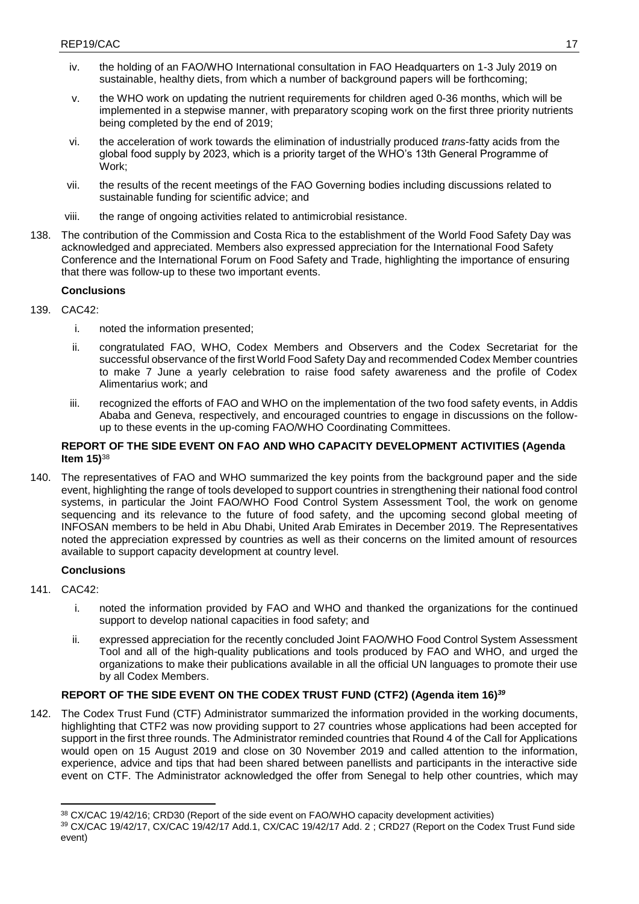iv. the holding of an FAO/WHO International consultation in FAO Headquarters on 1-3 July 2019 on sustainable, healthy diets, from which a number of background papers will be forthcoming;

v. the WHO work on updating the nutrient requirements for children aged 0-36 months, which will be implemented in a stepwise manner, with preparatory scoping work on the first three priority nutrients being completed by the end of 2019;

vi. the acceleration of work towards the elimination of industrially produced *trans*-fatty acids from the global food supply by 2023, which is a priority target of the WHO's 13th General Programme of Work;

vii. the results of the recent meetings of the FAO Governing bodies including discussions related to sustainable funding for scientific advice; and

viii. the range of ongoing activities related to antimicrobial resistance.

138. The contribution of the Commission and Costa Rica to the establishment of the World Food Safety Day was acknowledged and appreciated. Members also expressed appreciation for the International Food Safety Conference and the International Forum on Food Safety and Trade, highlighting the importance of ensuring that there was follow-up to these two important events.

**Conclusions**

139. CAC42:

i. noted the information presented;

ii. congratulated FAO, WHO, Codex Members and Observers and the Codex Secretariat for the successful observance of the first World Food Safety Day and recommended Codex Member countries to make 7 June a yearly celebration to raise food safety awareness and the profile of Codex Alimentarius work; and

iii. recognized the efforts of FAO and WHO on the implementation of the two food safety events, in Addis Ababa and Geneva, respectively, and encouraged countries to engage in discussions on the follow-up to these events in the up-coming FAO/WHO Coordinating Committees.

**REPORT OF THE SIDE EVENT ON FAO AND WHO CAPACITY DEVELOPMENT ACTIVITIES (Agenda Item 15)**[38]

140. The representatives of FAO and WHO summarized the key points from the background paper and the side event, highlighting the range of tools developed to support countries in strengthening their national food control systems, in particular the Joint FAO/WHO Food Control System Assessment Tool, the work on genome sequencing and its relevance to the future of food safety, and the upcoming second global meeting of INFOSAN members to be held in Abu Dhabi, United Arab Emirates in December 2019. The Representatives noted the appreciation expressed by countries as well as their concerns on the limited amount of resources available to support capacity development at country level.

**Conclusions**

141. CAC42:

i. noted the information provided by FAO and WHO and thanked the organizations for the continued support to develop national capacities in food safety; and

ii. expressed appreciation for the recently concluded Joint FAO/WHO Food Control System Assessment Tool and all of the high-quality publications and tools produced by FAO and WHO, and urged the organizations to make their publications available in all the official UN languages to promote their use by all Codex Members.

**REPORT OF THE SIDE EVENT ON THE CODEX TRUST FUND (CTF2) (Agenda item 16)**[39]

142. The Codex Trust Fund (CTF) Administrator summarized the information provided in the working documents, highlighting that CTF2 was now providing support to 27 countries whose applications had been accepted for support in the first three rounds. The Administrator reminded countries that Round 4 of the Call for Applications would open on 15 August 2019 and close on 30 November 2019 and called attention to the information, experience, advice and tips that had been shared between panellists and participants in the interactive side event on CTF. The Administrator acknowledged the offer from Senegal to help other countries, which may

[38] CX/CAC 19/42/16; CRD30 (Report of the side event on FAO/WHO capacity development activities)

[39] CX/CAC 19/42/17, CX/CAC 19/42/17 Add.1, CX/CAC 19/42/17 Add. 2 ; CRD27 (Report on the Codex Trust Fund side event)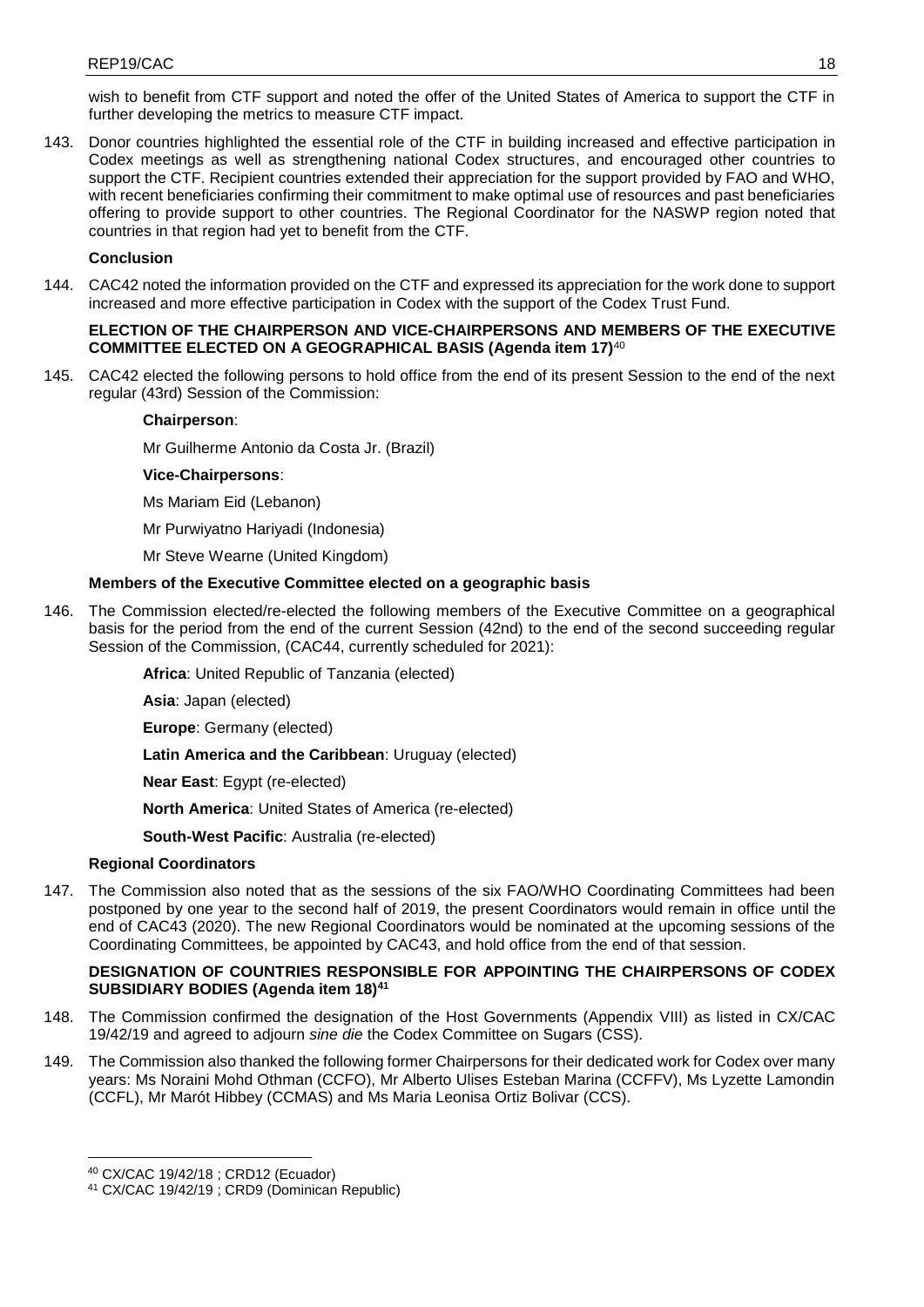wish to benefit from CTF support and noted the offer of the United States of America to support the CTF in further developing the metrics to measure CTF impact.

143. Donor countries highlighted the essential role of the CTF in building increased and effective participation in Codex meetings as well as strengthening national Codex structures, and encouraged other countries to support the CTF. Recipient countries extended their appreciation for the support provided by FAO and WHO, with recent beneficiaries confirming their commitment to make optimal use of resources and past beneficiaries offering to provide support to other countries. The Regional Coordinator for the NASWP region noted that countries in that region had yet to benefit from the CTF.

**Conclusion**

144. CAC42 noted the information provided on the CTF and expressed its appreciation for the work done to support increased and more effective participation in Codex with the support of the Codex Trust Fund.

**ELECTION OF THE CHAIRPERSON AND VICE-CHAIRPERSONS AND MEMBERS OF THE EXECUTIVE COMMITTEE ELECTED ON A GEOGRAPHICAL BASIS (Agenda item 17)**[40]

145. CAC42 elected the following persons to hold office from the end of its present Session to the end of the next regular (43rd) Session of the Commission:

**Chairperson**:

Mr Guilherme Antonio da Costa Jr. (Brazil)

**Vice-Chairpersons**:

Ms Mariam Eid (Lebanon)

Mr Purwiyatno Hariyadi (Indonesia)

Mr Steve Wearne (United Kingdom)

**Members of the Executive Committee elected on a geographic basis**

146. The Commission elected/re-elected the following members of the Executive Committee on a geographical basis for the period from the end of the current Session (42nd) to the end of the second succeeding regular Session of the Commission, (CAC44, currently scheduled for 2021):

**Africa**: United Republic of Tanzania (elected)

**Asia**: Japan (elected)

**Europe**: Germany (elected)

**Latin America and the Caribbean**: Uruguay (elected)

**Near East**: Egypt (re-elected)

**North America**: United States of America (re-elected)

**South-West Pacific**: Australia (re-elected)

**Regional Coordinators**

147. The Commission also noted that as the sessions of the six FAO/WHO Coordinating Committees had been postponed by one year to the second half of 2019, the present Coordinators would remain in office until the end of CAC43 (2020). The new Regional Coordinators would be nominated at the upcoming sessions of the Coordinating Committees, be appointed by CAC43, and hold office from the end of that session.

**DESIGNATION OF COUNTRIES RESPONSIBLE FOR APPOINTING THE CHAIRPERSONS OF CODEX SUBSIDIARY BODIES (Agenda item 18)**[41]

148. The Commission confirmed the designation of the Host Governments (Appendix VIII) as listed in CX/CAC 19/42/19 and agreed to adjourn *sine die* the Codex Committee on Sugars (CSS).

149. The Commission also thanked the following former Chairpersons for their dedicated work for Codex over many years: Ms Noraini Mohd Othman (CCFO), Mr Alberto Ulises Esteban Marina (CCFFV), Ms Lyzette Lamondin (CCFL), Mr Marót Hibbey (CCMAS) and Ms Maria Leonisa Ortiz Bolivar (CCS).

[40] CX/CAC 19/42/18 ; CRD12 (Ecuador)

[41] CX/CAC 19/42/19 ; CRD9 (Dominican Republic)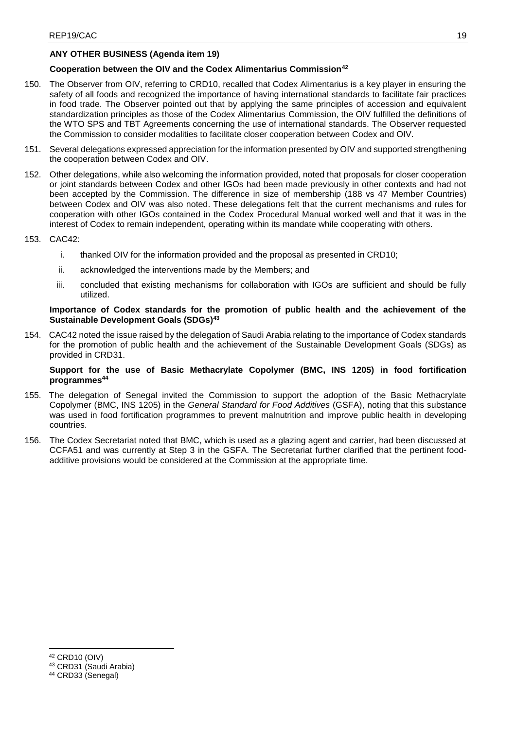## ANY OTHER BUSINESS (Agenda item 19)

### Cooperation between the OIV and the Codex Alimentarius Commission[42]

150. The Observer from OIV, referring to CRD10, recalled that Codex Alimentarius is a key player in ensuring the safety of all foods and recognized the importance of having international standards to facilitate fair practices in food trade. The Observer pointed out that by applying the same principles of accession and equivalent standardization principles as those of the Codex Alimentarius Commission, the OIV fulfilled the definitions of the WTO SPS and TBT Agreements concerning the use of international standards. The Observer requested the Commission to consider modalities to facilitate closer cooperation between Codex and OIV.

151. Several delegations expressed appreciation for the information presented by OIV and supported strengthening the cooperation between Codex and OIV.

152. Other delegations, while also welcoming the information provided, noted that proposals for closer cooperation or joint standards between Codex and other IGOs had been made previously in other contexts and had not been accepted by the Commission. The difference in size of membership (188 vs 47 Member Countries) between Codex and OIV was also noted. These delegations felt that the current mechanisms and rules for cooperation with other IGOs contained in the Codex Procedural Manual worked well and that it was in the interest of Codex to remain independent, operating within its mandate while cooperating with others.

153. CAC42:

    i. thanked OIV for the information provided and the proposal as presented in CRD10;

    ii. acknowledged the interventions made by the Members; and

    iii. concluded that existing mechanisms for collaboration with IGOs are sufficient and should be fully utilized.

### Importance of Codex standards for the promotion of public health and the achievement of the Sustainable Development Goals (SDGs)[43]

154. CAC42 noted the issue raised by the delegation of Saudi Arabia relating to the importance of Codex standards for the promotion of public health and the achievement of the Sustainable Development Goals (SDGs) as provided in CRD31.

### Support for the use of Basic Methacrylate Copolymer (BMC, INS 1205) in food fortification programmes[44]

155. The delegation of Senegal invited the Commission to support the adoption of the Basic Methacrylate Copolymer (BMC, INS 1205) in the *General Standard for Food Additives* (GSFA), noting that this substance was used in food fortification programmes to prevent malnutrition and improve public health in developing countries.

156. The Codex Secretariat noted that BMC, which is used as a glazing agent and carrier, had been discussed at CCFA51 and was currently at Step 3 in the GSFA. The Secretariat further clarified that the pertinent food-additive provisions would be considered at the Commission at the appropriate time.

---

[42] CRD10 (OIV)

[43] CRD31 (Saudi Arabia)

[44] CRD33 (Senegal)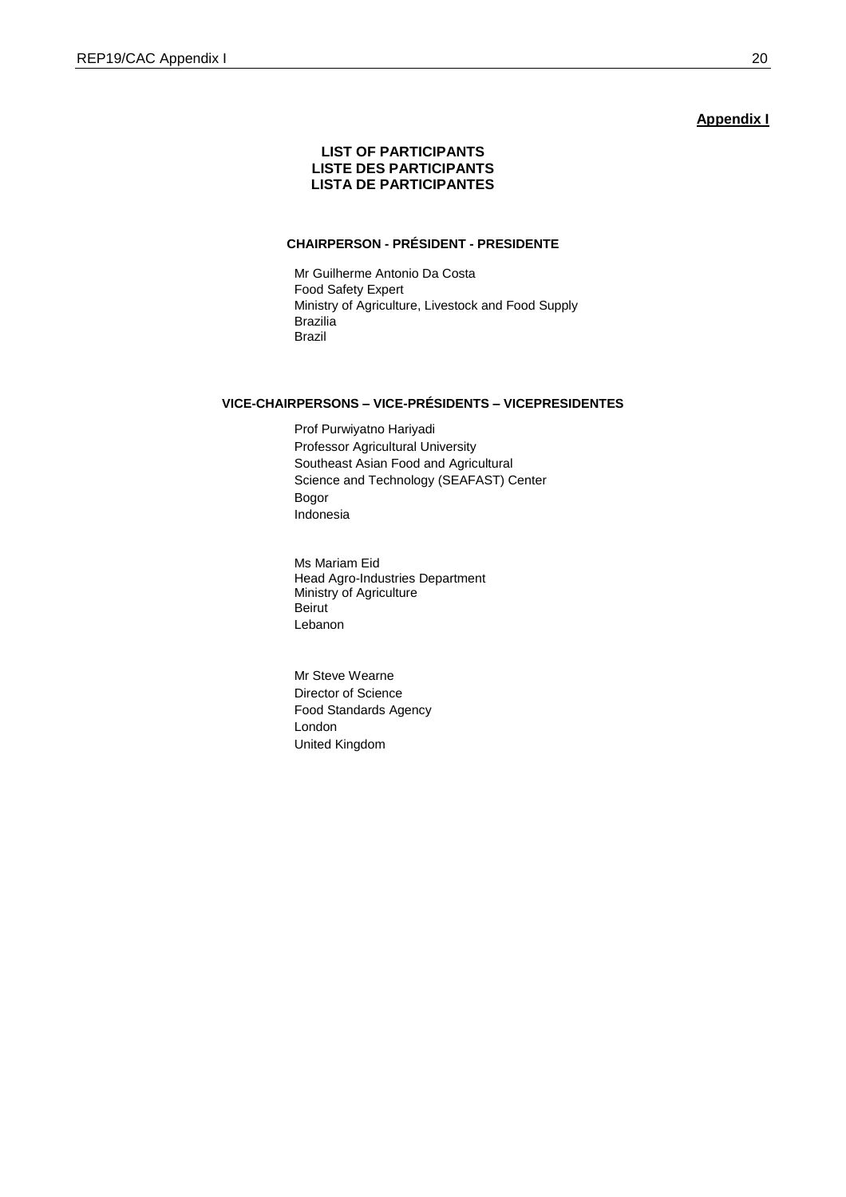**Appendix I**

### LIST OF PARTICIPANTS
### LISTE DES PARTICIPANTS
### LISTA DE PARTICIPANTES

#### CHAIRPERSON - PRÉSIDENT - PRESIDENTE

Mr Guilherme Antonio Da Costa
Food Safety Expert
Ministry of Agriculture, Livestock and Food Supply
Brazilia
Brazil

#### VICE-CHAIRPERSONS – VICE-PRÉSIDENTS – VICEPRESIDENTES

Prof Purwiyatno Hariyadi
Professor Agricultural University
Southeast Asian Food and Agricultural
Science and Technology (SEAFAST) Center
Bogor
Indonesia

Ms Mariam Eid
Head Agro-Industries Department
Ministry of Agriculture
Beirut
Lebanon

Mr Steve Wearne
Director of Science
Food Standards Agency
London
United Kingdom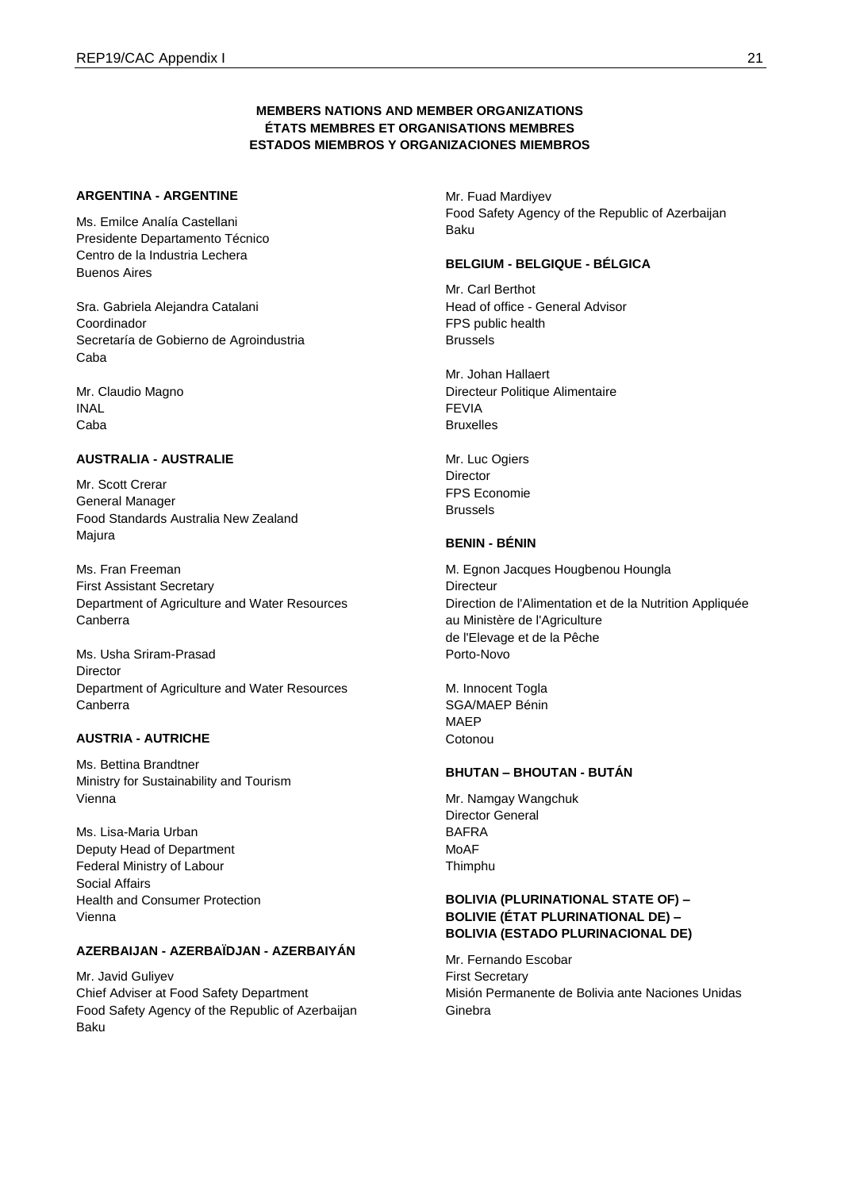## MEMBERS NATIONS AND MEMBER ORGANIZATIONS
## ÉTATS MEMBRES ET ORGANISATIONS MEMBRES
## ESTADOS MIEMBROS Y ORGANIZACIONES MIEMBROS

**ARGENTINA - ARGENTINE**

Ms. Emilce Analía Castellani
Presidente Departamento Técnico
Centro de la Industria Lechera
Buenos Aires

Sra. Gabriela Alejandra Catalani
Coordinador
Secretaría de Gobierno de Agroindustria
Caba

Mr. Claudio Magno
INAL
Caba

**AUSTRALIA - AUSTRALIE**

Mr. Scott Crerar
General Manager
Food Standards Australia New Zealand
Majura

Ms. Fran Freeman
First Assistant Secretary
Department of Agriculture and Water Resources
Canberra

Ms. Usha Sriram-Prasad
Director
Department of Agriculture and Water Resources
Canberra

**AUSTRIA - AUTRICHE**

Ms. Bettina Brandtner
Ministry for Sustainability and Tourism
Vienna

Ms. Lisa-Maria Urban
Deputy Head of Department
Federal Ministry of Labour
Social Affairs
Health and Consumer Protection
Vienna

**AZERBAIJAN - AZERBAÏDJAN - AZERBAIYÁN**

Mr. Javid Guliyev
Chief Adviser at Food Safety Department
Food Safety Agency of the Republic of Azerbaijan
Baku

Mr. Fuad Mardiyev
Food Safety Agency of the Republic of Azerbaijan
Baku

**BELGIUM - BELGIQUE - BÉLGICA**

Mr. Carl Berthot
Head of office - General Advisor
FPS public health
Brussels

Mr. Johan Hallaert
Directeur Politique Alimentaire
FEVIA
Bruxelles

Mr. Luc Ogiers
Director
FPS Economie
Brussels

**BENIN - BÉNIN**

M. Egnon Jacques Hougbenou Houngla
Directeur
Direction de l'Alimentation et de la Nutrition Appliquée au Ministère de l'Agriculture
de l'Elevage et de la Pêche
Porto-Novo

M. Innocent Togla
SGA/MAEP Bénin
MAEP
Cotonou

**BHUTAN – BHOUTAN - BUTÁN**

Mr. Namgay Wangchuk
Director General
BAFRA
MoAF
Thimphu

**BOLIVIA (PLURINATIONAL STATE OF) – BOLIVIE (ÉTAT PLURINATIONAL DE) – BOLIVIA (ESTADO PLURINACIONAL DE)**

Mr. Fernando Escobar
First Secretary
Misión Permanente de Bolivia ante Naciones Unidas
Ginebra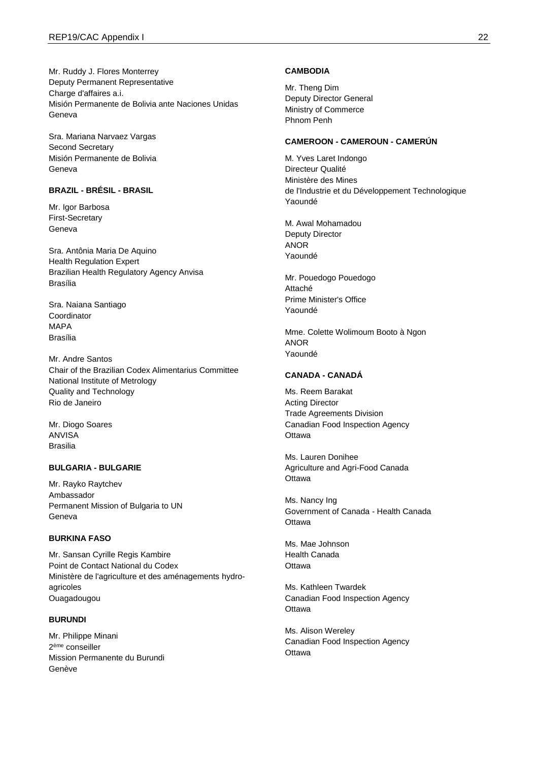Mr. Ruddy J. Flores Monterrey
Deputy Permanent Representative
Charge d'affaires a.i.
Misión Permanente de Bolivia ante Naciones Unidas
Geneva

Sra. Mariana Narvaez Vargas
Second Secretary
Misión Permanente de Bolivia
Geneva

**BRAZIL - BRÉSIL - BRASIL**

Mr. Igor Barbosa
First-Secretary
Geneva

Sra. Antônia Maria De Aquino
Health Regulation Expert
Brazilian Health Regulatory Agency Anvisa
Brasília

Sra. Naiana Santiago
Coordinator
MAPA
Brasília

Mr. Andre Santos
Chair of the Brazilian Codex Alimentarius Committee
National Institute of Metrology
Quality and Technology
Rio de Janeiro

Mr. Diogo Soares
ANVISA
Brasilia

**BULGARIA - BULGARIE**

Mr. Rayko Raytchev
Ambassador
Permanent Mission of Bulgaria to UN
Geneva

**BURKINA FASO**

Mr. Sansan Cyrille Regis Kambire
Point de Contact National du Codex
Ministère de l'agriculture et des aménagements hydro-agricoles
Ouagadougou

**BURUNDI**

Mr. Philippe Minani
2ème conseiller
Mission Permanente du Burundi
Genève

**CAMBODIA**

Mr. Theng Dim
Deputy Director General
Ministry of Commerce
Phnom Penh

**CAMEROON - CAMEROUN - CAMERÚN**

M. Yves Laret Indongo
Directeur Qualité
Ministère des Mines
de l'Industrie et du Développement Technologique
Yaoundé

M. Awal Mohamadou
Deputy Director
ANOR
Yaoundé

Mr. Pouedogo Pouedogo
Attaché
Prime Minister's Office
Yaoundé

Mme. Colette Wolimoum Booto à Ngon
ANOR
Yaoundé

**CANADA - CANADÁ**

Ms. Reem Barakat
Acting Director
Trade Agreements Division
Canadian Food Inspection Agency
Ottawa

Ms. Lauren Donihee
Agriculture and Agri-Food Canada
Ottawa

Ms. Nancy Ing
Government of Canada - Health Canada
Ottawa

Ms. Mae Johnson
Health Canada
Ottawa

Ms. Kathleen Twardek
Canadian Food Inspection Agency
Ottawa

Ms. Alison Wereley
Canadian Food Inspection Agency
Ottawa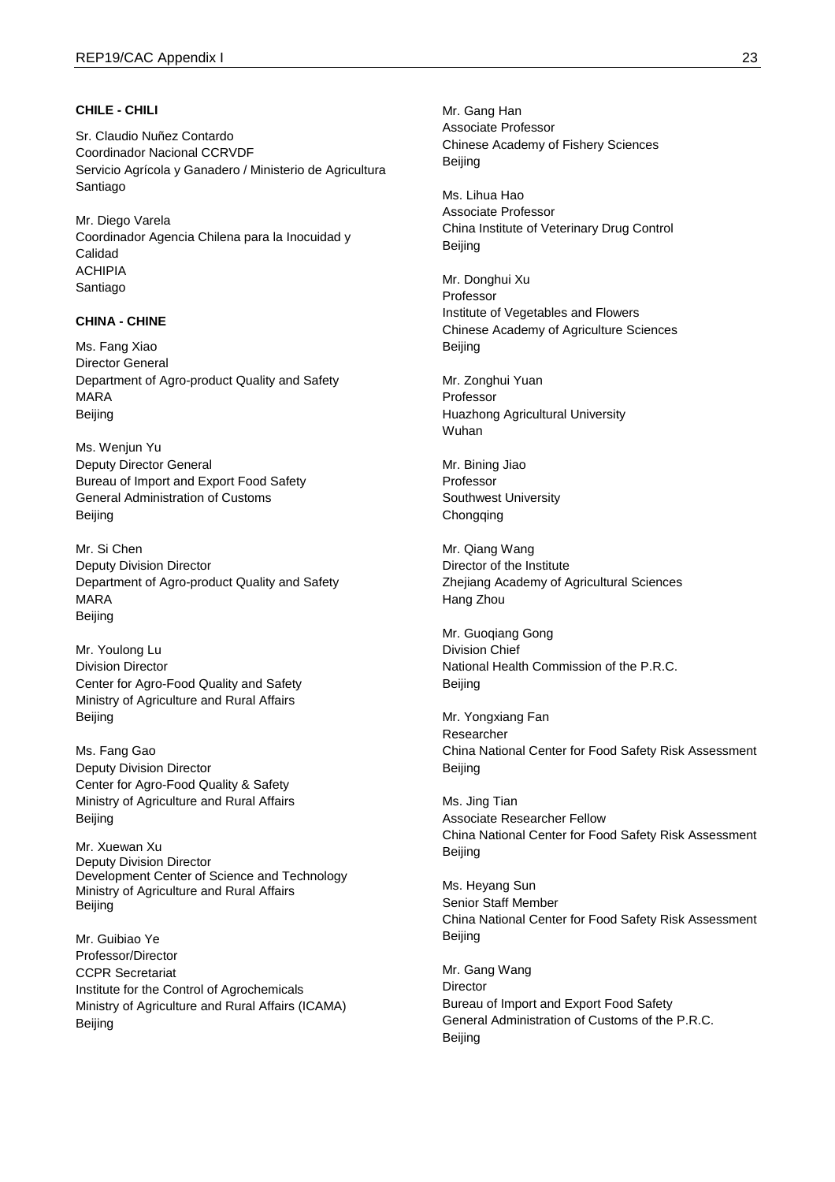**CHILE - CHILI**

Sr. Claudio Nuñez Contardo
Coordinador Nacional CCRVDF
Servicio Agrícola y Ganadero / Ministerio de Agricultura
Santiago

Mr. Diego Varela
Coordinador Agencia Chilena para la Inocuidad y Calidad
ACHIPIA
Santiago

**CHINA - CHINE**

Ms. Fang Xiao
Director General
Department of Agro-product Quality and Safety
MARA
Beijing

Ms. Wenjun Yu
Deputy Director General
Bureau of Import and Export Food Safety
General Administration of Customs
Beijing

Mr. Si Chen
Deputy Division Director
Department of Agro-product Quality and Safety
MARA
Beijing

Mr. Youlong Lu
Division Director
Center for Agro-Food Quality and Safety
Ministry of Agriculture and Rural Affairs
Beijing

Ms. Fang Gao
Deputy Division Director
Center for Agro-Food Quality & Safety
Ministry of Agriculture and Rural Affairs
Beijing

Mr. Xuewan Xu
Deputy Division Director
Development Center of Science and Technology
Ministry of Agriculture and Rural Affairs
Beijing

Mr. Guibiao Ye
Professor/Director
CCPR Secretariat
Institute for the Control of Agrochemicals
Ministry of Agriculture and Rural Affairs (ICAMA)
Beijing

Mr. Gang Han
Associate Professor
Chinese Academy of Fishery Sciences
Beijing

Ms. Lihua Hao
Associate Professor
China Institute of Veterinary Drug Control
Beijing

Mr. Donghui Xu
Professor
Institute of Vegetables and Flowers
Chinese Academy of Agriculture Sciences
Beijing

Mr. Zonghui Yuan
Professor
Huazhong Agricultural University
Wuhan

Mr. Bining Jiao
Professor
Southwest University
Chongqing

Mr. Qiang Wang
Director of the Institute
Zhejiang Academy of Agricultural Sciences
Hang Zhou

Mr. Guoqiang Gong
Division Chief
National Health Commission of the P.R.C.
Beijing

Mr. Yongxiang Fan
Researcher
China National Center for Food Safety Risk Assessment
Beijing

Ms. Jing Tian
Associate Researcher Fellow
China National Center for Food Safety Risk Assessment
Beijing

Ms. Heyang Sun
Senior Staff Member
China National Center for Food Safety Risk Assessment
Beijing

Mr. Gang Wang
Director
Bureau of Import and Export Food Safety
General Administration of Customs of the P.R.C.
Beijing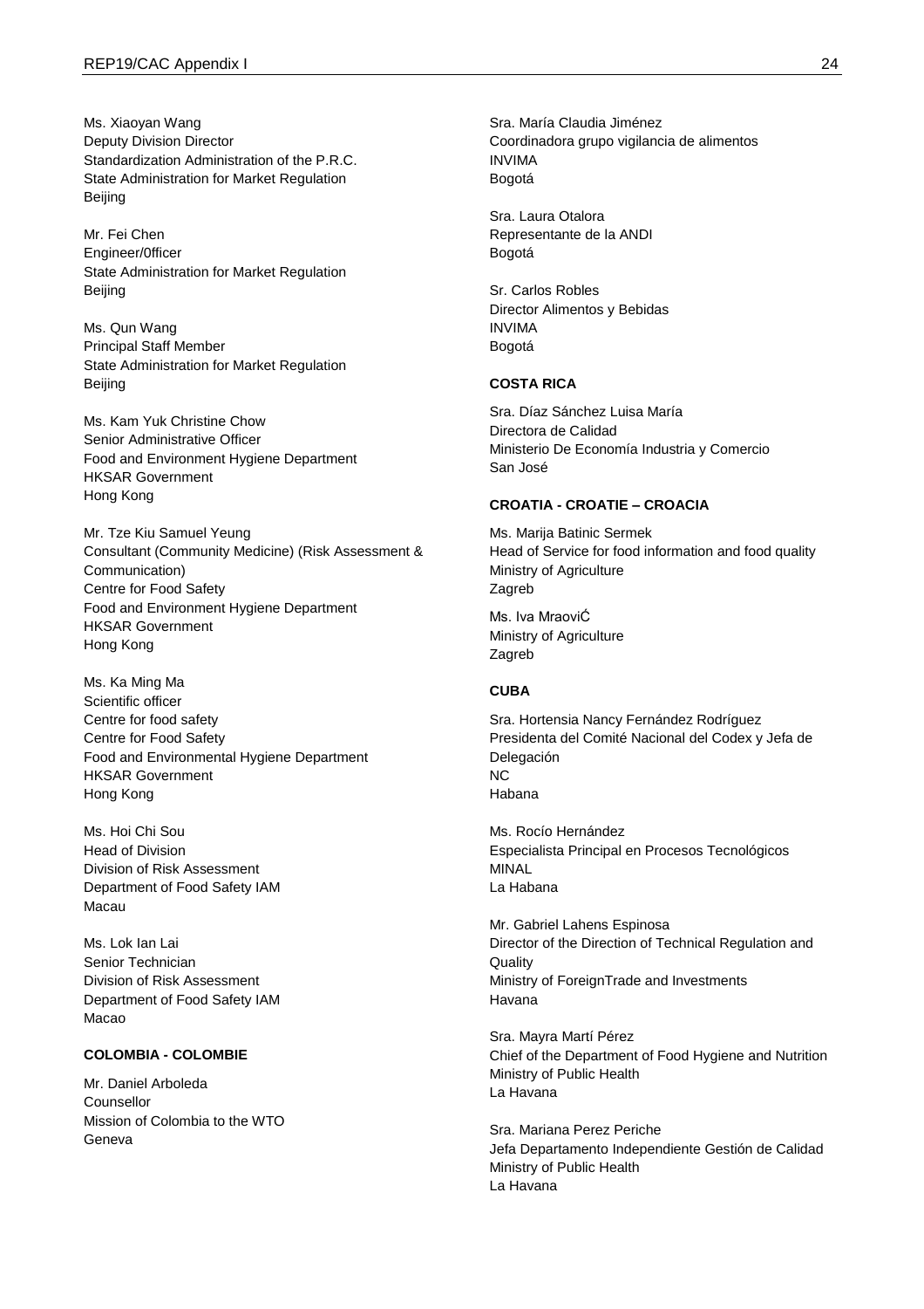Ms. Xiaoyan Wang
Deputy Division Director
Standardization Administration of the P.R.C.
State Administration for Market Regulation
Beijing

Mr. Fei Chen
Engineer/0fficer
State Administration for Market Regulation
Beijing

Ms. Qun Wang
Principal Staff Member
State Administration for Market Regulation
Beijing

Ms. Kam Yuk Christine Chow
Senior Administrative Officer
Food and Environment Hygiene Department
HKSAR Government
Hong Kong

Mr. Tze Kiu Samuel Yeung
Consultant (Community Medicine) (Risk Assessment & Communication)
Centre for Food Safety
Food and Environment Hygiene Department
HKSAR Government
Hong Kong

Ms. Ka Ming Ma
Scientific officer
Centre for food safety
Centre for Food Safety
Food and Environmental Hygiene Department
HKSAR Government
Hong Kong

Ms. Hoi Chi Sou
Head of Division
Division of Risk Assessment
Department of Food Safety IAM
Macau

Ms. Lok Ian Lai
Senior Technician
Division of Risk Assessment
Department of Food Safety IAM
Macao

**COLOMBIA - COLOMBIE**

Mr. Daniel Arboleda
Counsellor
Mission of Colombia to the WTO
Geneva

Sra. María Claudia Jiménez
Coordinadora grupo vigilancia de alimentos
INVIMA
Bogotá

Sra. Laura Otalora
Representante de la ANDI
Bogotá

Sr. Carlos Robles
Director Alimentos y Bebidas
INVIMA
Bogotá

**COSTA RICA**

Sra. Díaz Sánchez Luisa María
Directora de Calidad
Ministerio De Economía Industria y Comercio
San José

**CROATIA - CROATIE – CROACIA**

Ms. Marija Batinic Sermek
Head of Service for food information and food quality
Ministry of Agriculture
Zagreb

Ms. Iva MraoviĆ
Ministry of Agriculture
Zagreb

**CUBA**

Sra. Hortensia Nancy Fernández Rodríguez
Presidenta del Comité Nacional del Codex y Jefa de Delegación
NC
Habana

Ms. Rocío Hernández
Especialista Principal en Procesos Tecnológicos
MINAL
La Habana

Mr. Gabriel Lahens Espinosa
Director of the Direction of Technical Regulation and Quality
Ministry of ForeignTrade and Investments
Havana

Sra. Mayra Martí Pérez
Chief of the Department of Food Hygiene and Nutrition
Ministry of Public Health
La Havana

Sra. Mariana Perez Periche
Jefa Departamento Independiente Gestión de Calidad
Ministry of Public Health
La Havana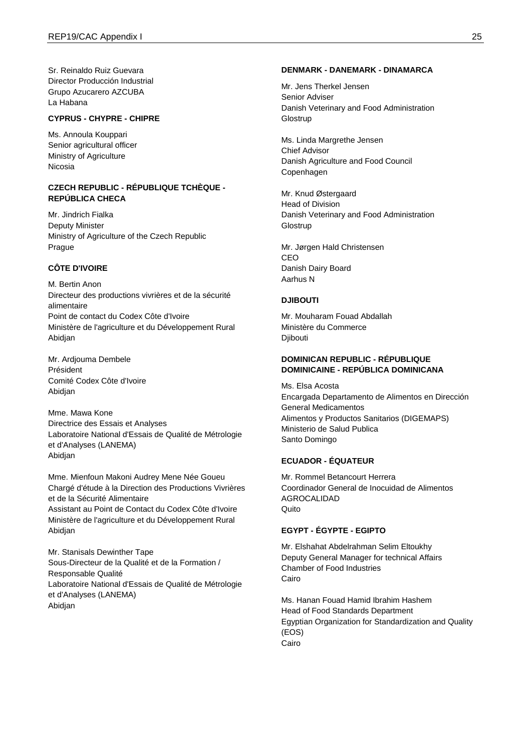Sr. Reinaldo Ruiz Guevara
Director Producción Industrial
Grupo Azucarero AZCUBA
La Habana

**CYPRUS - CHYPRE - CHIPRE**

Ms. Annoula Kouppari
Senior agricultural officer
Ministry of Agriculture
Nicosia

**CZECH REPUBLIC - RÉPUBLIQUE TCHÈQUE - REPÚBLICA CHECA**

Mr. Jindrich Fialka
Deputy Minister
Ministry of Agriculture of the Czech Republic
Prague

**CÔTE D'IVOIRE**

M. Bertin Anon
Directeur des productions vivrières et de la sécurité alimentaire
Point de contact du Codex Côte d'Ivoire
Ministère de l'agriculture et du Développement Rural
Abidjan

Mr. Ardjouma Dembele
Président
Comité Codex Côte d'Ivoire
Abidjan

Mme. Mawa Kone
Directrice des Essais et Analyses
Laboratoire National d'Essais de Qualité de Métrologie et d'Analyses (LANEMA)
Abidjan

Mme. Mienfoun Makoni Audrey Mene Née Goueu
Chargé d'étude à la Direction des Productions Vivrières et de la Sécurité Alimentaire
Assistant au Point de Contact du Codex Côte d'Ivoire
Ministère de l'agriculture et du Développement Rural
Abidjan

Mr. Stanisals Dewinther Tape
Sous-Directeur de la Qualité et de la Formation / Responsable Qualité
Laboratoire National d'Essais de Qualité de Métrologie et d'Analyses (LANEMA)
Abidjan

**DENMARK - DANEMARK - DINAMARCA**

Mr. Jens Therkel Jensen
Senior Adviser
Danish Veterinary and Food Administration
Glostrup

Ms. Linda Margrethe Jensen
Chief Advisor
Danish Agriculture and Food Council
Copenhagen

Mr. Knud Østergaard
Head of Division
Danish Veterinary and Food Administration
Glostrup

Mr. Jørgen Hald Christensen
CEO
Danish Dairy Board
Aarhus N

**DJIBOUTI**

Mr. Mouharam Fouad Abdallah
Ministère du Commerce
Djibouti

**DOMINICAN REPUBLIC - RÉPUBLIQUE DOMINICAINE - REPÚBLICA DOMINICANA**

Ms. Elsa Acosta
Encargada Departamento de Alimentos en Dirección General Medicamentos
Alimentos y Productos Sanitarios (DIGEMAPS)
Ministerio de Salud Publica
Santo Domingo

**ECUADOR - ÉQUATEUR**

Mr. Rommel Betancourt Herrera
Coordinador General de Inocuidad de Alimentos
AGROCALIDAD
Quito

**EGYPT - ÉGYPTE - EGIPTO**

Mr. Elshahat Abdelrahman Selim Eltoukhy
Deputy General Manager for technical Affairs
Chamber of Food Industries
Cairo

Ms. Hanan Fouad Hamid Ibrahim Hashem
Head of Food Standards Department
Egyptian Organization for Standardization and Quality (EOS)
Cairo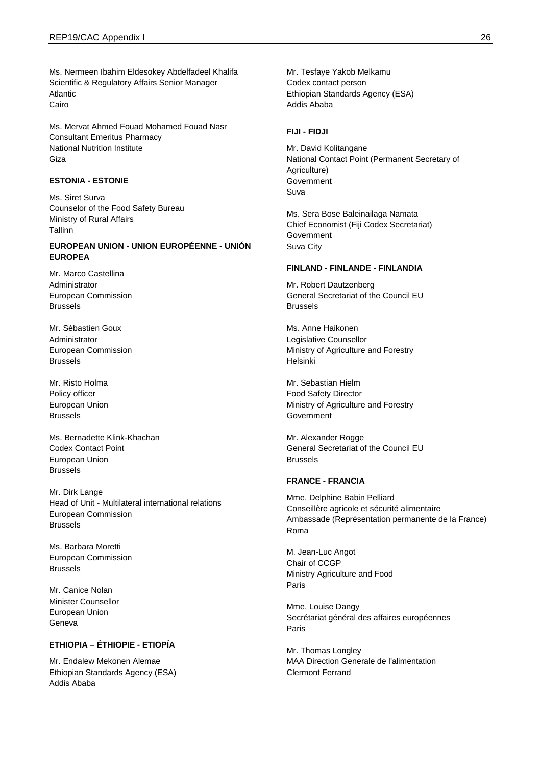Ms. Nermeen Ibahim Eldesokey Abdelfadeel Khalifa
Scientific & Regulatory Affairs Senior Manager
Atlantic
Cairo

Ms. Mervat Ahmed Fouad Mohamed Fouad Nasr
Consultant Emeritus Pharmacy
National Nutrition Institute
Giza

**ESTONIA - ESTONIE**

Ms. Siret Surva
Counselor of the Food Safety Bureau
Ministry of Rural Affairs
Tallinn

**EUROPEAN UNION - UNION EUROPÉENNE - UNIÓN EUROPEA**

Mr. Marco Castellina
Administrator
European Commission
Brussels

Mr. Sébastien Goux
Administrator
European Commission
Brussels

Mr. Risto Holma
Policy officer
European Union
Brussels

Ms. Bernadette Klink-Khachan
Codex Contact Point
European Union
Brussels

Mr. Dirk Lange
Head of Unit - Multilateral international relations
European Commission
Brussels

Ms. Barbara Moretti
European Commission
Brussels

Mr. Canice Nolan
Minister Counsellor
European Union
Geneva

**ETHIOPIA – ÉTHIOPIE - ETIOPÍA**

Mr. Endalew Mekonen Alemae
Ethiopian Standards Agency (ESA)
Addis Ababa

Mr. Tesfaye Yakob Melkamu
Codex contact person
Ethiopian Standards Agency (ESA)
Addis Ababa

**FIJI - FIDJI**

Mr. David Kolitangane
National Contact Point (Permanent Secretary of Agriculture)
Government
Suva

Ms. Sera Bose Baleinailaga Namata
Chief Economist (Fiji Codex Secretariat)
Government
Suva City

**FINLAND - FINLANDE - FINLANDIA**

Mr. Robert Dautzenberg
General Secretariat of the Council EU
Brussels

Ms. Anne Haikonen
Legislative Counsellor
Ministry of Agriculture and Forestry
Helsinki

Mr. Sebastian Hielm
Food Safety Director
Ministry of Agriculture and Forestry
Government

Mr. Alexander Rogge
General Secretariat of the Council EU
Brussels

**FRANCE - FRANCIA**

Mme. Delphine Babin Pelliard
Conseillère agricole et sécurité alimentaire
Ambassade (Représentation permanente de la France)
Roma

M. Jean-Luc Angot
Chair of CCGP
Ministry Agriculture and Food
Paris

Mme. Louise Dangy
Secrétariat général des affaires européennes
Paris

Mr. Thomas Longley
MAA Direction Generale de l'alimentation
Clermont Ferrand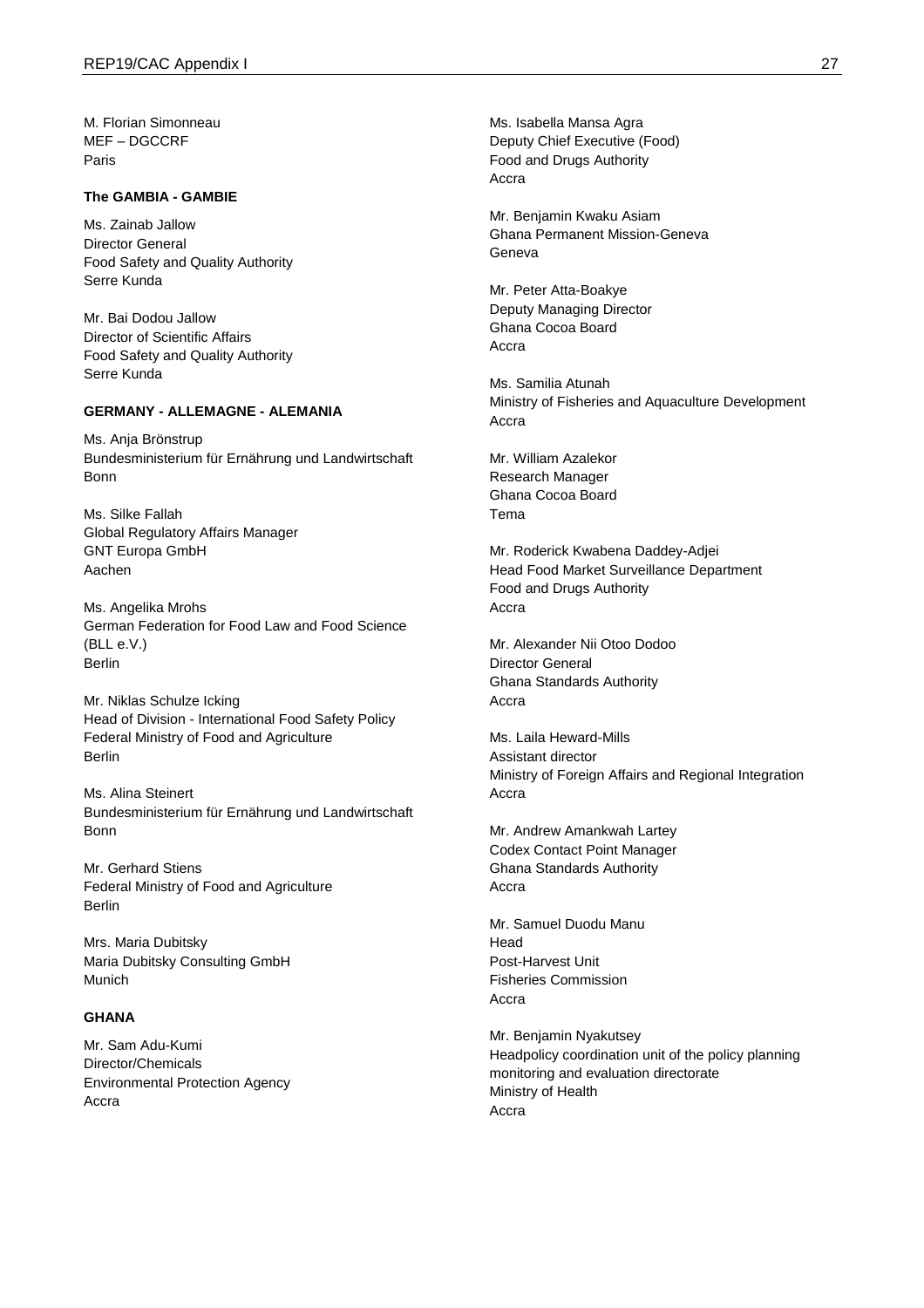M. Florian Simonneau
MEF – DGCCRF
Paris

**The GAMBIA - GAMBIE**

Ms. Zainab Jallow
Director General
Food Safety and Quality Authority
Serre Kunda

Mr. Bai Dodou Jallow
Director of Scientific Affairs
Food Safety and Quality Authority
Serre Kunda

**GERMANY - ALLEMAGNE - ALEMANIA**

Ms. Anja Brönstrup
Bundesministerium für Ernährung und Landwirtschaft
Bonn

Ms. Silke Fallah
Global Regulatory Affairs Manager
GNT Europa GmbH
Aachen

Ms. Angelika Mrohs
German Federation for Food Law and Food Science (BLL e.V.)
Berlin

Mr. Niklas Schulze Icking
Head of Division - International Food Safety Policy
Federal Ministry of Food and Agriculture
Berlin

Ms. Alina Steinert
Bundesministerium für Ernährung und Landwirtschaft
Bonn

Mr. Gerhard Stiens
Federal Ministry of Food and Agriculture
Berlin

Mrs. Maria Dubitsky
Maria Dubitsky Consulting GmbH
Munich

**GHANA**

Mr. Sam Adu-Kumi
Director/Chemicals
Environmental Protection Agency
Accra

Ms. Isabella Mansa Agra
Deputy Chief Executive (Food)
Food and Drugs Authority
Accra

Mr. Benjamin Kwaku Asiam
Ghana Permanent Mission-Geneva
Geneva

Mr. Peter Atta-Boakye
Deputy Managing Director
Ghana Cocoa Board
Accra

Ms. Samilia Atunah
Ministry of Fisheries and Aquaculture Development
Accra

Mr. William Azalekor
Research Manager
Ghana Cocoa Board
Tema

Mr. Roderick Kwabena Daddey-Adjei
Head Food Market Surveillance Department
Food and Drugs Authority
Accra

Mr. Alexander Nii Otoo Dodoo
Director General
Ghana Standards Authority
Accra

Ms. Laila Heward-Mills
Assistant director
Ministry of Foreign Affairs and Regional Integration
Accra

Mr. Andrew Amankwah Lartey
Codex Contact Point Manager
Ghana Standards Authority
Accra

Mr. Samuel Duodu Manu
Head
Post-Harvest Unit
Fisheries Commission
Accra

Mr. Benjamin Nyakutsey
Headpolicy coordination unit of the policy planning monitoring and evaluation directorate
Ministry of Health
Accra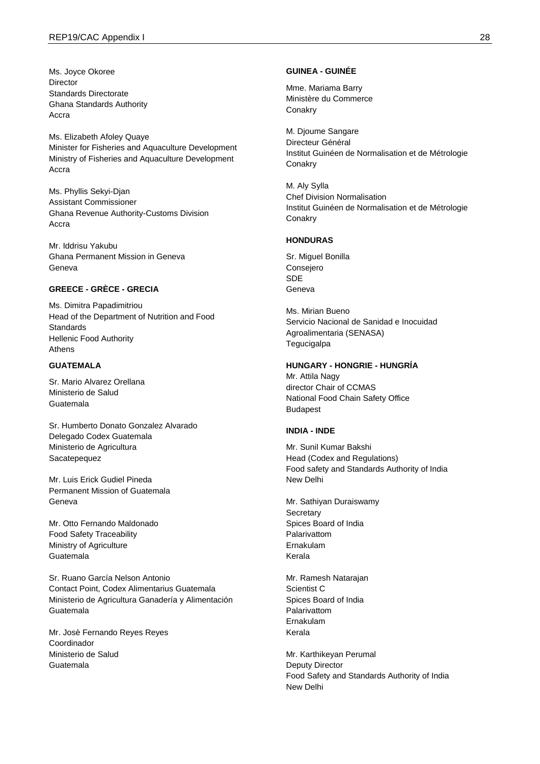Ms. Joyce Okoree
Director
Standards Directorate
Ghana Standards Authority
Accra

Ms. Elizabeth Afoley Quaye
Minister for Fisheries and Aquaculture Development
Ministry of Fisheries and Aquaculture Development
Accra

Ms. Phyllis Sekyi-Djan
Assistant Commissioner
Ghana Revenue Authority-Customs Division
Accra

Mr. Iddrisu Yakubu
Ghana Permanent Mission in Geneva
Geneva

**GREECE - GRÈCE - GRECIA**

Ms. Dimitra Papadimitriou
Head of the Department of Nutrition and Food Standards
Hellenic Food Authority
Athens

**GUATEMALA**

Sr. Mario Alvarez Orellana
Ministerio de Salud
Guatemala

Sr. Humberto Donato Gonzalez Alvarado
Delegado Codex Guatemala
Ministerio de Agricultura
Sacatepequez

Mr. Luis Erick Gudiel Pineda
Permanent Mission of Guatemala
Geneva

Mr. Otto Fernando Maldonado
Food Safety Traceability
Ministry of Agriculture
Guatemala

Sr. Ruano García Nelson Antonio
Contact Point, Codex Alimentarius Guatemala
Ministerio de Agricultura Ganadería y Alimentación
Guatemala

Mr. Josè Fernando Reyes Reyes
Coordinador
Ministerio de Salud
Guatemala

**GUINEA - GUINÉE**

Mme. Mariama Barry
Ministère du Commerce
Conakry

M. Djoume Sangare
Directeur Général
Institut Guinéen de Normalisation et de Métrologie
Conakry

M. Aly Sylla
Chef Division Normalisation
Institut Guinéen de Normalisation et de Métrologie
Conakry

**HONDURAS**

Sr. Miguel Bonilla
Consejero
SDE
Geneva

Ms. Mirian Bueno
Servicio Nacional de Sanidad e Inocuidad Agroalimentaria (SENASA)
Tegucigalpa

**HUNGARY - HONGRIE - HUNGRÍA**

Mr. Attila Nagy
director Chair of CCMAS
National Food Chain Safety Office
Budapest

**INDIA - INDE**

Mr. Sunil Kumar Bakshi
Head (Codex and Regulations)
Food safety and Standards Authority of India
New Delhi

Mr. Sathiyan Duraiswamy
Secretary
Spices Board of India
Palarivattom
Ernakulam
Kerala

Mr. Ramesh Natarajan
Scientist C
Spices Board of India
Palarivattom
Ernakulam
Kerala

Mr. Karthikeyan Perumal
Deputy Director
Food Safety and Standards Authority of India
New Delhi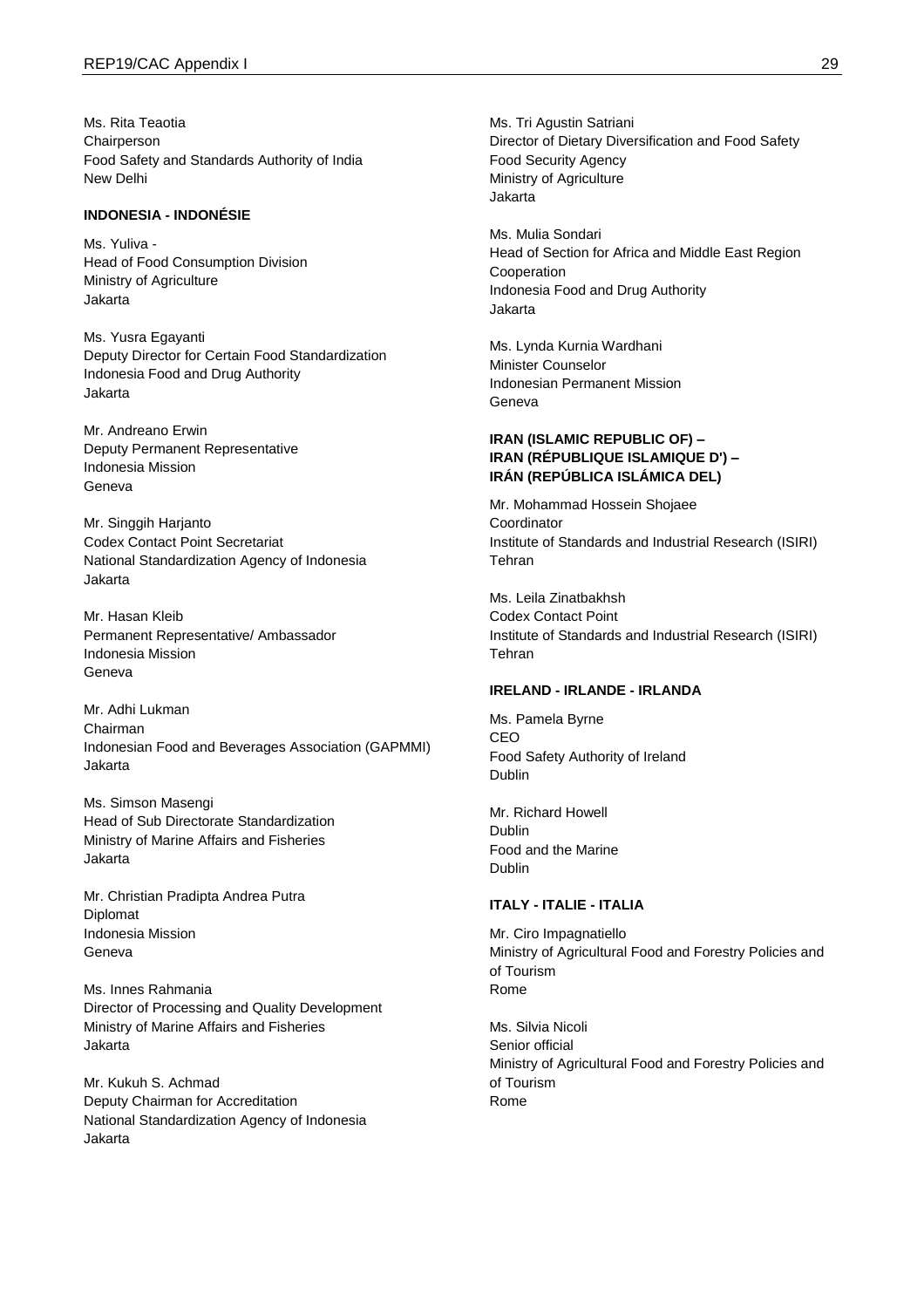Ms. Rita Teaotia
Chairperson
Food Safety and Standards Authority of India
New Delhi

**INDONESIA - INDONÉSIE**

Ms. Yuliva -
Head of Food Consumption Division
Ministry of Agriculture
Jakarta

Ms. Yusra Egayanti
Deputy Director for Certain Food Standardization
Indonesia Food and Drug Authority
Jakarta

Mr. Andreano Erwin
Deputy Permanent Representative
Indonesia Mission
Geneva

Mr. Singgih Harjanto
Codex Contact Point Secretariat
National Standardization Agency of Indonesia
Jakarta

Mr. Hasan Kleib
Permanent Representative/ Ambassador
Indonesia Mission
Geneva

Mr. Adhi Lukman
Chairman
Indonesian Food and Beverages Association (GAPMMI)
Jakarta

Ms. Simson Masengi
Head of Sub Directorate Standardization
Ministry of Marine Affairs and Fisheries
Jakarta

Mr. Christian Pradipta Andrea Putra
Diplomat
Indonesia Mission
Geneva

Ms. Innes Rahmania
Director of Processing and Quality Development
Ministry of Marine Affairs and Fisheries
Jakarta

Mr. Kukuh S. Achmad
Deputy Chairman for Accreditation
National Standardization Agency of Indonesia
Jakarta

Ms. Tri Agustin Satriani
Director of Dietary Diversification and Food Safety
Food Security Agency
Ministry of Agriculture
Jakarta

Ms. Mulia Sondari
Head of Section for Africa and Middle East Region Cooperation
Indonesia Food and Drug Authority
Jakarta

Ms. Lynda Kurnia Wardhani
Minister Counselor
Indonesian Permanent Mission
Geneva

**IRAN (ISLAMIC REPUBLIC OF) – IRAN (RÉPUBLIQUE ISLAMIQUE D') – IRÁN (REPÚBLICA ISLÁMICA DEL)**

Mr. Mohammad Hossein Shojaee
Coordinator
Institute of Standards and Industrial Research (ISIRI)
Tehran

Ms. Leila Zinatbakhsh
Codex Contact Point
Institute of Standards and Industrial Research (ISIRI)
Tehran

**IRELAND - IRLANDE - IRLANDA**

Ms. Pamela Byrne
CEO
Food Safety Authority of Ireland
Dublin

Mr. Richard Howell
Dublin
Food and the Marine
Dublin

**ITALY - ITALIE - ITALIA**

Mr. Ciro Impagnatiello
Ministry of Agricultural Food and Forestry Policies and of Tourism
Rome

Ms. Silvia Nicoli
Senior official
Ministry of Agricultural Food and Forestry Policies and of Tourism
Rome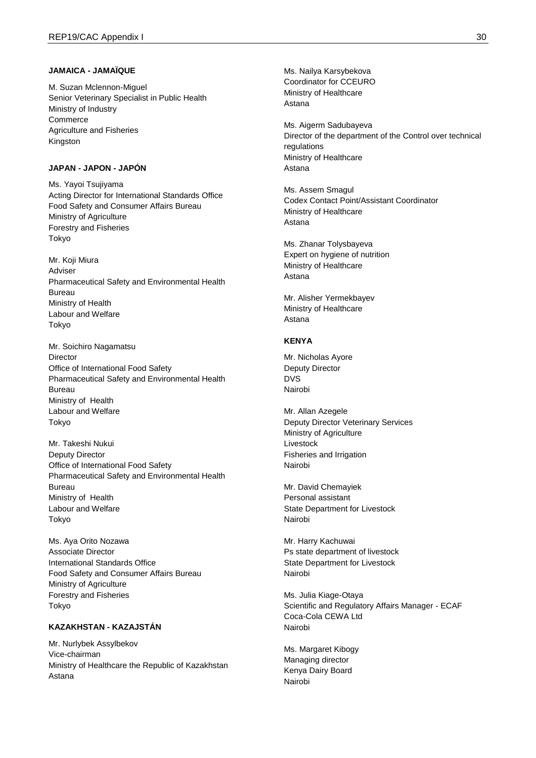**JAMAICA - JAMAÏQUE**

M. Suzan Mclennon-Miguel
Senior Veterinary Specialist in Public Health
Ministry of Industry
Commerce
Agriculture and Fisheries
Kingston

**JAPAN - JAPON - JAPÓN**

Ms. Yayoi Tsujiyama
Acting Director for International Standards Office
Food Safety and Consumer Affairs Bureau
Ministry of Agriculture
Forestry and Fisheries
Tokyo

Mr. Koji Miura
Adviser
Pharmaceutical Safety and Environmental Health Bureau
Ministry of Health
Labour and Welfare
Tokyo

Mr. Soichiro Nagamatsu
Director
Office of International Food Safety
Pharmaceutical Safety and Environmental Health Bureau
Ministry of Health
Labour and Welfare
Tokyo

Mr. Takeshi Nukui
Deputy Director
Office of International Food Safety
Pharmaceutical Safety and Environmental Health Bureau
Ministry of Health
Labour and Welfare
Tokyo

Ms. Aya Orito Nozawa
Associate Director
International Standards Office
Food Safety and Consumer Affairs Bureau
Ministry of Agriculture
Forestry and Fisheries
Tokyo

**KAZAKHSTAN - KAZAJSTÁN**

Mr. Nurlybek Assylbekov
Vice-chairman
Ministry of Healthcare the Republic of Kazakhstan
Astana

Ms. Nailya Karsybekova
Coordinator for CCEURO
Ministry of Healthcare
Astana

Ms. Aigerm Sadubayeva
Director of the department of the Control over technical regulations
Ministry of Healthcare
Astana

Ms. Assem Smagul
Codex Contact Point/Assistant Coordinator
Ministry of Healthcare
Astana

Ms. Zhanar Tolysbayeva
Expert on hygiene of nutrition
Ministry of Healthcare
Astana

Mr. Alisher Yermekbayev
Ministry of Healthcare
Astana

**KENYA**

Mr. Nicholas Ayore
Deputy Director
DVS
Nairobi

Mr. Allan Azegele
Deputy Director Veterinary Services
Ministry of Agriculture
Livestock
Fisheries and Irrigation
Nairobi

Mr. David Chemayiek
Personal assistant
State Department for Livestock
Nairobi

Mr. Harry Kachuwai
Ps state department of livestock
State Department for Livestock
Nairobi

Ms. Julia Kiage-Otaya
Scientific and Regulatory Affairs Manager - ECAF
Coca-Cola CEWA Ltd
Nairobi

Ms. Margaret Kibogy
Managing director
Kenya Dairy Board
Nairobi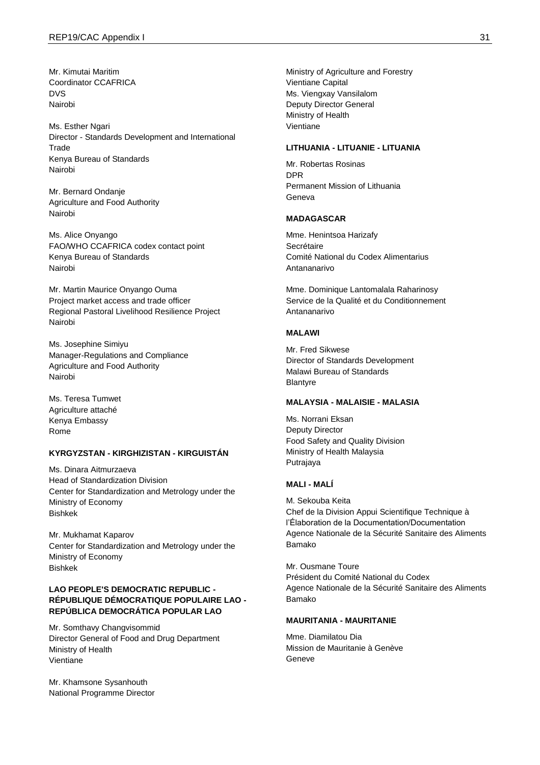Mr. Kimutai Maritim
Coordinator CCAFRICA
DVS
Nairobi

Ms. Esther Ngari
Director - Standards Development and International Trade
Kenya Bureau of Standards
Nairobi

Mr. Bernard Ondanje
Agriculture and Food Authority
Nairobi

Ms. Alice Onyango
FAO/WHO CCAFRICA codex contact point
Kenya Bureau of Standards
Nairobi

Mr. Martin Maurice Onyango Ouma
Project market access and trade officer
Regional Pastoral Livelihood Resilience Project
Nairobi

Ms. Josephine Simiyu
Manager-Regulations and Compliance
Agriculture and Food Authority
Nairobi

Ms. Teresa Tumwet
Agriculture attaché
Kenya Embassy
Rome

**KYRGYZSTAN - KIRGHIZISTAN - KIRGUISTÁN**

Ms. Dinara Aitmurzaeva
Head of Standardization Division
Center for Standardization and Metrology under the Ministry of Economy
Bishkek

Mr. Mukhamat Kaparov
Center for Standardization and Metrology under the Ministry of Economy
Bishkek

**LAO PEOPLE'S DEMOCRATIC REPUBLIC - RÉPUBLIQUE DÉMOCRATIQUE POPULAIRE LAO - REPÚBLICA DEMOCRÁTICA POPULAR LAO**

Mr. Somthavy Changvisommid
Director General of Food and Drug Department
Ministry of Health
Vientiane

Mr. Khamsone Sysanhouth
National Programme Director
Ministry of Agriculture and Forestry
Vientiane Capital

Ms. Viengxay Vansilalom
Deputy Director General
Ministry of Health
Vientiane

**LITHUANIA - LITUANIE - LITUANIA**

Mr. Robertas Rosinas
DPR
Permanent Mission of Lithuania
Geneva

**MADAGASCAR**

Mme. Henintsoa Harizafy
Secrétaire
Comité National du Codex Alimentarius
Antananarivo

Mme. Dominique Lantomalala Raharinosy
Service de la Qualité et du Conditionnement
Antananarivo

**MALAWI**

Mr. Fred Sikwese
Director of Standards Development
Malawi Bureau of Standards
Blantyre

**MALAYSIA - MALAISIE - MALASIA**

Ms. Norrani Eksan
Deputy Director
Food Safety and Quality Division
Ministry of Health Malaysia
Putrajaya

**MALI - MALÍ**

M. Sekouba Keita
Chef de la Division Appui Scientifique Technique à l'Élaboration de la Documentation/Documentation
Agence Nationale de la Sécurité Sanitaire des Aliments
Bamako

Mr. Ousmane Toure
Président du Comité National du Codex
Agence Nationale de la Sécurité Sanitaire des Aliments
Bamako

**MAURITANIA - MAURITANIE**

Mme. Diamilatou Dia
Mission de Mauritanie à Genève
Geneve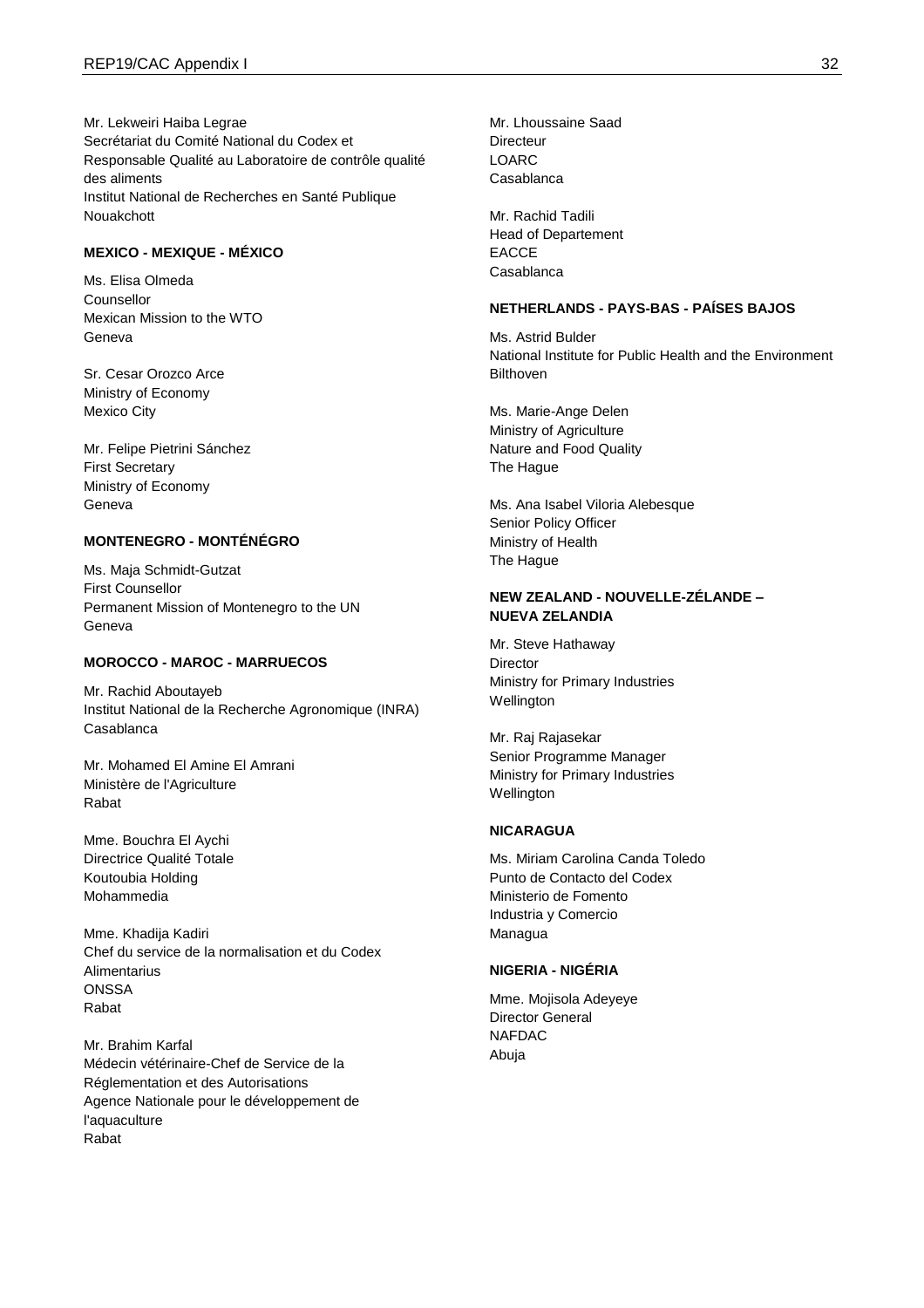Mr. Lekweiri Haiba Legrae
Secrétariat du Comité National du Codex et Responsable Qualité au Laboratoire de contrôle qualité des aliments
Institut National de Recherches en Santé Publique
Nouakchott

**MEXICO - MEXIQUE - MÉXICO**

Ms. Elisa Olmeda
Counsellor
Mexican Mission to the WTO
Geneva

Sr. Cesar Orozco Arce
Ministry of Economy
Mexico City

Mr. Felipe Pietrini Sánchez
First Secretary
Ministry of Economy
Geneva

**MONTENEGRO - MONTÉNÉGRO**

Ms. Maja Schmidt-Gutzat
First Counsellor
Permanent Mission of Montenegro to the UN
Geneva

**MOROCCO - MAROC - MARRUECOS**

Mr. Rachid Aboutayeb
Institut National de la Recherche Agronomique (INRA)
Casablanca

Mr. Mohamed El Amine El Amrani
Ministère de l'Agriculture
Rabat

Mme. Bouchra El Aychi
Directrice Qualité Totale
Koutoubia Holding
Mohammedia

Mme. Khadija Kadiri
Chef du service de la normalisation et du Codex Alimentarius
ONSSA
Rabat

Mr. Brahim Karfal
Médecin vétérinaire-Chef de Service de la Réglementation et des Autorisations
Agence Nationale pour le développement de l'aquaculture
Rabat

Mr. Lhoussaine Saad
Directeur
LOARC
Casablanca

Mr. Rachid Tadili
Head of Departement
EACCE
Casablanca

**NETHERLANDS - PAYS-BAS - PAÍSES BAJOS**

Ms. Astrid Bulder
National Institute for Public Health and the Environment
Bilthoven

Ms. Marie-Ange Delen
Ministry of Agriculture
Nature and Food Quality
The Hague

Ms. Ana Isabel Viloria Alebesque
Senior Policy Officer
Ministry of Health
The Hague

**NEW ZEALAND - NOUVELLE-ZÉLANDE – NUEVA ZELANDIA**

Mr. Steve Hathaway
Director
Ministry for Primary Industries
Wellington

Mr. Raj Rajasekar
Senior Programme Manager
Ministry for Primary Industries
Wellington

**NICARAGUA**

Ms. Miriam Carolina Canda Toledo
Punto de Contacto del Codex
Ministerio de Fomento
Industria y Comercio
Managua

**NIGERIA - NIGÉRIA**

Mme. Mojisola Adeyeye
Director General
NAFDAC
Abuja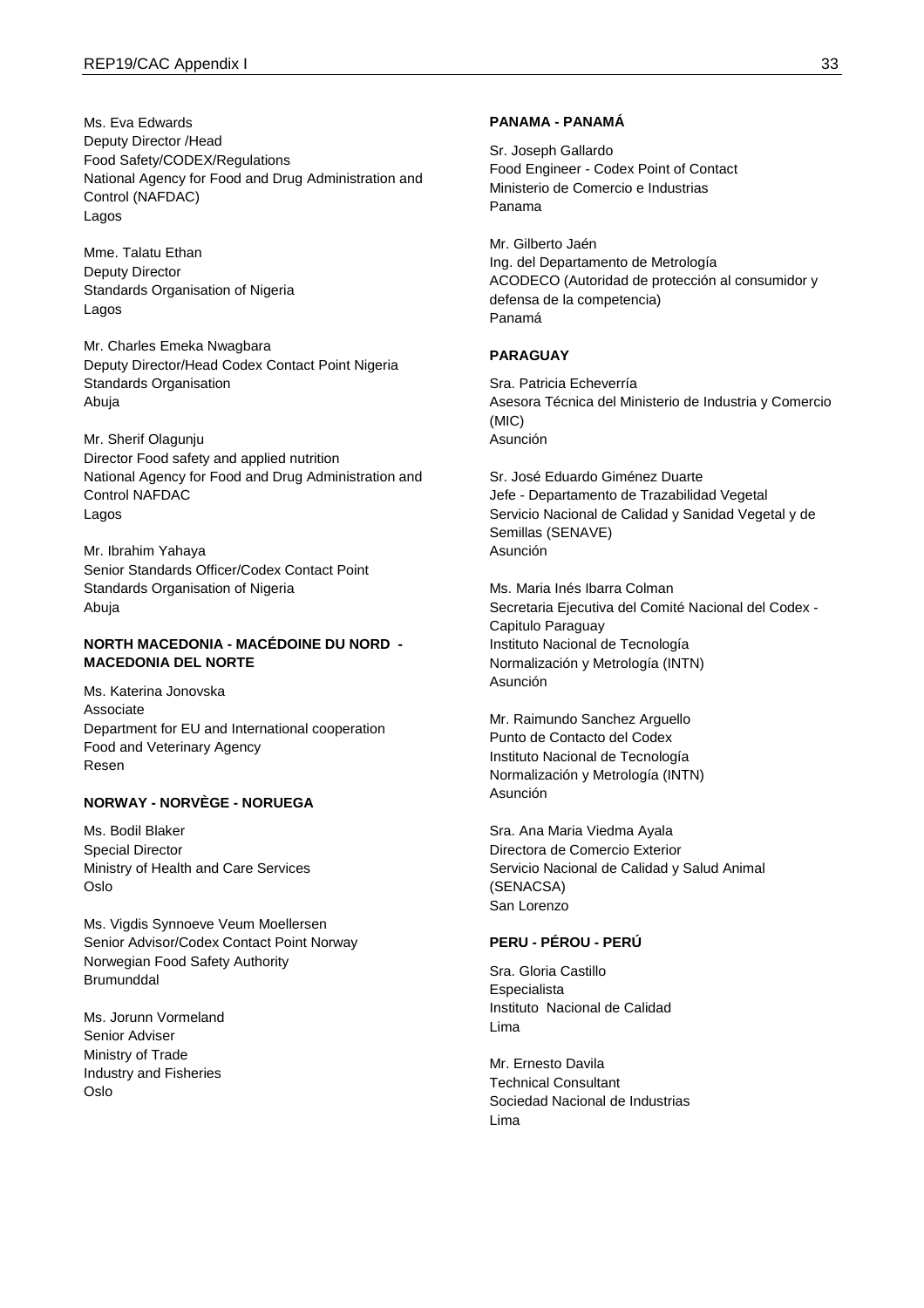Ms. Eva Edwards
Deputy Director /Head
Food Safety/CODEX/Regulations
National Agency for Food and Drug Administration and Control (NAFDAC)
Lagos

Mme. Talatu Ethan
Deputy Director
Standards Organisation of Nigeria
Lagos

Mr. Charles Emeka Nwagbara
Deputy Director/Head Codex Contact Point Nigeria
Standards Organisation
Abuja

Mr. Sherif Olagunju
Director Food safety and applied nutrition
National Agency for Food and Drug Administration and Control NAFDAC
Lagos

Mr. Ibrahim Yahaya
Senior Standards Officer/Codex Contact Point
Standards Organisation of Nigeria
Abuja

**NORTH MACEDONIA - MACÉDOINE DU NORD - MACEDONIA DEL NORTE**

Ms. Katerina Jonovska
Associate
Department for EU and International cooperation
Food and Veterinary Agency
Resen

**NORWAY - NORVÈGE - NORUEGA**

Ms. Bodil Blaker
Special Director
Ministry of Health and Care Services
Oslo

Ms. Vigdis Synnoeve Veum Moellersen
Senior Advisor/Codex Contact Point Norway
Norwegian Food Safety Authority
Brumunddal

Ms. Jorunn Vormeland
Senior Adviser
Ministry of Trade
Industry and Fisheries
Oslo

**PANAMA - PANAMÁ**

Sr. Joseph Gallardo
Food Engineer - Codex Point of Contact
Ministerio de Comercio e Industrias
Panama

Mr. Gilberto Jaén
Ing. del Departamento de Metrología
ACODECO (Autoridad de protección al consumidor y defensa de la competencia)
Panamá

**PARAGUAY**

Sra. Patricia Echeverría
Asesora Técnica del Ministerio de Industria y Comercio (MIC)
Asunción

Sr. José Eduardo Giménez Duarte
Jefe - Departamento de Trazabilidad Vegetal
Servicio Nacional de Calidad y Sanidad Vegetal y de Semillas (SENAVE)
Asunción

Ms. Maria Inés Ibarra Colman
Secretaria Ejecutiva del Comité Nacional del Codex - Capitulo Paraguay
Instituto Nacional de Tecnología
Normalización y Metrología (INTN)
Asunción

Mr. Raimundo Sanchez Arguello
Punto de Contacto del Codex
Instituto Nacional de Tecnología
Normalización y Metrología (INTN)
Asunción

Sra. Ana Maria Viedma Ayala
Directora de Comercio Exterior
Servicio Nacional de Calidad y Salud Animal (SENACSA)
San Lorenzo

**PERU - PÉROU - PERÚ**

Sra. Gloria Castillo
Especialista
Instituto Nacional de Calidad
Lima

Mr. Ernesto Davila
Technical Consultant
Sociedad Nacional de Industrias
Lima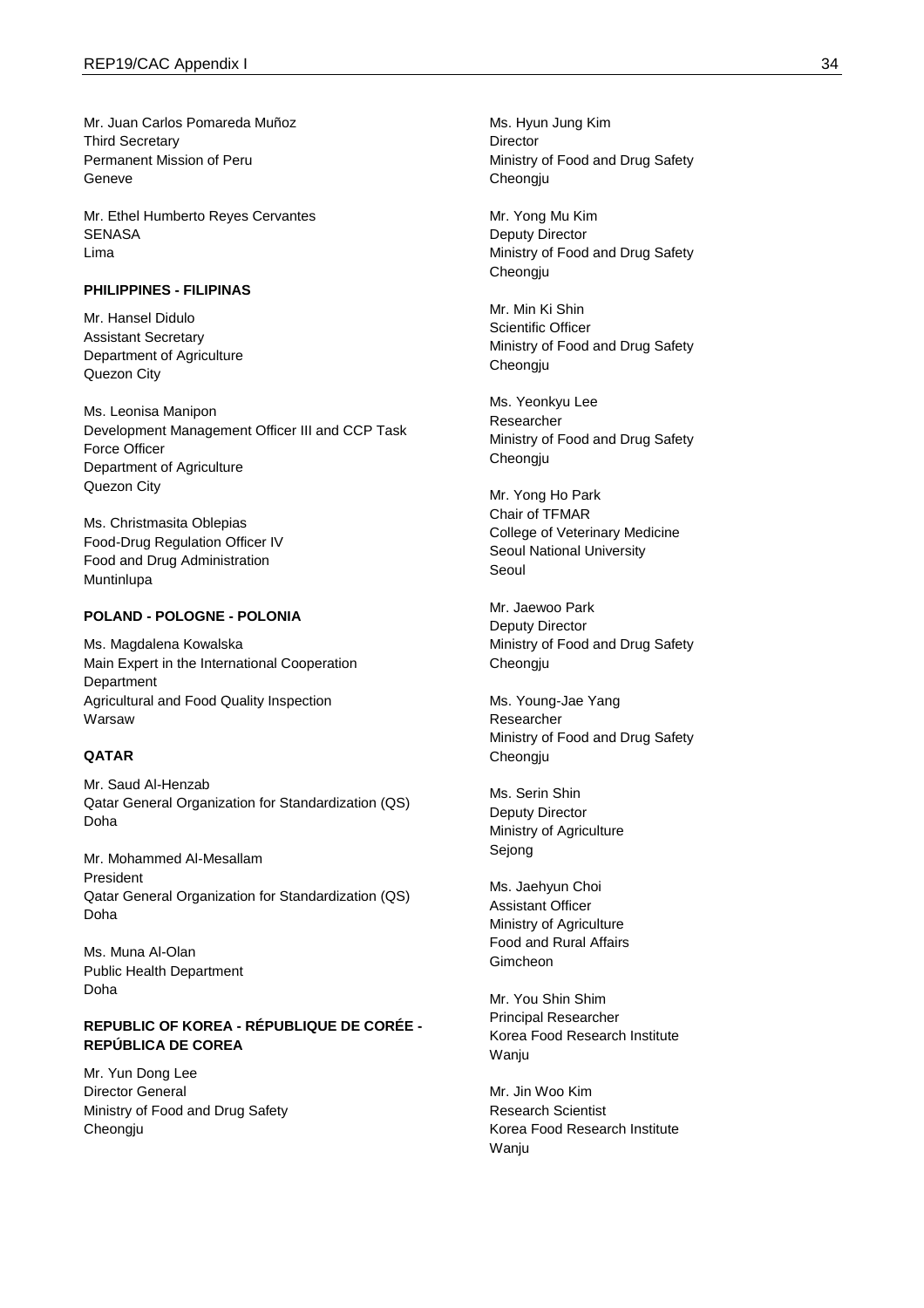Mr. Juan Carlos Pomareda Muñoz
Third Secretary
Permanent Mission of Peru
Geneve

Mr. Ethel Humberto Reyes Cervantes
SENASA
Lima

**PHILIPPINES - FILIPINAS**

Mr. Hansel Didulo
Assistant Secretary
Department of Agriculture
Quezon City

Ms. Leonisa Manipon
Development Management Officer III and CCP Task Force Officer
Department of Agriculture
Quezon City

Ms. Christmasita Oblepias
Food-Drug Regulation Officer IV
Food and Drug Administration
Muntinlupa

**POLAND - POLOGNE - POLONIA**

Ms. Magdalena Kowalska
Main Expert in the International Cooperation Department
Agricultural and Food Quality Inspection
Warsaw

**QATAR**

Mr. Saud Al-Henzab
Qatar General Organization for Standardization (QS)
Doha

Mr. Mohammed Al-Mesallam
President
Qatar General Organization for Standardization (QS)
Doha

Ms. Muna Al-Olan
Public Health Department
Doha

**REPUBLIC OF KOREA - RÉPUBLIQUE DE CORÉE - REPÚBLICA DE COREA**

Mr. Yun Dong Lee
Director General
Ministry of Food and Drug Safety
Cheongju

Ms. Hyun Jung Kim
Director
Ministry of Food and Drug Safety
Cheongju

Mr. Yong Mu Kim
Deputy Director
Ministry of Food and Drug Safety
Cheongju

Mr. Min Ki Shin
Scientific Officer
Ministry of Food and Drug Safety
Cheongju

Ms. Yeonkyu Lee
Researcher
Ministry of Food and Drug Safety
Cheongju

Mr. Yong Ho Park
Chair of TFMAR
College of Veterinary Medicine
Seoul National University
Seoul

Mr. Jaewoo Park
Deputy Director
Ministry of Food and Drug Safety
Cheongju

Ms. Young-Jae Yang
Researcher
Ministry of Food and Drug Safety
Cheongju

Ms. Serin Shin
Deputy Director
Ministry of Agriculture
Sejong

Ms. Jaehyun Choi
Assistant Officer
Ministry of Agriculture
Food and Rural Affairs
Gimcheon

Mr. You Shin Shim
Principal Researcher
Korea Food Research Institute
Wanju

Mr. Jin Woo Kim
Research Scientist
Korea Food Research Institute
Wanju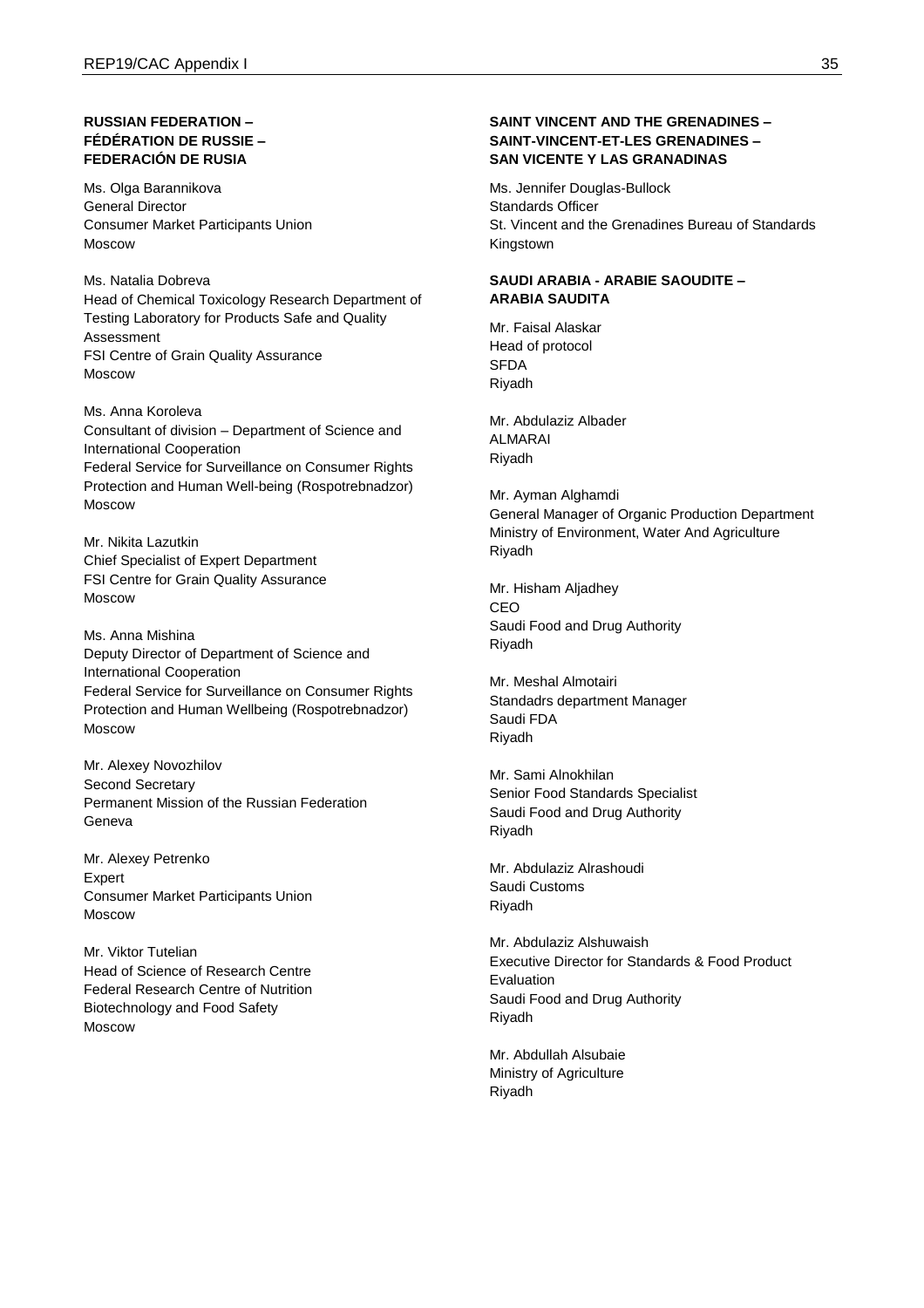**RUSSIAN FEDERATION – FÉDÉRATION DE RUSSIE – FEDERACIÓN DE RUSIA**

Ms. Olga Barannikova
General Director
Consumer Market Participants Union
Moscow

Ms. Natalia Dobreva
Head of Chemical Toxicology Research Department of Testing Laboratory for Products Safe and Quality Assessment
FSI Centre of Grain Quality Assurance
Moscow

Ms. Anna Koroleva
Consultant of division – Department of Science and International Cooperation
Federal Service for Surveillance on Consumer Rights Protection and Human Well-being (Rospotrebnadzor)
Moscow

Mr. Nikita Lazutkin
Chief Specialist of Expert Department
FSI Centre for Grain Quality Assurance
Moscow

Ms. Anna Mishina
Deputy Director of Department of Science and International Cooperation
Federal Service for Surveillance on Consumer Rights Protection and Human Wellbeing (Rospotrebnadzor)
Moscow

Mr. Alexey Novozhilov
Second Secretary
Permanent Mission of the Russian Federation
Geneva

Mr. Alexey Petrenko
Expert
Consumer Market Participants Union
Moscow

Mr. Viktor Tutelian
Head of Science of Research Centre
Federal Research Centre of Nutrition Biotechnology and Food Safety
Moscow

**SAINT VINCENT AND THE GRENADINES – SAINT-VINCENT-ET-LES GRENADINES – SAN VICENTE Y LAS GRANADINAS**

Ms. Jennifer Douglas-Bullock
Standards Officer
St. Vincent and the Grenadines Bureau of Standards
Kingstown

**SAUDI ARABIA - ARABIE SAOUDITE – ARABIA SAUDITA**

Mr. Faisal Alaskar
Head of protocol
SFDA
Riyadh

Mr. Abdulaziz Albader
ALMARAI
Riyadh

Mr. Ayman Alghamdi
General Manager of Organic Production Department
Ministry of Environment, Water And Agriculture
Riyadh

Mr. Hisham Aljadhey
CEO
Saudi Food and Drug Authority
Riyadh

Mr. Meshal Almotairi
Standadrs department Manager
Saudi FDA
Riyadh

Mr. Sami Alnokhilan
Senior Food Standards Specialist
Saudi Food and Drug Authority
Riyadh

Mr. Abdulaziz Alrashoudi
Saudi Customs
Riyadh

Mr. Abdulaziz Alshuwaish
Executive Director for Standards & Food Product Evaluation
Saudi Food and Drug Authority
Riyadh

Mr. Abdullah Alsubaie
Ministry of Agriculture
Riyadh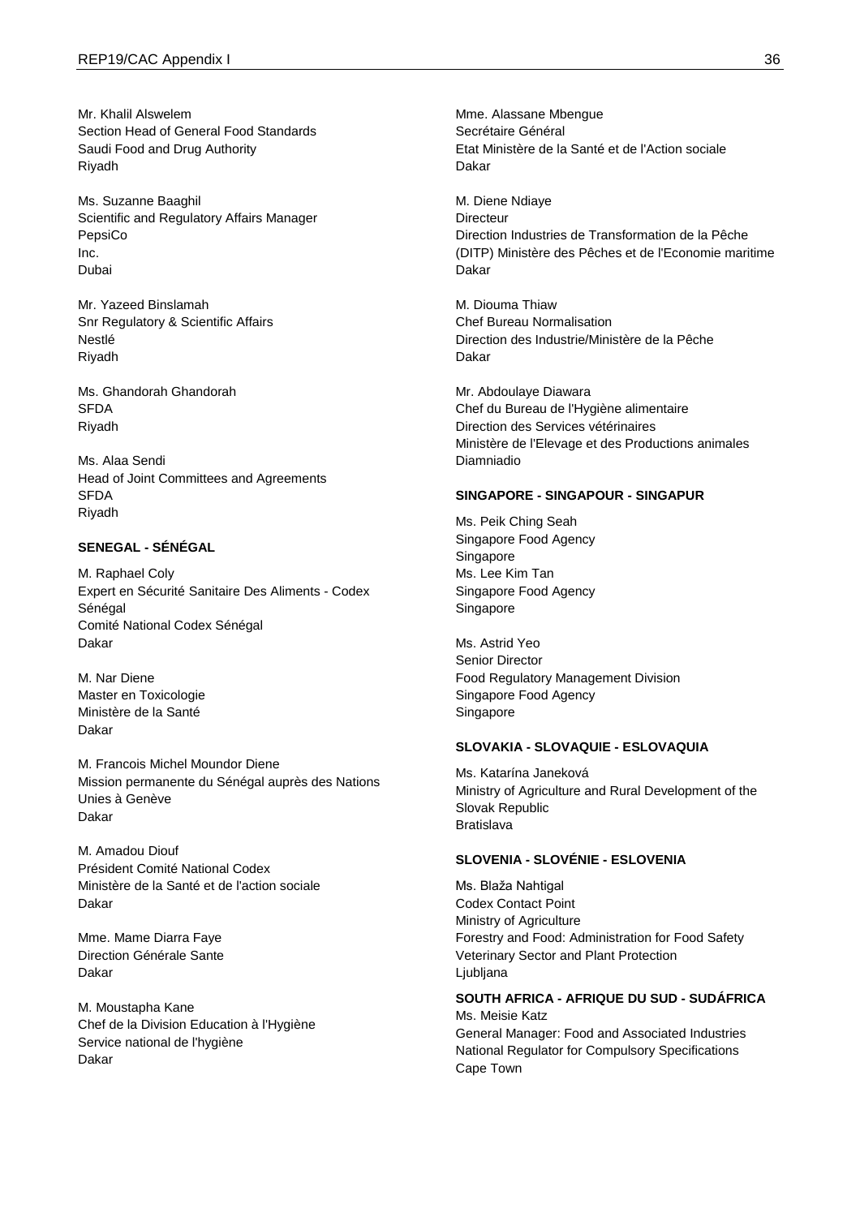Mr. Khalil Alswelem
Section Head of General Food Standards
Saudi Food and Drug Authority
Riyadh

Ms. Suzanne Baaghil
Scientific and Regulatory Affairs Manager
PepsiCo
Inc.
Dubai

Mr. Yazeed Binslamah
Snr Regulatory & Scientific Affairs
Nestlé
Riyadh

Ms. Ghandorah Ghandorah
SFDA
Riyadh

Ms. Alaa Sendi
Head of Joint Committees and Agreements
SFDA
Riyadh

**SENEGAL - SÉNÉGAL**

M. Raphael Coly
Expert en Sécurité Sanitaire Des Aliments - Codex Sénégal
Comité National Codex Sénégal
Dakar

M. Nar Diene
Master en Toxicologie
Ministère de la Santé
Dakar

M. Francois Michel Moundor Diene
Mission permanente du Sénégal auprès des Nations Unies à Genève
Dakar

M. Amadou Diouf
Président Comité National Codex
Ministère de la Santé et de l'action sociale
Dakar

Mme. Mame Diarra Faye
Direction Générale Sante
Dakar

M. Moustapha Kane
Chef de la Division Education à l'Hygiène
Service national de l'hygiène
Dakar

Mme. Alassane Mbengue
Secrétaire Général
Etat Ministère de la Santé et de l'Action sociale
Dakar

M. Diene Ndiaye
Directeur
Direction Industries de Transformation de la Pêche (DITP) Ministère des Pêches et de l'Economie maritime
Dakar

M. Diouma Thiaw
Chef Bureau Normalisation
Direction des Industrie/Ministère de la Pêche
Dakar

Mr. Abdoulaye Diawara
Chef du Bureau de l'Hygiène alimentaire
Direction des Services vétérinaires
Ministère de l'Elevage et des Productions animales
Diamniadio

**SINGAPORE - SINGAPOUR - SINGAPUR**

Ms. Peik Ching Seah
Singapore Food Agency
Singapore
Ms. Lee Kim Tan
Singapore Food Agency
Singapore

Ms. Astrid Yeo
Senior Director
Food Regulatory Management Division
Singapore Food Agency
Singapore

**SLOVAKIA - SLOVAQUIE - ESLOVAQUIA**

Ms. Katarína Janeková
Ministry of Agriculture and Rural Development of the Slovak Republic
Bratislava

**SLOVENIA - SLOVÉNIE - ESLOVENIA**

Ms. Blaža Nahtigal
Codex Contact Point
Ministry of Agriculture
Forestry and Food: Administration for Food Safety
Veterinary Sector and Plant Protection
Ljubljana

**SOUTH AFRICA - AFRIQUE DU SUD - SUDÁFRICA**

Ms. Meisie Katz
General Manager: Food and Associated Industries
National Regulator for Compulsory Specifications
Cape Town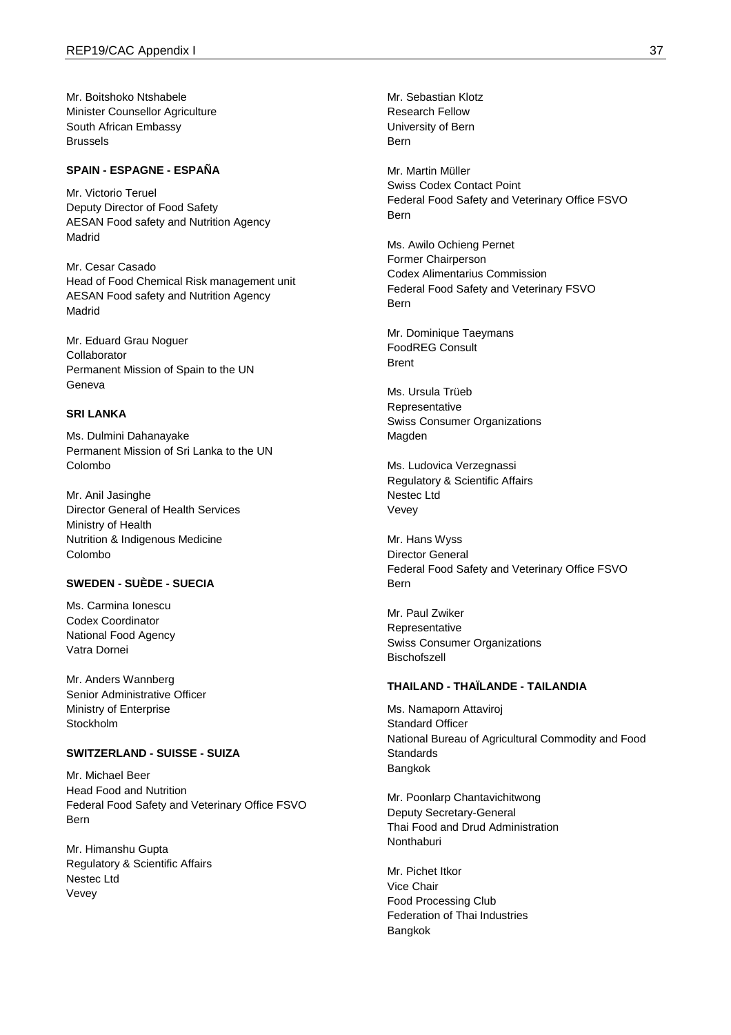Mr. Boitshoko Ntshabele
Minister Counsellor Agriculture
South African Embassy
Brussels

**SPAIN - ESPAGNE - ESPAÑA**

Mr. Victorio Teruel
Deputy Director of Food Safety
AESAN Food safety and Nutrition Agency
Madrid

Mr. Cesar Casado
Head of Food Chemical Risk management unit
AESAN Food safety and Nutrition Agency
Madrid

Mr. Eduard Grau Noguer
Collaborator
Permanent Mission of Spain to the UN
Geneva

**SRI LANKA**

Ms. Dulmini Dahanayake
Permanent Mission of Sri Lanka to the UN
Colombo

Mr. Anil Jasinghe
Director General of Health Services
Ministry of Health
Nutrition & Indigenous Medicine
Colombo

**SWEDEN - SUÈDE - SUECIA**

Ms. Carmina Ionescu
Codex Coordinator
National Food Agency
Vatra Dornei

Mr. Anders Wannberg
Senior Administrative Officer
Ministry of Enterprise
Stockholm

**SWITZERLAND - SUISSE - SUIZA**

Mr. Michael Beer
Head Food and Nutrition
Federal Food Safety and Veterinary Office FSVO
Bern

Mr. Himanshu Gupta
Regulatory & Scientific Affairs
Nestec Ltd
Vevey

Mr. Sebastian Klotz
Research Fellow
University of Bern
Bern

Mr. Martin Müller
Swiss Codex Contact Point
Federal Food Safety and Veterinary Office FSVO
Bern

Ms. Awilo Ochieng Pernet
Former Chairperson
Codex Alimentarius Commission
Federal Food Safety and Veterinary FSVO
Bern

Mr. Dominique Taeymans
FoodREG Consult
Brent

Ms. Ursula Trüeb
Representative
Swiss Consumer Organizations
Magden

Ms. Ludovica Verzegnassi
Regulatory & Scientific Affairs
Nestec Ltd
Vevey

Mr. Hans Wyss
Director General
Federal Food Safety and Veterinary Office FSVO
Bern

Mr. Paul Zwiker
Representative
Swiss Consumer Organizations
Bischofszell

**THAILAND - THAÏLANDE - TAILANDIA**

Ms. Namaporn Attaviroj
Standard Officer
National Bureau of Agricultural Commodity and Food Standards
Bangkok

Mr. Poonlarp Chantavichitwong
Deputy Secretary-General
Thai Food and Drud Administration
Nonthaburi

Mr. Pichet Itkor
Vice Chair
Food Processing Club
Federation of Thai Industries
Bangkok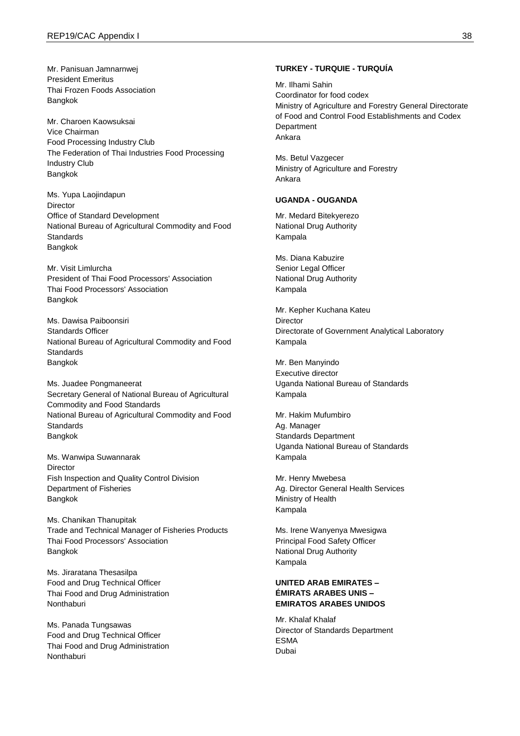Mr. Panisuan Jamnarnwej
President Emeritus
Thai Frozen Foods Association
Bangkok

Mr. Charoen Kaowsuksai
Vice Chairman
Food Processing Industry Club
The Federation of Thai Industries Food Processing Industry Club
Bangkok

Ms. Yupa Laojindapun
Director
Office of Standard Development
National Bureau of Agricultural Commodity and Food Standards
Bangkok

Mr. Visit Limlurcha
President of Thai Food Processors' Association
Thai Food Processors' Association
Bangkok

Ms. Dawisa Paiboonsiri
Standards Officer
National Bureau of Agricultural Commodity and Food Standards
Bangkok

Ms. Juadee Pongmaneerat
Secretary General of National Bureau of Agricultural Commodity and Food Standards
National Bureau of Agricultural Commodity and Food Standards
Bangkok

Ms. Wanwipa Suwannarak
Director
Fish Inspection and Quality Control Division
Department of Fisheries
Bangkok

Ms. Chanikan Thanupitak
Trade and Technical Manager of Fisheries Products
Thai Food Processors' Association
Bangkok

Ms. Jiraratana Thesasilpa
Food and Drug Technical Officer
Thai Food and Drug Administration
Nonthaburi

Ms. Panada Tungsawas
Food and Drug Technical Officer
Thai Food and Drug Administration
Nonthaburi

**TURKEY - TURQUIE - TURQUÍA**

Mr. Ilhami Sahin
Coordinator for food codex
Ministry of Agriculture and Forestry General Directorate of Food and Control Food Establishments and Codex Department
Ankara

Ms. Betul Vazgecer
Ministry of Agriculture and Forestry
Ankara

**UGANDA - OUGANDA**

Mr. Medard Bitekyerezo
National Drug Authority
Kampala

Ms. Diana Kabuzire
Senior Legal Officer
National Drug Authority
Kampala

Mr. Kepher Kuchana Kateu
Director
Directorate of Government Analytical Laboratory
Kampala

Mr. Ben Manyindo
Executive director
Uganda National Bureau of Standards
Kampala

Mr. Hakim Mufumbiro
Ag. Manager
Standards Department
Uganda National Bureau of Standards
Kampala

Mr. Henry Mwebesa
Ag. Director General Health Services
Ministry of Health
Kampala

Ms. Irene Wanyenya Mwesigwa
Principal Food Safety Officer
National Drug Authority
Kampala

**UNITED ARAB EMIRATES – ÉMIRATS ARABES UNIS – EMIRATOS ARABES UNIDOS**

Mr. Khalaf Khalaf
Director of Standards Department
ESMA
Dubai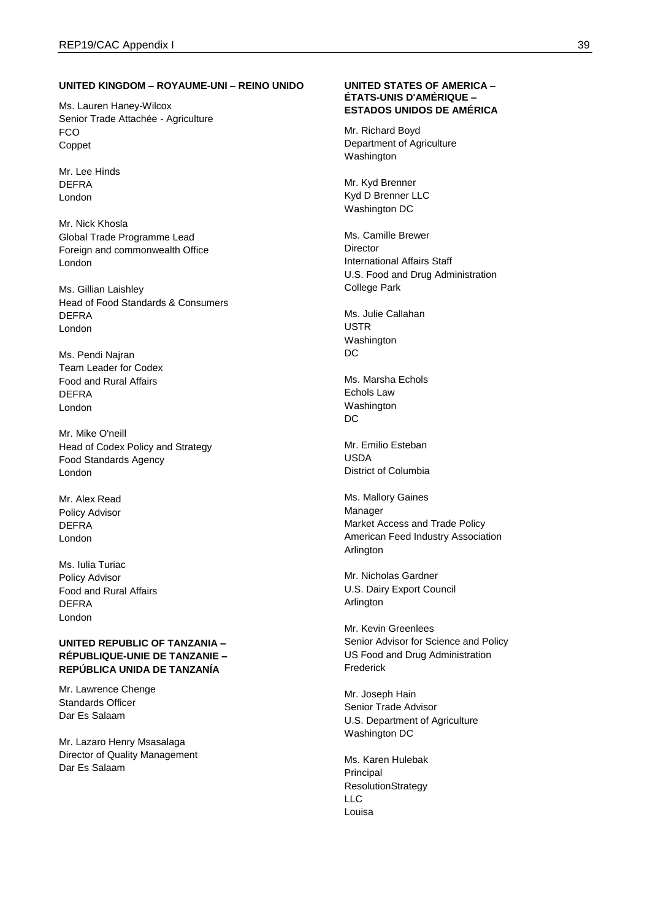**UNITED KINGDOM – ROYAUME-UNI – REINO UNIDO**

Ms. Lauren Haney-Wilcox
Senior Trade Attachée - Agriculture
FCO
Coppet

Mr. Lee Hinds
DEFRA
London

Mr. Nick Khosla
Global Trade Programme Lead
Foreign and commonwealth Office
London

Ms. Gillian Laishley
Head of Food Standards & Consumers
DEFRA
London

Ms. Pendi Najran
Team Leader for Codex
Food and Rural Affairs
DEFRA
London

Mr. Mike O'neill
Head of Codex Policy and Strategy
Food Standards Agency
London

Mr. Alex Read
Policy Advisor
DEFRA
London

Ms. Iulia Turiac
Policy Advisor
Food and Rural Affairs
DEFRA
London

**UNITED REPUBLIC OF TANZANIA – RÉPUBLIQUE-UNIE DE TANZANIE – REPÚBLICA UNIDA DE TANZANÍA**

Mr. Lawrence Chenge
Standards Officer
Dar Es Salaam

Mr. Lazaro Henry Msasalaga
Director of Quality Management
Dar Es Salaam

**UNITED STATES OF AMERICA – ÉTATS-UNIS D'AMÉRIQUE – ESTADOS UNIDOS DE AMÉRICA**

Mr. Richard Boyd
Department of Agriculture
Washington

Mr. Kyd Brenner
Kyd D Brenner LLC
Washington DC

Ms. Camille Brewer
Director
International Affairs Staff
U.S. Food and Drug Administration
College Park

Ms. Julie Callahan
USTR
Washington
DC

Ms. Marsha Echols
Echols Law
Washington
DC

Mr. Emilio Esteban
USDA
District of Columbia

Ms. Mallory Gaines
Manager
Market Access and Trade Policy
American Feed Industry Association
Arlington

Mr. Nicholas Gardner
U.S. Dairy Export Council
Arlington

Mr. Kevin Greenlees
Senior Advisor for Science and Policy
US Food and Drug Administration
Frederick

Mr. Joseph Hain
Senior Trade Advisor
U.S. Department of Agriculture
Washington DC

Ms. Karen Hulebak
Principal
ResolutionStrategy
LLC
Louisa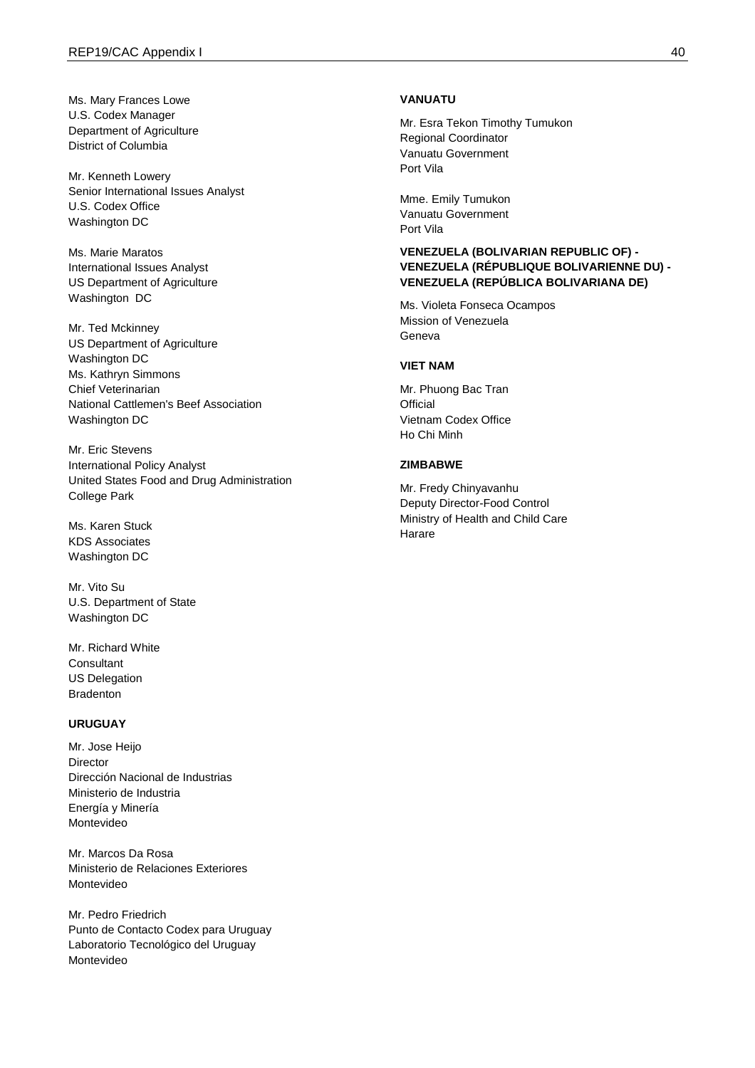Ms. Mary Frances Lowe
U.S. Codex Manager
Department of Agriculture
District of Columbia

Mr. Kenneth Lowery
Senior International Issues Analyst
U.S. Codex Office
Washington DC

Ms. Marie Maratos
International Issues Analyst
US Department of Agriculture
Washington DC

Mr. Ted Mckinney
US Department of Agriculture
Washington DC
Ms. Kathryn Simmons
Chief Veterinarian
National Cattlemen's Beef Association
Washington DC

Mr. Eric Stevens
International Policy Analyst
United States Food and Drug Administration
College Park

Ms. Karen Stuck
KDS Associates
Washington DC

Mr. Vito Su
U.S. Department of State
Washington DC

Mr. Richard White
Consultant
US Delegation
Bradenton

**URUGUAY**

Mr. Jose Heijo
Director
Dirección Nacional de Industrias
Ministerio de Industria
Energía y Minería
Montevideo

Mr. Marcos Da Rosa
Ministerio de Relaciones Exteriores
Montevideo

Mr. Pedro Friedrich
Punto de Contacto Codex para Uruguay
Laboratorio Tecnológico del Uruguay
Montevideo

**VANUATU**

Mr. Esra Tekon Timothy Tumukon
Regional Coordinator
Vanuatu Government
Port Vila

Mme. Emily Tumukon
Vanuatu Government
Port Vila

**VENEZUELA (BOLIVARIAN REPUBLIC OF) - VENEZUELA (RÉPUBLIQUE BOLIVARIENNE DU) - VENEZUELA (REPÚBLICA BOLIVARIANA DE)**

Ms. Violeta Fonseca Ocampos
Mission of Venezuela
Geneva

**VIET NAM**

Mr. Phuong Bac Tran
Official
Vietnam Codex Office
Ho Chi Minh

**ZIMBABWE**

Mr. Fredy Chinyavanhu
Deputy Director-Food Control
Ministry of Health and Child Care
Harare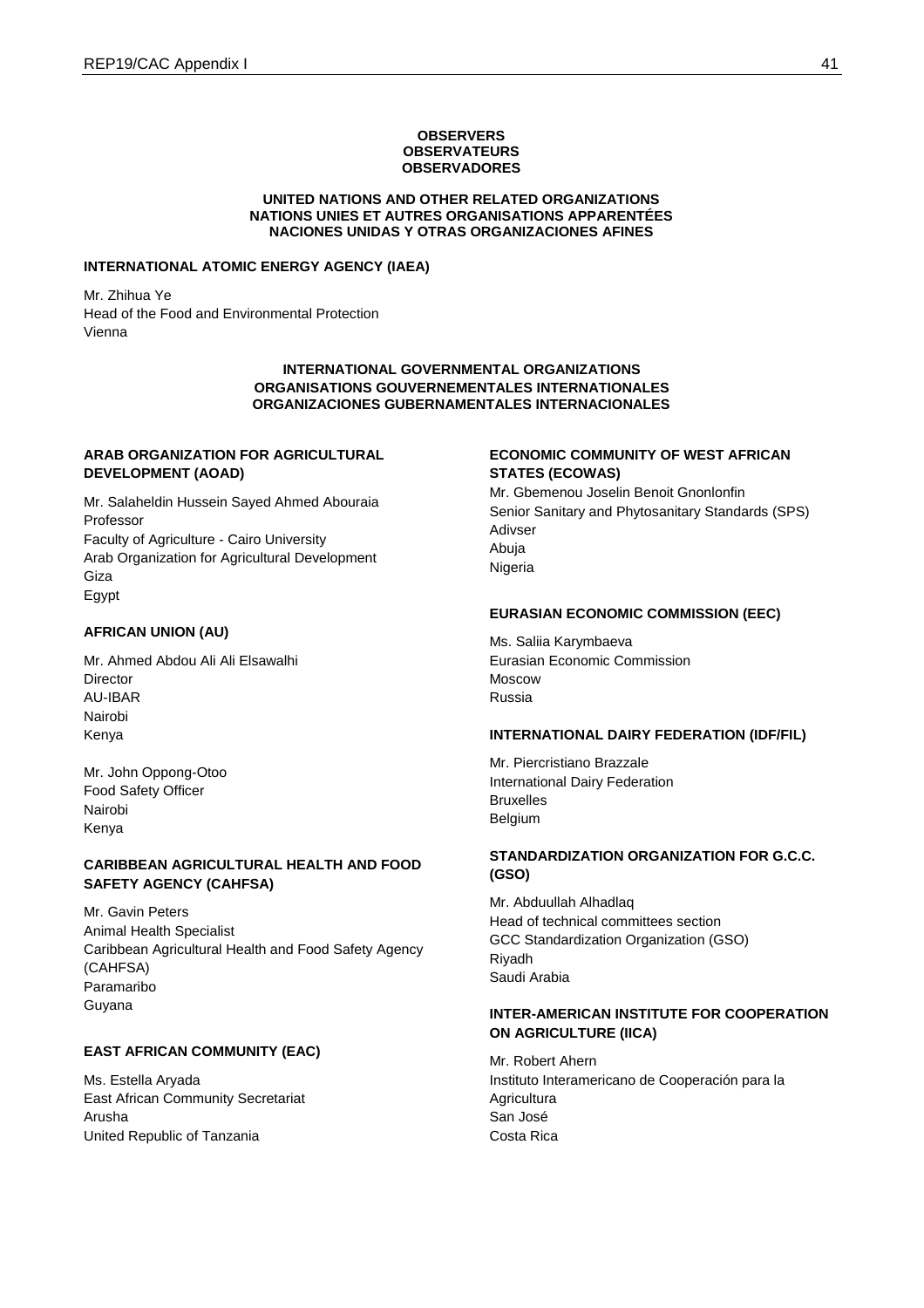**OBSERVERS**
**OBSERVATEURS**
**OBSERVADORES**

**UNITED NATIONS AND OTHER RELATED ORGANIZATIONS**
**NATIONS UNIES ET AUTRES ORGANISATIONS APPARENTÉES**
**NACIONES UNIDAS Y OTRAS ORGANIZACIONES AFINES**

**INTERNATIONAL ATOMIC ENERGY AGENCY (IAEA)**

Mr. Zhihua Ye
Head of the Food and Environmental Protection
Vienna

**INTERNATIONAL GOVERNMENTAL ORGANIZATIONS**
**ORGANISATIONS GOUVERNEMENTALES INTERNATIONALES**
**ORGANIZACIONES GUBERNAMENTALES INTERNACIONALES**

**ARAB ORGANIZATION FOR AGRICULTURAL DEVELOPMENT (AOAD)**

Mr. Salaheldin Hussein Sayed Ahmed Abouraia
Professor
Faculty of Agriculture - Cairo University
Arab Organization for Agricultural Development
Giza
Egypt

**AFRICAN UNION (AU)**

Mr. Ahmed Abdou Ali Ali Elsawalhi
Director
AU-IBAR
Nairobi
Kenya

Mr. John Oppong-Otoo
Food Safety Officer
Nairobi
Kenya

**CARIBBEAN AGRICULTURAL HEALTH AND FOOD SAFETY AGENCY (CAHFSA)**

Mr. Gavin Peters
Animal Health Specialist
Caribbean Agricultural Health and Food Safety Agency (CAHFSA)
Paramaribo
Guyana

**EAST AFRICAN COMMUNITY (EAC)**

Ms. Estella Aryada
East African Community Secretariat
Arusha
United Republic of Tanzania

**ECONOMIC COMMUNITY OF WEST AFRICAN STATES (ECOWAS)**

Mr. Gbemenou Joselin Benoit Gnonlonfin
Senior Sanitary and Phytosanitary Standards (SPS) Adivser
Abuja
Nigeria

**EURASIAN ECONOMIC COMMISSION (EEC)**

Ms. Saliia Karymbaeva
Eurasian Economic Commission
Moscow
Russia

**INTERNATIONAL DAIRY FEDERATION (IDF/FIL)**

Mr. Piercristiano Brazzale
International Dairy Federation
Bruxelles
Belgium

**STANDARDIZATION ORGANIZATION FOR G.C.C. (GSO)**

Mr. Abduullah Alhadlaq
Head of technical committees section
GCC Standardization Organization (GSO)
Riyadh
Saudi Arabia

**INTER-AMERICAN INSTITUTE FOR COOPERATION ON AGRICULTURE (IICA)**

Mr. Robert Ahern
Instituto Interamericano de Cooperación para la Agricultura
San José
Costa Rica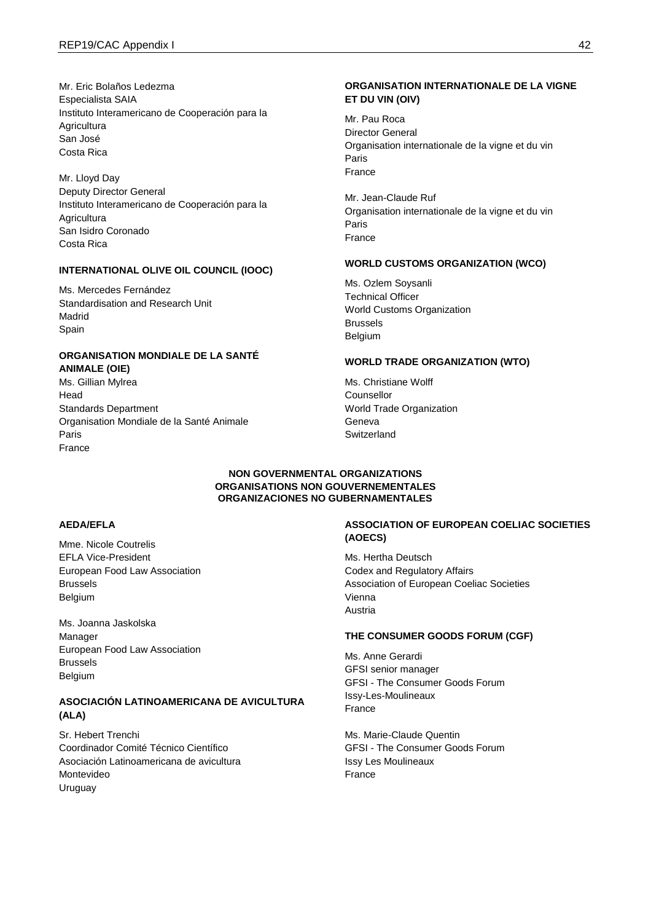Mr. Eric Bolaños Ledezma
Especialista SAIA
Instituto Interamericano de Cooperación para la Agricultura
San José
Costa Rica

Mr. Lloyd Day
Deputy Director General
Instituto Interamericano de Cooperación para la Agricultura
San Isidro Coronado
Costa Rica

**INTERNATIONAL OLIVE OIL COUNCIL (IOOC)**

Ms. Mercedes Fernández
Standardisation and Research Unit
Madrid
Spain

**ORGANISATION MONDIALE DE LA SANTÉ ANIMALE (OIE)**

Ms. Gillian Mylrea
Head
Standards Department
Organisation Mondiale de la Santé Animale
Paris
France

**ORGANISATION INTERNATIONALE DE LA VIGNE ET DU VIN (OIV)**

Mr. Pau Roca
Director General
Organisation internationale de la vigne et du vin
Paris
France

Mr. Jean-Claude Ruf
Organisation internationale de la vigne et du vin
Paris
France

**WORLD CUSTOMS ORGANIZATION (WCO)**

Ms. Ozlem Soysanli
Technical Officer
World Customs Organization
Brussels
Belgium

**WORLD TRADE ORGANIZATION (WTO)**

Ms. Christiane Wolff
Counsellor
World Trade Organization
Geneva
Switzerland

**NON GOVERNMENTAL ORGANIZATIONS**
**ORGANISATIONS NON GOUVERNEMENTALES**
**ORGANIZACIONES NO GUBERNAMENTALES**

**AEDA/EFLA**

Mme. Nicole Coutrelis
EFLA Vice-President
European Food Law Association
Brussels
Belgium

Ms. Joanna Jaskolska
Manager
European Food Law Association
Brussels
Belgium

**ASOCIACIÓN LATINOAMERICANA DE AVICULTURA (ALA)**

Sr. Hebert Trenchi
Coordinador Comité Técnico Científico
Asociación Latinoamericana de avicultura
Montevideo
Uruguay

**ASSOCIATION OF EUROPEAN COELIAC SOCIETIES (AOECS)**

Ms. Hertha Deutsch
Codex and Regulatory Affairs
Association of European Coeliac Societies
Vienna
Austria

**THE CONSUMER GOODS FORUM (CGF)**

Ms. Anne Gerardi
GFSI senior manager
GFSI - The Consumer Goods Forum
Issy-Les-Moulineaux
France

Ms. Marie-Claude Quentin
GFSI - The Consumer Goods Forum
Issy Les Moulineaux
France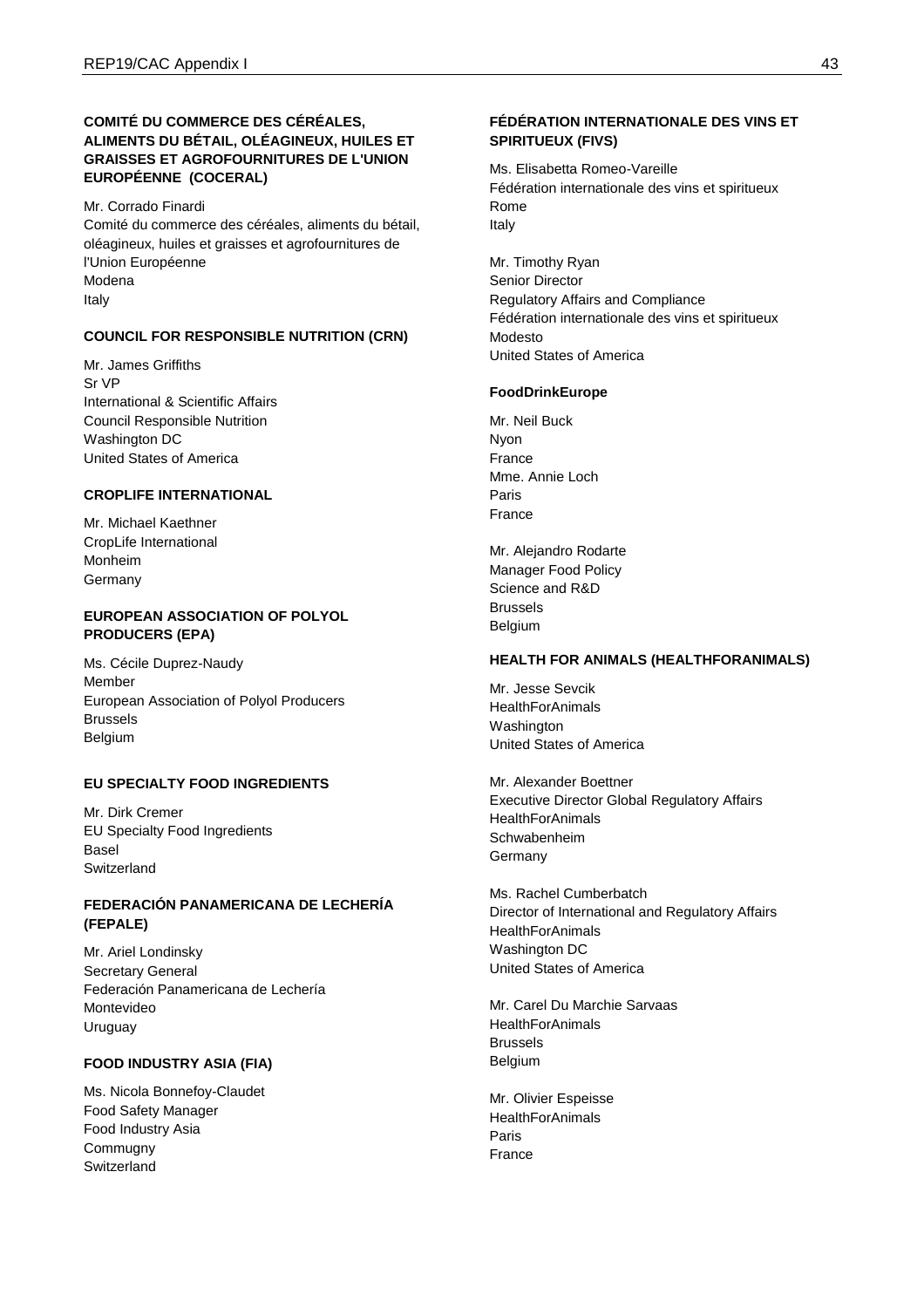**COMITÉ DU COMMERCE DES CÉRÉALES, ALIMENTS DU BÉTAIL, OLÉAGINEUX, HUILES ET GRAISSES ET AGROFOURNITURES DE L'UNION EUROPÉENNE (COCERAL)**

Mr. Corrado Finardi
Comité du commerce des céréales, aliments du bétail, oléagineux, huiles et graisses et agrofournitures de l'Union Européenne
Modena
Italy

**COUNCIL FOR RESPONSIBLE NUTRITION (CRN)**

Mr. James Griffiths
Sr VP
International & Scientific Affairs
Council Responsible Nutrition
Washington DC
United States of America

**CROPLIFE INTERNATIONAL**

Mr. Michael Kaethner
CropLife International
Monheim
Germany

**EUROPEAN ASSOCIATION OF POLYOL PRODUCERS (EPA)**

Ms. Cécile Duprez-Naudy
Member
European Association of Polyol Producers
Brussels
Belgium

**EU SPECIALTY FOOD INGREDIENTS**

Mr. Dirk Cremer
EU Specialty Food Ingredients
Basel
Switzerland

**FEDERACIÓN PANAMERICANA DE LECHERÍA (FEPALE)**

Mr. Ariel Londinsky
Secretary General
Federación Panamericana de Lechería
Montevideo
Uruguay

**FOOD INDUSTRY ASIA (FIA)**

Ms. Nicola Bonnefoy-Claudet
Food Safety Manager
Food Industry Asia
Commugny
Switzerland

**FÉDÉRATION INTERNATIONALE DES VINS ET SPIRITUEUX (FIVS)**

Ms. Elisabetta Romeo-Vareille
Fédération internationale des vins et spiritueux
Rome
Italy

Mr. Timothy Ryan
Senior Director
Regulatory Affairs and Compliance
Fédération internationale des vins et spiritueux
Modesto
United States of America

**FoodDrinkEurope**

Mr. Neil Buck
Nyon
France
Mme. Annie Loch
Paris
France

Mr. Alejandro Rodarte
Manager Food Policy
Science and R&D
Brussels
Belgium

**HEALTH FOR ANIMALS (HEALTHFORANIMALS)**

Mr. Jesse Sevcik
HealthForAnimals
Washington
United States of America

Mr. Alexander Boettner
Executive Director Global Regulatory Affairs
HealthForAnimals
Schwabenheim
Germany

Ms. Rachel Cumberbatch
Director of International and Regulatory Affairs
HealthForAnimals
Washington DC
United States of America

Mr. Carel Du Marchie Sarvaas
HealthForAnimals
Brussels
Belgium

Mr. Olivier Espeisse
HealthForAnimals
Paris
France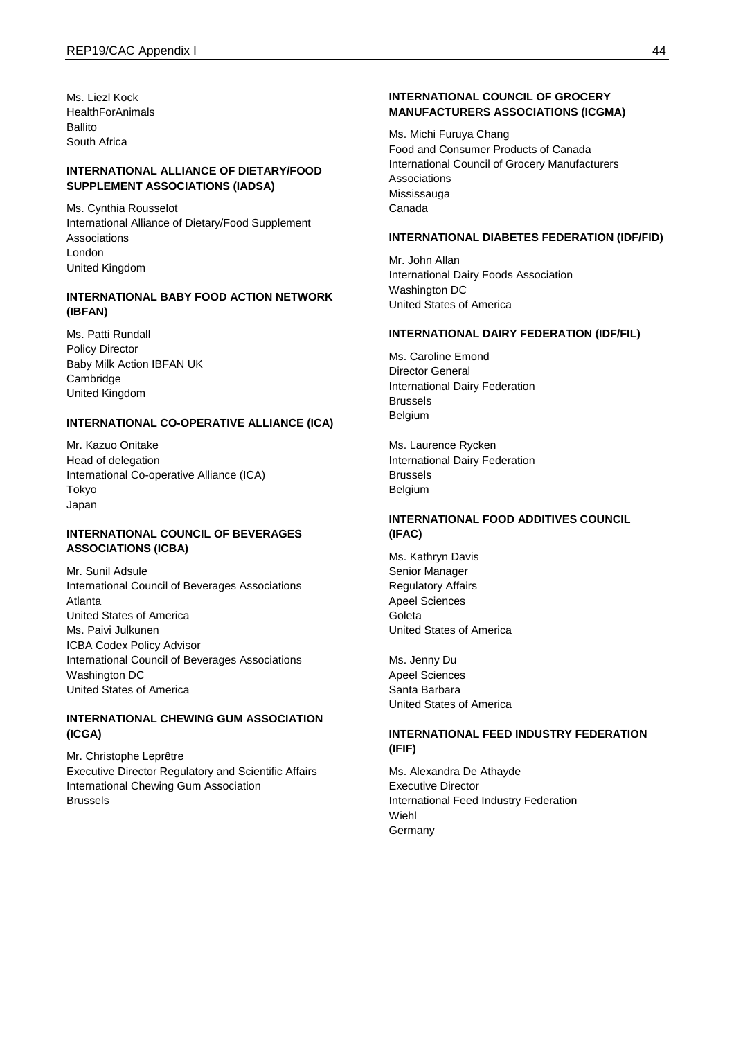Ms. Liezl Kock
HealthForAnimals
Ballito
South Africa

**INTERNATIONAL ALLIANCE OF DIETARY/FOOD SUPPLEMENT ASSOCIATIONS (IADSA)**

Ms. Cynthia Rousselot
International Alliance of Dietary/Food Supplement Associations
London
United Kingdom

**INTERNATIONAL BABY FOOD ACTION NETWORK (IBFAN)**

Ms. Patti Rundall
Policy Director
Baby Milk Action IBFAN UK
Cambridge
United Kingdom

**INTERNATIONAL CO-OPERATIVE ALLIANCE (ICA)**

Mr. Kazuo Onitake
Head of delegation
International Co-operative Alliance (ICA)
Tokyo
Japan

**INTERNATIONAL COUNCIL OF BEVERAGES ASSOCIATIONS (ICBA)**

Mr. Sunil Adsule
International Council of Beverages Associations
Atlanta
United States of America
Ms. Paivi Julkunen
ICBA Codex Policy Advisor
International Council of Beverages Associations
Washington DC
United States of America

**INTERNATIONAL CHEWING GUM ASSOCIATION (ICGA)**

Mr. Christophe Leprêtre
Executive Director Regulatory and Scientific Affairs
International Chewing Gum Association
Brussels

**INTERNATIONAL COUNCIL OF GROCERY MANUFACTURERS ASSOCIATIONS (ICGMA)**

Ms. Michi Furuya Chang
Food and Consumer Products of Canada
International Council of Grocery Manufacturers Associations
Mississauga
Canada

**INTERNATIONAL DIABETES FEDERATION (IDF/FID)**

Mr. John Allan
International Dairy Foods Association
Washington DC
United States of America

**INTERNATIONAL DAIRY FEDERATION (IDF/FIL)**

Ms. Caroline Emond
Director General
International Dairy Federation
Brussels
Belgium

Ms. Laurence Rycken
International Dairy Federation
Brussels
Belgium

**INTERNATIONAL FOOD ADDITIVES COUNCIL (IFAC)**

Ms. Kathryn Davis
Senior Manager
Regulatory Affairs
Apeel Sciences
Goleta
United States of America

Ms. Jenny Du
Apeel Sciences
Santa Barbara
United States of America

**INTERNATIONAL FEED INDUSTRY FEDERATION (IFIF)**

Ms. Alexandra De Athayde
Executive Director
International Feed Industry Federation
Wiehl
Germany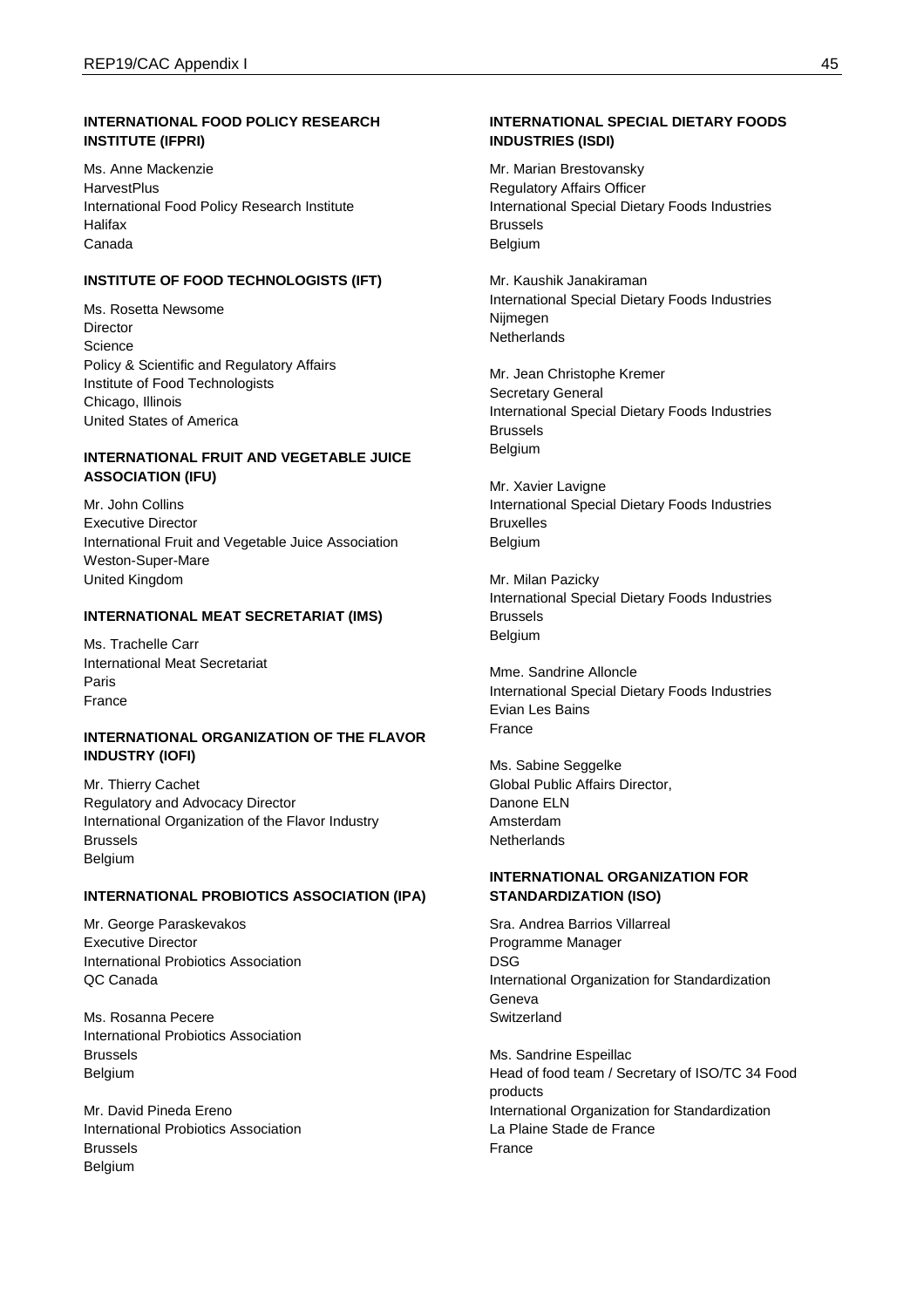**INTERNATIONAL FOOD POLICY RESEARCH INSTITUTE (IFPRI)**

Ms. Anne Mackenzie
HarvestPlus
International Food Policy Research Institute
Halifax
Canada

**INSTITUTE OF FOOD TECHNOLOGISTS (IFT)**

Ms. Rosetta Newsome
Director
Science
Policy & Scientific and Regulatory Affairs
Institute of Food Technologists
Chicago, Illinois
United States of America

**INTERNATIONAL FRUIT AND VEGETABLE JUICE ASSOCIATION (IFU)**

Mr. John Collins
Executive Director
International Fruit and Vegetable Juice Association
Weston-Super-Mare
United Kingdom

**INTERNATIONAL MEAT SECRETARIAT (IMS)**

Ms. Trachelle Carr
International Meat Secretariat
Paris
France

**INTERNATIONAL ORGANIZATION OF THE FLAVOR INDUSTRY (IOFI)**

Mr. Thierry Cachet
Regulatory and Advocacy Director
International Organization of the Flavor Industry
Brussels
Belgium

**INTERNATIONAL PROBIOTICS ASSOCIATION (IPA)**

Mr. George Paraskevakos
Executive Director
International Probiotics Association
QC Canada

Ms. Rosanna Pecere
International Probiotics Association
Brussels
Belgium

Mr. David Pineda Ereno
International Probiotics Association
Brussels
Belgium

**INTERNATIONAL SPECIAL DIETARY FOODS INDUSTRIES (ISDI)**

Mr. Marian Brestovansky
Regulatory Affairs Officer
International Special Dietary Foods Industries
Brussels
Belgium

Mr. Kaushik Janakiraman
International Special Dietary Foods Industries
Nijmegen
Netherlands

Mr. Jean Christophe Kremer
Secretary General
International Special Dietary Foods Industries
Brussels
Belgium

Mr. Xavier Lavigne
International Special Dietary Foods Industries
Bruxelles
Belgium

Mr. Milan Pazicky
International Special Dietary Foods Industries
Brussels
Belgium

Mme. Sandrine Alloncle
International Special Dietary Foods Industries
Evian Les Bains
France

Ms. Sabine Seggelke
Global Public Affairs Director,
Danone ELN
Amsterdam
Netherlands

**INTERNATIONAL ORGANIZATION FOR STANDARDIZATION (ISO)**

Sra. Andrea Barrios Villarreal
Programme Manager
DSG
International Organization for Standardization
Geneva
Switzerland

Ms. Sandrine Espeillac
Head of food team / Secretary of ISO/TC 34 Food products
International Organization for Standardization
La Plaine Stade de France
France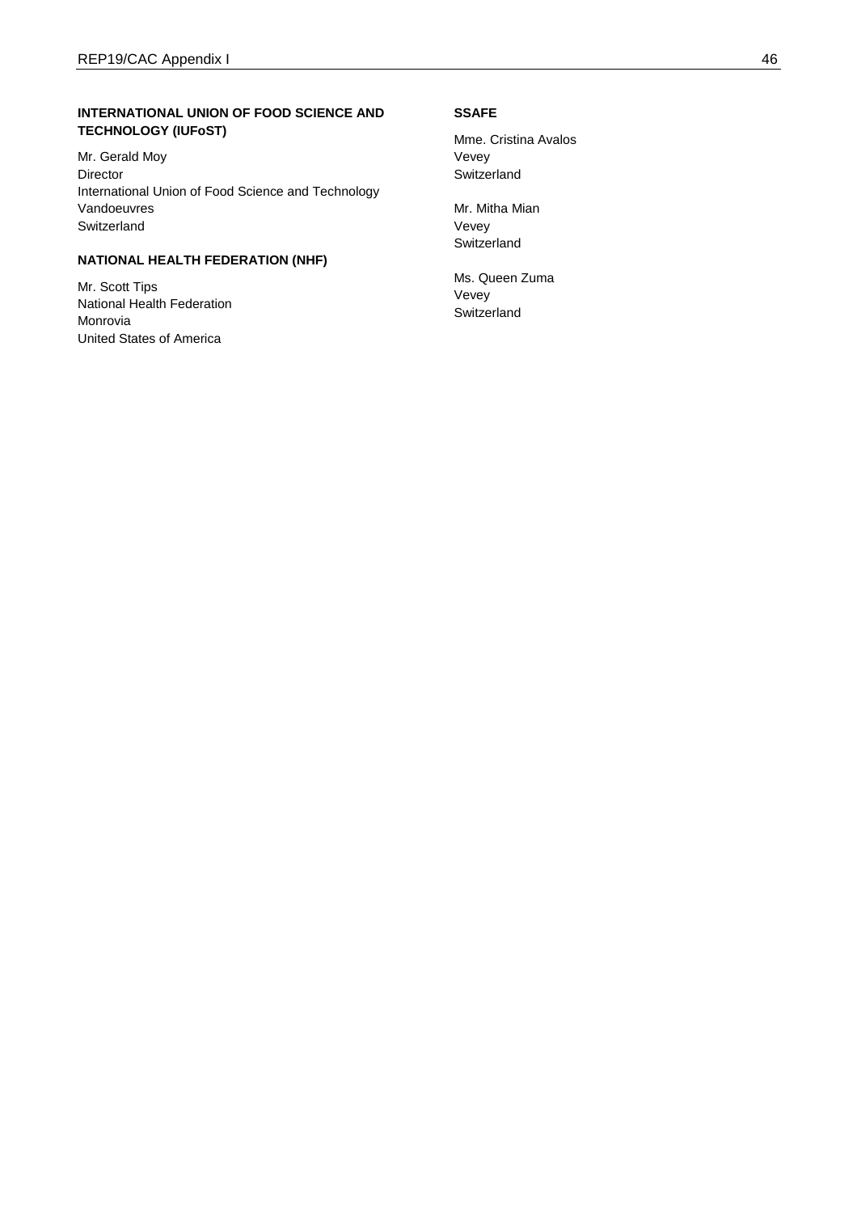**INTERNATIONAL UNION OF FOOD SCIENCE AND TECHNOLOGY (IUFoST)**

Mr. Gerald Moy
Director
International Union of Food Science and Technology
Vandoeuvres
Switzerland

**NATIONAL HEALTH FEDERATION (NHF)**

Mr. Scott Tips
National Health Federation
Monrovia
United States of America

**SSAFE**

Mme. Cristina Avalos
Vevey
Switzerland

Mr. Mitha Mian
Vevey
Switzerland

Ms. Queen Zuma
Vevey
Switzerland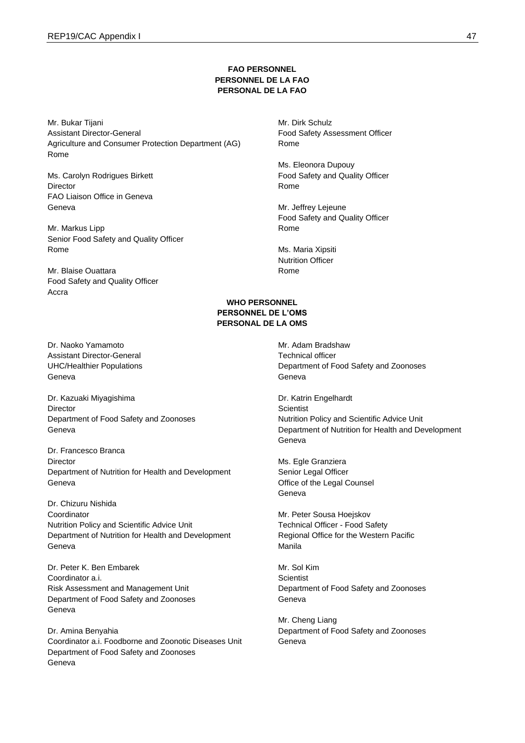**FAO PERSONNEL**
**PERSONNEL DE LA FAO**
**PERSONAL DE LA FAO**

Mr. Bukar Tijani
Assistant Director-General
Agriculture and Consumer Protection Department (AG)
Rome

Ms. Carolyn Rodrigues Birkett
Director
FAO Liaison Office in Geneva
Geneva

Mr. Markus Lipp
Senior Food Safety and Quality Officer
Rome

Mr. Blaise Ouattara
Food Safety and Quality Officer
Accra

Mr. Dirk Schulz
Food Safety Assessment Officer
Rome

Ms. Eleonora Dupouy
Food Safety and Quality Officer
Rome

Mr. Jeffrey Lejeune
Food Safety and Quality Officer
Rome

Ms. Maria Xipsiti
Nutrition Officer
Rome

**WHO PERSONNEL**
**PERSONNEL DE L'OMS**
**PERSONAL DE LA OMS**

Dr. Naoko Yamamoto
Assistant Director-General
UHC/Healthier Populations
Geneva

Dr. Kazuaki Miyagishima
Director
Department of Food Safety and Zoonoses
Geneva

Dr. Francesco Branca
Director
Department of Nutrition for Health and Development
Geneva

Dr. Chizuru Nishida
Coordinator
Nutrition Policy and Scientific Advice Unit
Department of Nutrition for Health and Development
Geneva

Dr. Peter K. Ben Embarek
Coordinator a.i.
Risk Assessment and Management Unit
Department of Food Safety and Zoonoses
Geneva

Dr. Amina Benyahia
Coordinator a.i. Foodborne and Zoonotic Diseases Unit
Department of Food Safety and Zoonoses
Geneva

Mr. Adam Bradshaw
Technical officer
Department of Food Safety and Zoonoses
Geneva

Dr. Katrin Engelhardt
Scientist
Nutrition Policy and Scientific Advice Unit
Department of Nutrition for Health and Development
Geneva

Ms. Egle Granziera
Senior Legal Officer
Office of the Legal Counsel
Geneva

Mr. Peter Sousa Hoejskov
Technical Officer - Food Safety
Regional Office for the Western Pacific
Manila

Mr. Sol Kim
Scientist
Department of Food Safety and Zoonoses
Geneva

Mr. Cheng Liang
Department of Food Safety and Zoonoses
Geneva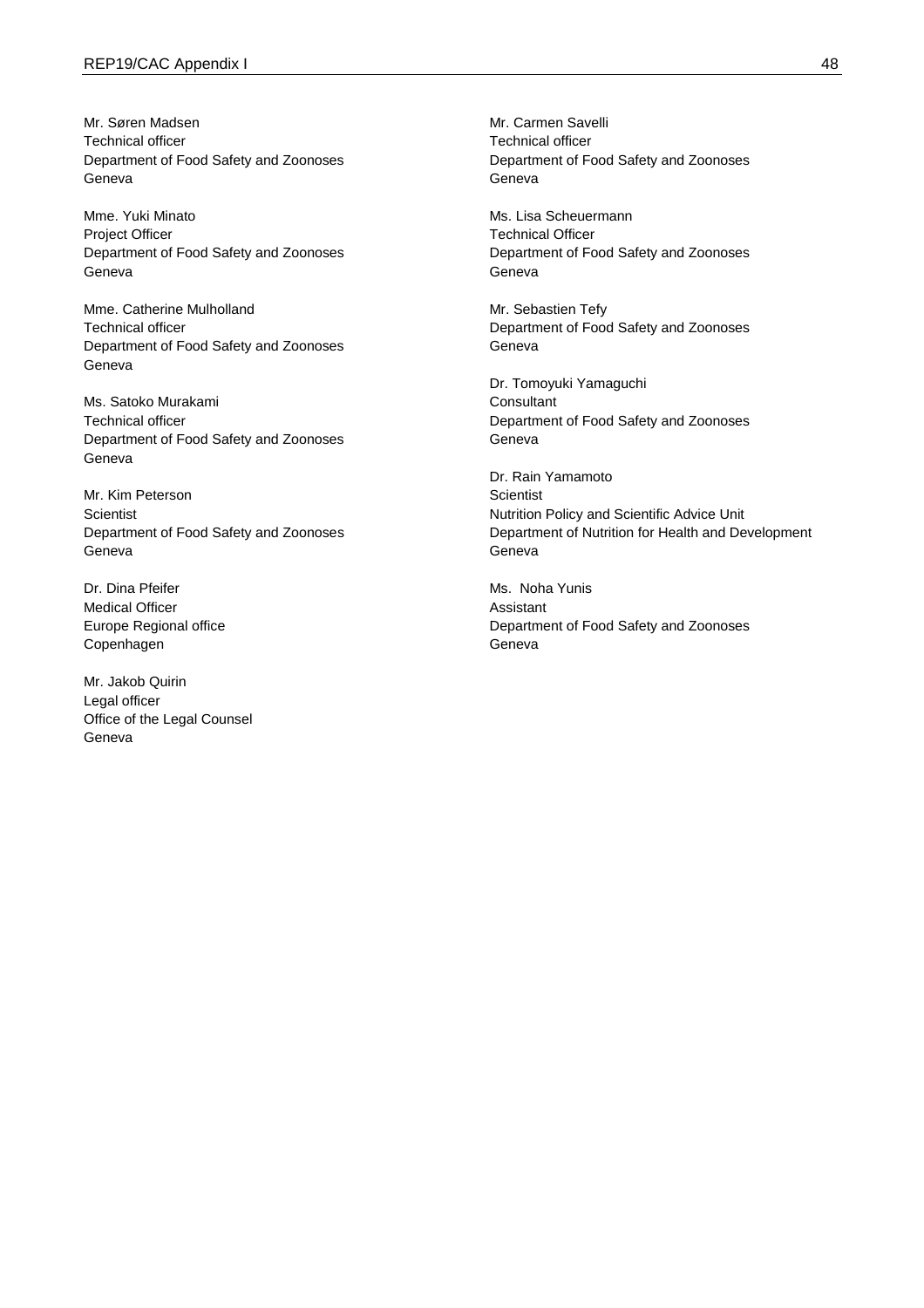Mr. Søren Madsen
Technical officer
Department of Food Safety and Zoonoses
Geneva

Mme. Yuki Minato
Project Officer
Department of Food Safety and Zoonoses
Geneva

Mme. Catherine Mulholland
Technical officer
Department of Food Safety and Zoonoses
Geneva

Ms. Satoko Murakami
Technical officer
Department of Food Safety and Zoonoses
Geneva

Mr. Kim Peterson
Scientist
Department of Food Safety and Zoonoses
Geneva

Dr. Dina Pfeifer
Medical Officer
Europe Regional office
Copenhagen

Mr. Jakob Quirin
Legal officer
Office of the Legal Counsel
Geneva

Mr. Carmen Savelli
Technical officer
Department of Food Safety and Zoonoses
Geneva

Ms. Lisa Scheuermann
Technical Officer
Department of Food Safety and Zoonoses
Geneva

Mr. Sebastien Tefy
Department of Food Safety and Zoonoses
Geneva

Dr. Tomoyuki Yamaguchi
Consultant
Department of Food Safety and Zoonoses
Geneva

Dr. Rain Yamamoto
Scientist
Nutrition Policy and Scientific Advice Unit
Department of Nutrition for Health and Development
Geneva

Ms. Noha Yunis
Assistant
Department of Food Safety and Zoonoses
Geneva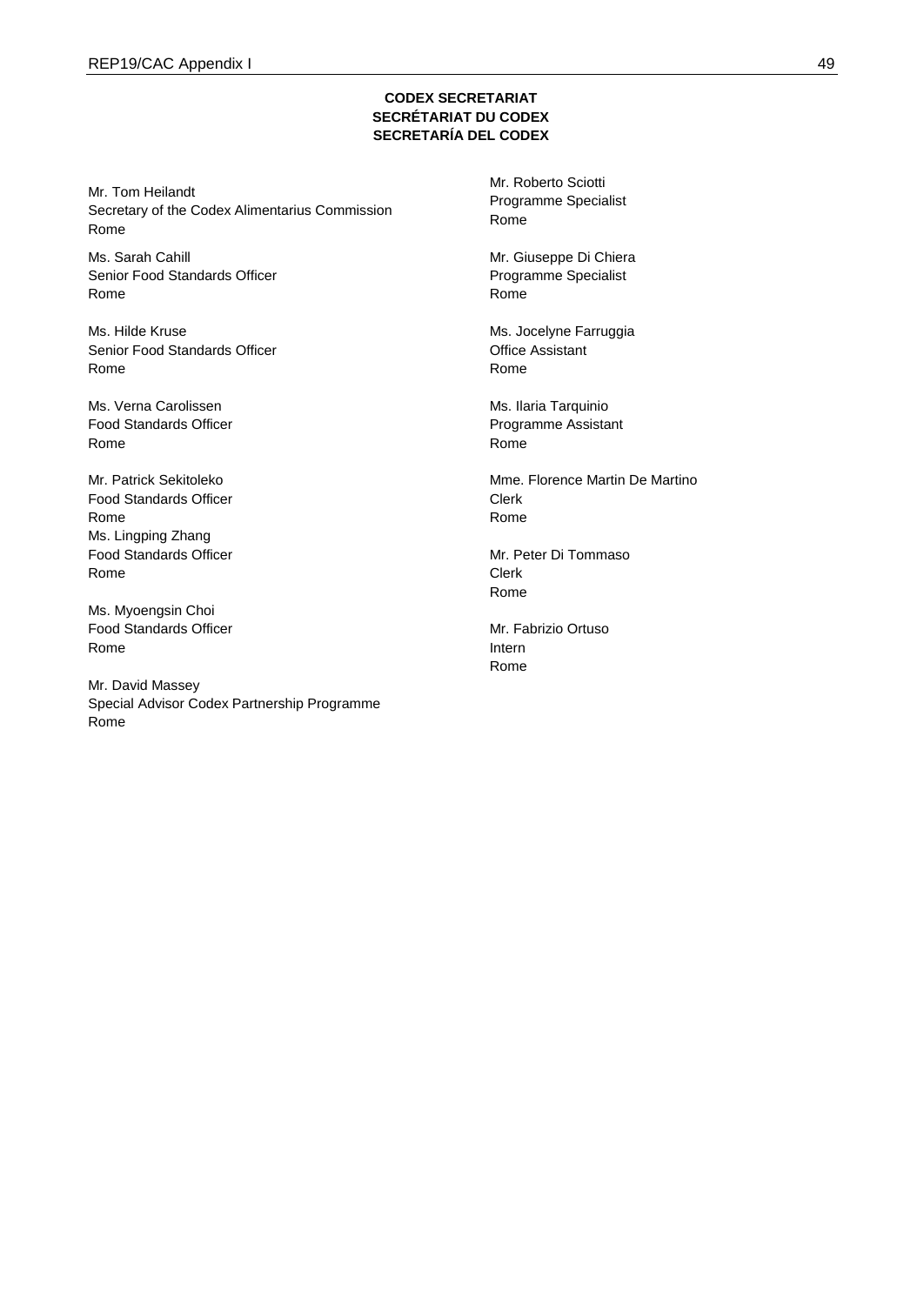**CODEX SECRETARIAT**
**SECRÉTARIAT DU CODEX**
**SECRETARÍA DEL CODEX**

Mr. Tom Heilandt
Secretary of the Codex Alimentarius Commission
Rome

Ms. Sarah Cahill
Senior Food Standards Officer
Rome

Ms. Hilde Kruse
Senior Food Standards Officer
Rome

Ms. Verna Carolissen
Food Standards Officer
Rome

Mr. Patrick Sekitoleko
Food Standards Officer
Rome

Ms. Lingping Zhang
Food Standards Officer
Rome

Ms. Myoengsin Choi
Food Standards Officer
Rome

Mr. David Massey
Special Advisor Codex Partnership Programme
Rome

Mr. Roberto Sciotti
Programme Specialist
Rome

Mr. Giuseppe Di Chiera
Programme Specialist
Rome

Ms. Jocelyne Farruggia
Office Assistant
Rome

Ms. Ilaria Tarquinio
Programme Assistant
Rome

Mme. Florence Martin De Martino
Clerk
Rome

Mr. Peter Di Tommaso
Clerk
Rome

Mr. Fabrizio Ortuso
Intern
Rome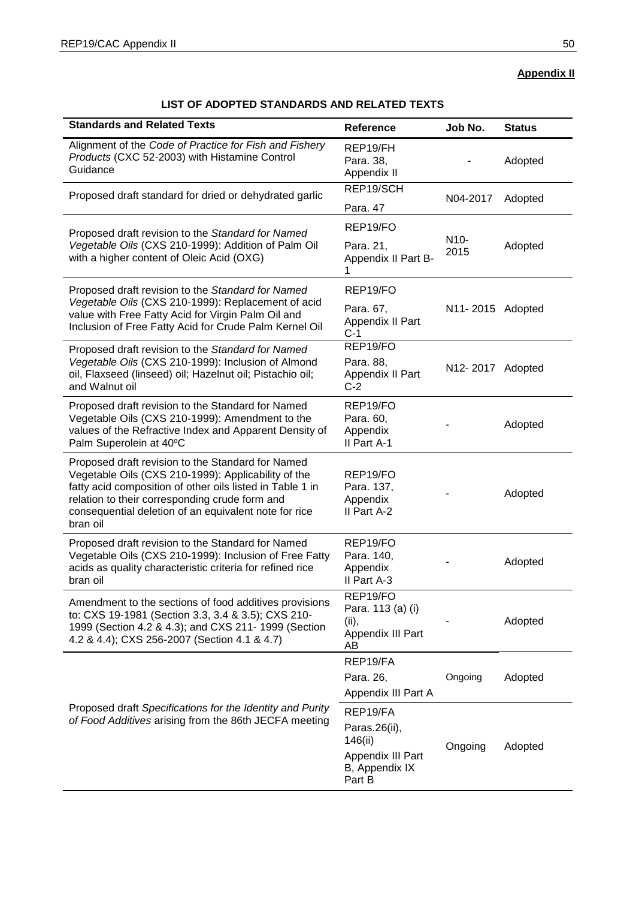**Appendix II**

**LIST OF ADOPTED STANDARDS AND RELATED TEXTS**

| Standards and Related Texts | Reference | Job No. | Status |
|---|---|---|---|
| Alignment of the *Code of Practice for Fish and Fishery Products* (CXC 52-2003) with Histamine Control Guidance | REP19/FH Para. 38, Appendix II | - | Adopted |
| Proposed draft standard for dried or dehydrated garlic | REP19/SCH Para. 47 | N04-2017 | Adopted |
| Proposed draft revision to the *Standard for Named Vegetable Oils* (CXS 210-1999): Addition of Palm Oil with a higher content of Oleic Acid (OXG) | REP19/FO Para. 21, Appendix II Part B-1 | N10-2015 | Adopted |
| Proposed draft revision to the *Standard for Named Vegetable Oils* (CXS 210-1999): Replacement of acid value with Free Fatty Acid for Virgin Palm Oil and Inclusion of Free Fatty Acid for Crude Palm Kernel Oil | REP19/FO Para. 67, Appendix II Part C-1 | N11- 2015 | Adopted |
| Proposed draft revision to the *Standard for Named Vegetable Oils* (CXS 210-1999): Inclusion of Almond oil, Flaxseed (linseed) oil; Hazelnut oil; Pistachio oil; and Walnut oil | REP19/FO Para. 88, Appendix II Part C-2 | N12- 2017 | Adopted |
| Proposed draft revision to the Standard for Named Vegetable Oils (CXS 210-1999): Amendment to the values of the Refractive Index and Apparent Density of Palm Superolein at 40ºC | REP19/FO Para. 60, Appendix II Part A-1 | - | Adopted |
| Proposed draft revision to the Standard for Named Vegetable Oils (CXS 210-1999): Applicability of the fatty acid composition of other oils listed in Table 1 in relation to their corresponding crude form and consequential deletion of an equivalent note for rice bran oil | REP19/FO Para. 137, Appendix II Part A-2 | - | Adopted |
| Proposed draft revision to the Standard for Named Vegetable Oils (CXS 210-1999): Inclusion of Free Fatty acids as quality characteristic criteria for refined rice bran oil | REP19/FO Para. 140, Appendix II Part A-3 | - | Adopted |
| Amendment to the sections of food additives provisions to: CXS 19-1981 (Section 3.3, 3.4 & 3.5); CXS 210-1999 (Section 4.2 & 4.3); and CXS 211- 1999 (Section 4.2 & 4.4); CXS 256-2007 (Section 4.1 & 4.7) | REP19/FO Para. 113 (a) (i) (ii), Appendix III Part AB | - | Adopted |
| Proposed draft *Specifications for the Identity and Purity of Food Additives* arising from the 86th JECFA meeting | REP19/FA Para. 26, Appendix III Part A | Ongoing | Adopted |
| | REP19/FA Paras.26(ii), 146(ii) Appendix III Part B, Appendix IX Part B | Ongoing | Adopted |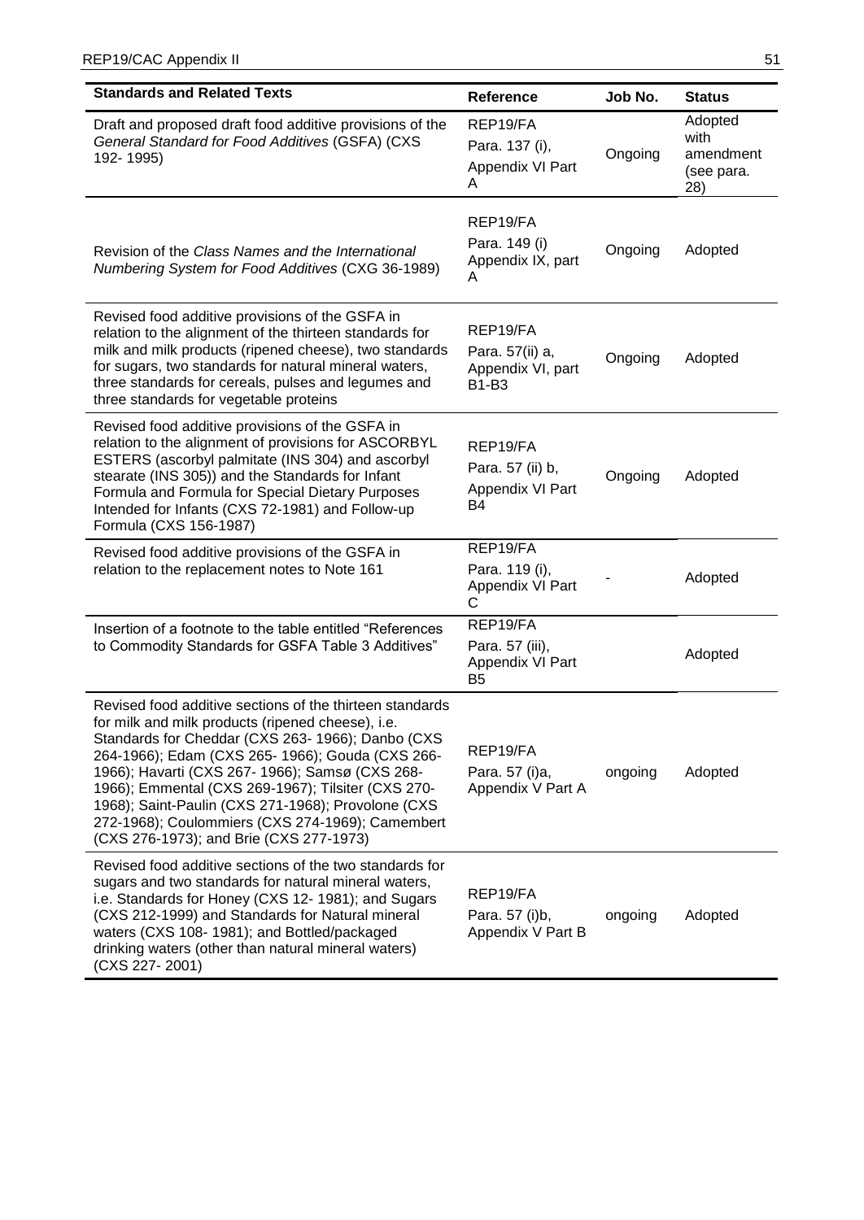| Standards and Related Texts | Reference | Job No. | Status |
|---|---|---|---|
| Draft and proposed draft food additive provisions of the *General Standard for Food Additives* (GSFA) (CXS 192- 1995) | REP19/FA Para. 137 (i), Appendix VI Part A | Ongoing | Adopted with amendment (see para. 28) |
| Revision of the *Class Names and the International Numbering System for Food Additives* (CXG 36-1989) | REP19/FA Para. 149 (i) Appendix IX, part A | Ongoing | Adopted |
| Revised food additive provisions of the GSFA in relation to the alignment of the thirteen standards for milk and milk products (ripened cheese), two standards for sugars, two standards for natural mineral waters, three standards for cereals, pulses and legumes and three standards for vegetable proteins | REP19/FA Para. 57(ii) a, Appendix VI, part B1-B3 | Ongoing | Adopted |
| Revised food additive provisions of the GSFA in relation to the alignment of provisions for ASCORBYL ESTERS (ascorbyl palmitate (INS 304) and ascorbyl stearate (INS 305)) and the Standards for Infant Formula and Formula for Special Dietary Purposes Intended for Infants (CXS 72-1981) and Follow-up Formula (CXS 156-1987) | REP19/FA Para. 57 (ii) b, Appendix VI Part B4 | Ongoing | Adopted |
| Revised food additive provisions of the GSFA in relation to the replacement notes to Note 161 | REP19/FA Para. 119 (i), Appendix VI Part C | - | Adopted |
| Insertion of a footnote to the table entitled "References to Commodity Standards for GSFA Table 3 Additives" | REP19/FA Para. 57 (iii), Appendix VI Part B5 | | Adopted |
| Revised food additive sections of the thirteen standards for milk and milk products (ripened cheese), i.e. Standards for Cheddar (CXS 263- 1966); Danbo (CXS 264-1966); Edam (CXS 265- 1966); Gouda (CXS 266-1966); Havarti (CXS 267- 1966); Samsø (CXS 268-1966); Emmental (CXS 269-1967); Tilsiter (CXS 270-1968); Saint-Paulin (CXS 271-1968); Provolone (CXS 272-1968); Coulommiers (CXS 274-1969); Camembert (CXS 276-1973); and Brie (CXS 277-1973) | REP19/FA Para. 57 (i)a, Appendix V Part A | ongoing | Adopted |
| Revised food additive sections of the two standards for sugars and two standards for natural mineral waters, i.e. Standards for Honey (CXS 12- 1981); and Sugars (CXS 212-1999) and Standards for Natural mineral waters (CXS 108- 1981); and Bottled/packaged drinking waters (other than natural mineral waters) (CXS 227- 2001) | REP19/FA Para. 57 (i)b, Appendix V Part B | ongoing | Adopted |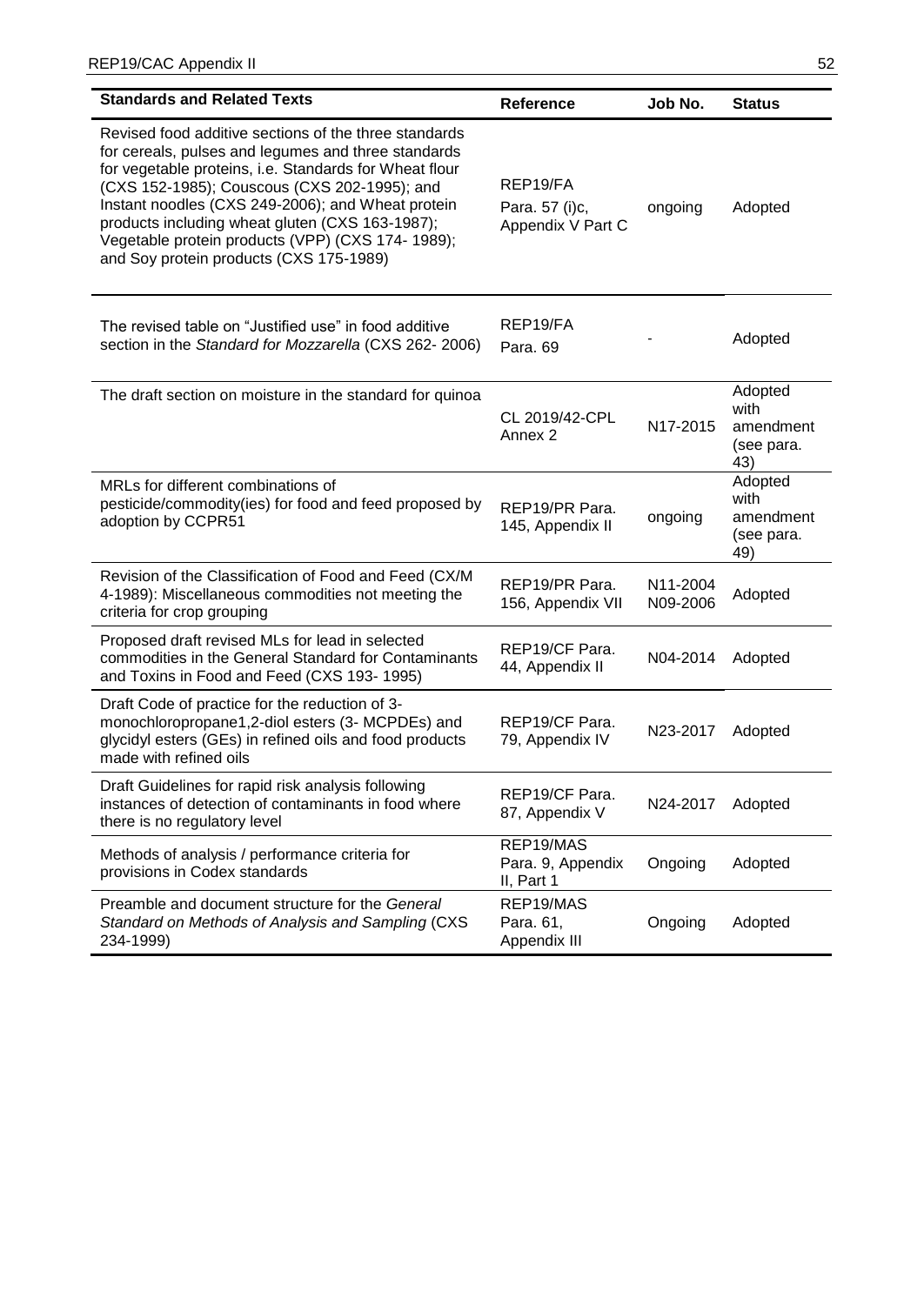| Standards and Related Texts | Reference | Job No. | Status |
|---|---|---|---|
| Revised food additive sections of the three standards for cereals, pulses and legumes and three standards for vegetable proteins, i.e. Standards for Wheat flour (CXS 152-1985); Couscous (CXS 202-1995); and Instant noodles (CXS 249-2006); and Wheat protein products including wheat gluten (CXS 163-1987); Vegetable protein products (VPP) (CXS 174- 1989); and Soy protein products (CXS 175-1989) | REP19/FA Para. 57 (i)c, Appendix V Part C | ongoing | Adopted |
| The revised table on "Justified use" in food additive section in the *Standard for Mozzarella* (CXS 262- 2006) | REP19/FA Para. 69 | - | Adopted |
| The draft section on moisture in the standard for quinoa | CL 2019/42-CPL Annex 2 | N17-2015 | Adopted with amendment (see para. 43) |
| MRLs for different combinations of pesticide/commodity(ies) for food and feed proposed by adoption by CCPR51 | REP19/PR Para. 145, Appendix II | ongoing | Adopted with amendment (see para. 49) |
| Revision of the Classification of Food and Feed (CX/M 4-1989): Miscellaneous commodities not meeting the criteria for crop grouping | REP19/PR Para. 156, Appendix VII | N11-2004 N09-2006 | Adopted |
| Proposed draft revised MLs for lead in selected commodities in the General Standard for Contaminants and Toxins in Food and Feed (CXS 193- 1995) | REP19/CF Para. 44, Appendix II | N04-2014 | Adopted |
| Draft Code of practice for the reduction of 3-monochloropropane1,2-diol esters (3- MCPDEs) and glycidyl esters (GEs) in refined oils and food products made with refined oils | REP19/CF Para. 79, Appendix IV | N23-2017 | Adopted |
| Draft Guidelines for rapid risk analysis following instances of detection of contaminants in food where there is no regulatory level | REP19/CF Para. 87, Appendix V | N24-2017 | Adopted |
| Methods of analysis / performance criteria for provisions in Codex standards | REP19/MAS Para. 9, Appendix II, Part 1 | Ongoing | Adopted |
| Preamble and document structure for the *General Standard on Methods of Analysis and Sampling* (CXS 234-1999) | REP19/MAS Para. 61, Appendix III | Ongoing | Adopted |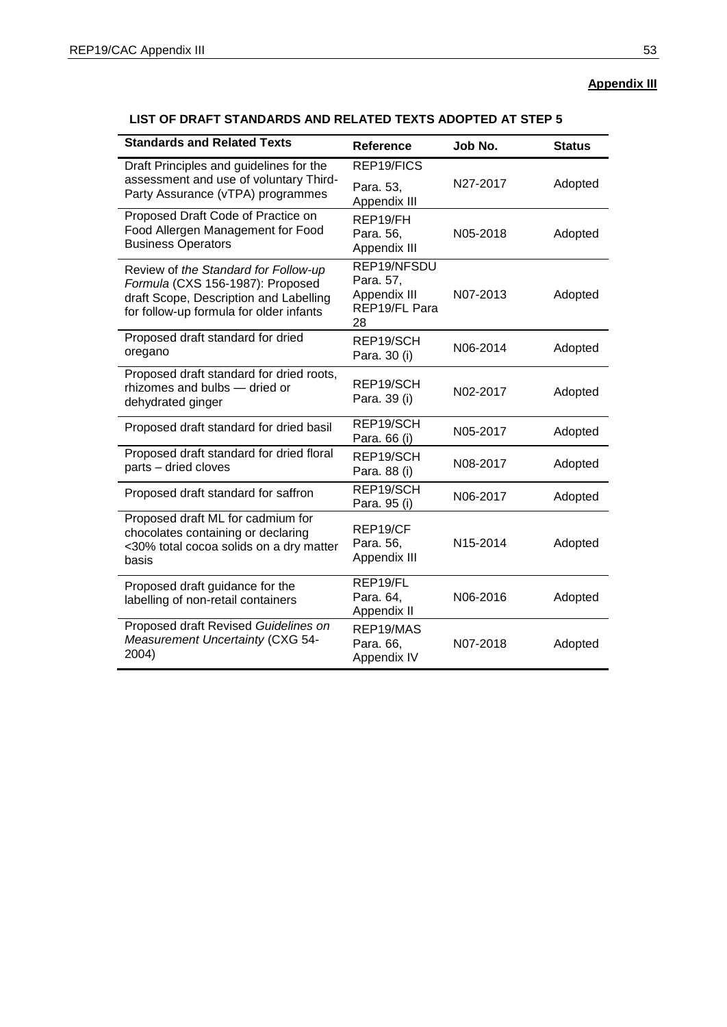**Appendix III**

## LIST OF DRAFT STANDARDS AND RELATED TEXTS ADOPTED AT STEP 5

| Standards and Related Texts | Reference | Job No. | Status |
|---|---|---|---|
| Draft Principles and guidelines for the assessment and use of voluntary Third-Party Assurance (vTPA) programmes | REP19/FICS Para. 53, Appendix III | N27-2017 | Adopted |
| Proposed Draft Code of Practice on Food Allergen Management for Food Business Operators | REP19/FH Para. 56, Appendix III | N05-2018 | Adopted |
| Review of *the Standard for Follow-up Formula* (CXS 156-1987): Proposed draft Scope, Description and Labelling for follow-up formula for older infants | REP19/NFSDU Para. 57, Appendix III REP19/FL Para 28 | N07-2013 | Adopted |
| Proposed draft standard for dried oregano | REP19/SCH Para. 30 (i) | N06-2014 | Adopted |
| Proposed draft standard for dried roots, rhizomes and bulbs — dried or dehydrated ginger | REP19/SCH Para. 39 (i) | N02-2017 | Adopted |
| Proposed draft standard for dried basil | REP19/SCH Para. 66 (i) | N05-2017 | Adopted |
| Proposed draft standard for dried floral parts – dried cloves | REP19/SCH Para. 88 (i) | N08-2017 | Adopted |
| Proposed draft standard for saffron | REP19/SCH Para. 95 (i) | N06-2017 | Adopted |
| Proposed draft ML for cadmium for chocolates containing or declaring <30% total cocoa solids on a dry matter basis | REP19/CF Para. 56, Appendix III | N15-2014 | Adopted |
| Proposed draft guidance for the labelling of non-retail containers | REP19/FL Para. 64, Appendix II | N06-2016 | Adopted |
| Proposed draft Revised *Guidelines on Measurement Uncertainty* (CXG 54-2004) | REP19/MAS Para. 66, Appendix IV | N07-2018 | Adopted |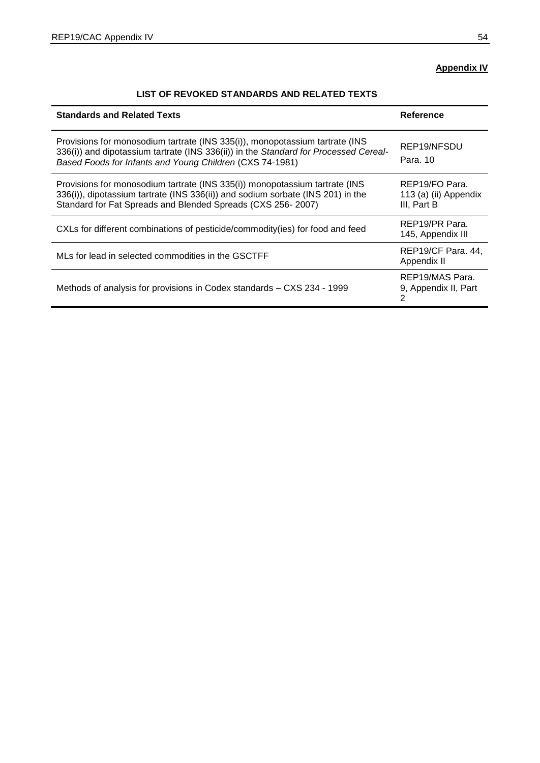**Appendix IV**

**LIST OF REVOKED STANDARDS AND RELATED TEXTS**

| Standards and Related Texts | Reference |
|---|---|
| Provisions for monosodium tartrate (INS 335(i)), monopotassium tartrate (INS 336(i)) and dipotassium tartrate (INS 336(ii)) in the *Standard for Processed Cereal-Based Foods for Infants and Young Children* (CXS 74-1981) | REP19/NFSDU Para. 10 |
| Provisions for monosodium tartrate (INS 335(i)) monopotassium tartrate (INS 336(i)), dipotassium tartrate (INS 336(ii)) and sodium sorbate (INS 201) in the Standard for Fat Spreads and Blended Spreads (CXS 256- 2007) | REP19/FO Para. 113 (a) (ii) Appendix III, Part B |
| CXLs for different combinations of pesticide/commodity(ies) for food and feed | REP19/PR Para. 145, Appendix III |
| MLs for lead in selected commodities in the GSCTFF | REP19/CF Para. 44, Appendix II |
| Methods of analysis for provisions in Codex standards – CXS 234 - 1999 | REP19/MAS Para. 9, Appendix II, Part 2 |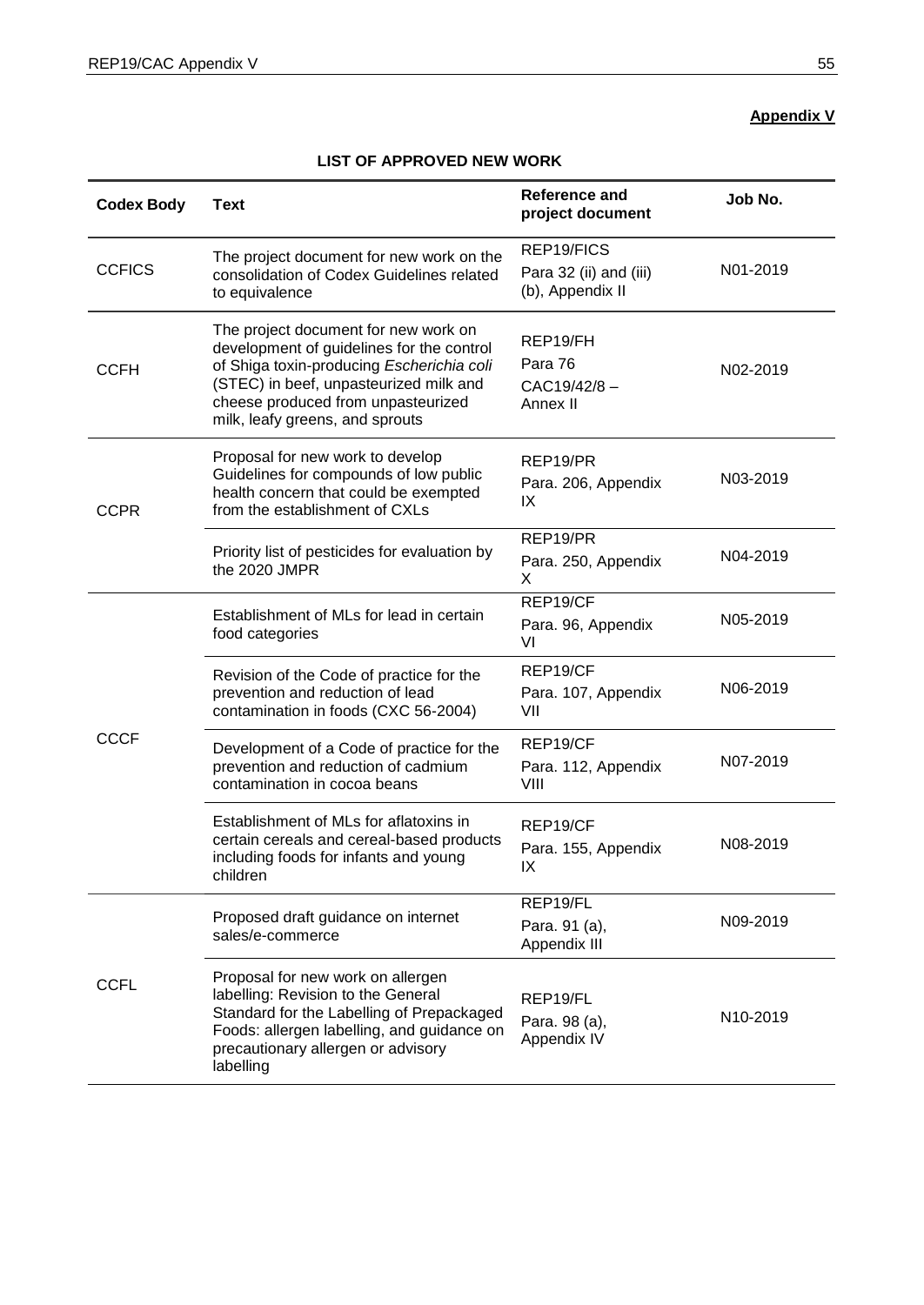**Appendix V**

**LIST OF APPROVED NEW WORK**

| Codex Body | Text | Reference and project document | Job No. |
|---|---|---|---|
| CCFICS | The project document for new work on the consolidation of Codex Guidelines related to equivalence | REP19/FICS Para 32 (ii) and (iii) (b), Appendix II | N01-2019 |
| CCFH | The project document for new work on development of guidelines for the control of Shiga toxin-producing *Escherichia coli* (STEC) in beef, unpasteurized milk and cheese produced from unpasteurized milk, leafy greens, and sprouts | REP19/FH Para 76 CAC19/42/8 – Annex II | N02-2019 |
| CCPR | Proposal for new work to develop Guidelines for compounds of low public health concern that could be exempted from the establishment of CXLs | REP19/PR Para. 206, Appendix IX | N03-2019 |
| | Priority list of pesticides for evaluation by the 2020 JMPR | REP19/PR Para. 250, Appendix X | N04-2019 |
| CCCF | Establishment of MLs for lead in certain food categories | REP19/CF Para. 96, Appendix VI | N05-2019 |
| | Revision of the Code of practice for the prevention and reduction of lead contamination in foods (CXC 56-2004) | REP19/CF Para. 107, Appendix VII | N06-2019 |
| | Development of a Code of practice for the prevention and reduction of cadmium contamination in cocoa beans | REP19/CF Para. 112, Appendix VIII | N07-2019 |
| | Establishment of MLs for aflatoxins in certain cereals and cereal-based products including foods for infants and young children | REP19/CF Para. 155, Appendix IX | N08-2019 |
| CCFL | Proposed draft guidance on internet sales/e-commerce | REP19/FL Para. 91 (a), Appendix III | N09-2019 |
| | Proposal for new work on allergen labelling: Revision to the General Standard for the Labelling of Prepackaged Foods: allergen labelling, and guidance on precautionary allergen or advisory labelling | REP19/FL Para. 98 (a), Appendix IV | N10-2019 |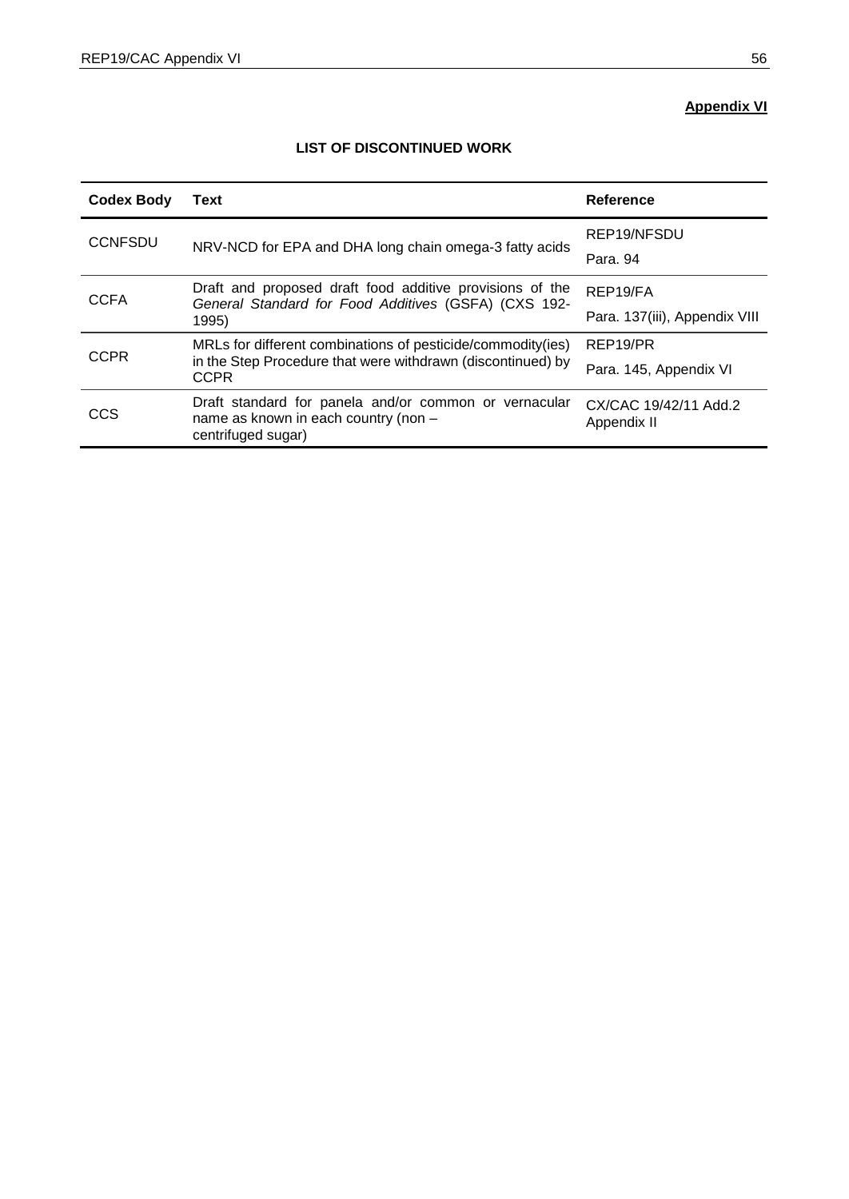**Appendix VI**

## LIST OF DISCONTINUED WORK

| Codex Body | Text | Reference |
|---|---|---|
| CCNFSDU | NRV-NCD for EPA and DHA long chain omega-3 fatty acids | REP19/NFSDU<br>Para. 94 |
| CCFA | Draft and proposed draft food additive provisions of the *General Standard for Food Additives* (GSFA) (CXS 192-1995) | REP19/FA<br>Para. 137(iii), Appendix VIII |
| CCPR | MRLs for different combinations of pesticide/commodity(ies) in the Step Procedure that were withdrawn (discontinued) by CCPR | REP19/PR<br>Para. 145, Appendix VI |
| CCS | Draft standard for panela and/or common or vernacular name as known in each country (non – centrifuged sugar) | CX/CAC 19/42/11 Add.2 Appendix II |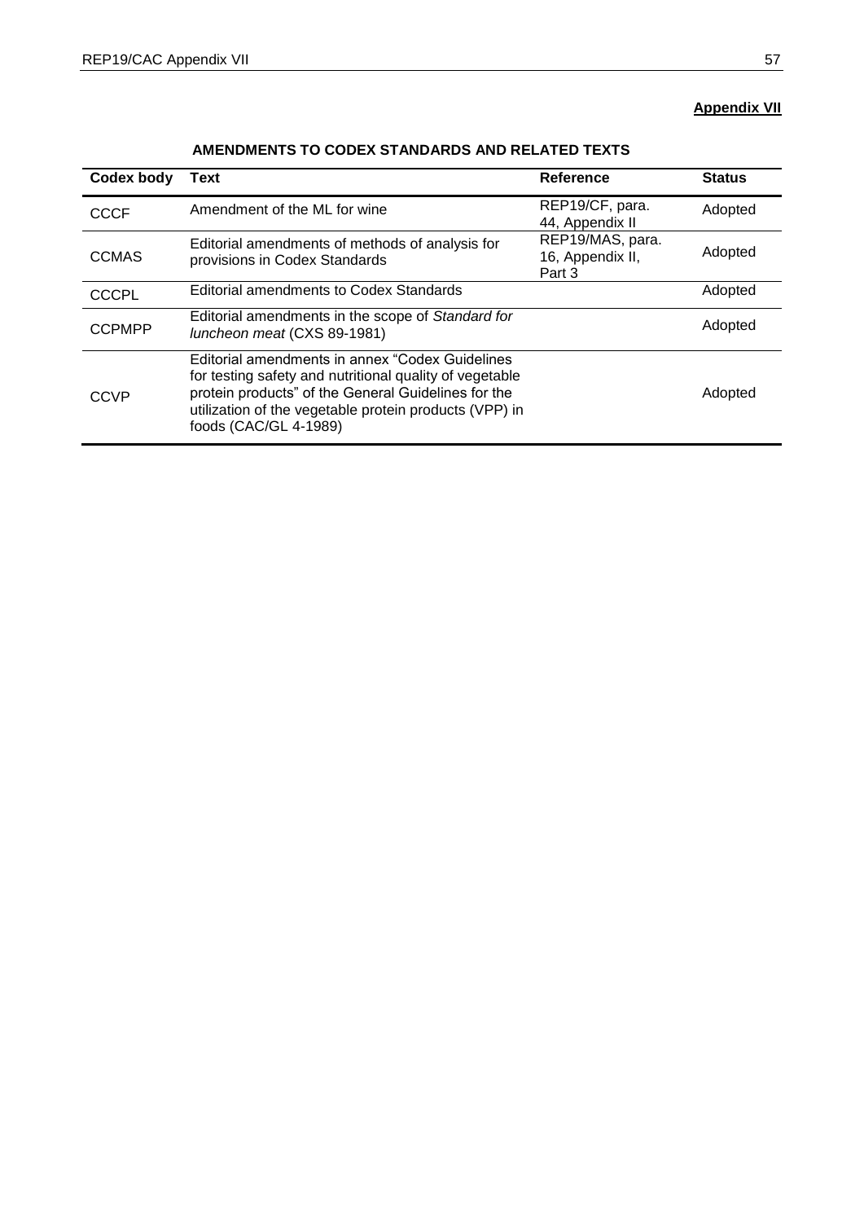**Appendix VII**

**AMENDMENTS TO CODEX STANDARDS AND RELATED TEXTS**

| Codex body | Text | Reference | Status |
|---|---|---|---|
| CCCF | Amendment of the ML for wine | REP19/CF, para. 44, Appendix II | Adopted |
| CCMAS | Editorial amendments of methods of analysis for provisions in Codex Standards | REP19/MAS, para. 16, Appendix II, Part 3 | Adopted |
| CCCPL | Editorial amendments to Codex Standards | | Adopted |
| CCPMPP | Editorial amendments in the scope of *Standard for luncheon meat* (CXS 89-1981) | | Adopted |
| CCVP | Editorial amendments in annex "Codex Guidelines for testing safety and nutritional quality of vegetable protein products" of the General Guidelines for the utilization of the vegetable protein products (VPP) in foods (CAC/GL 4-1989) | | Adopted |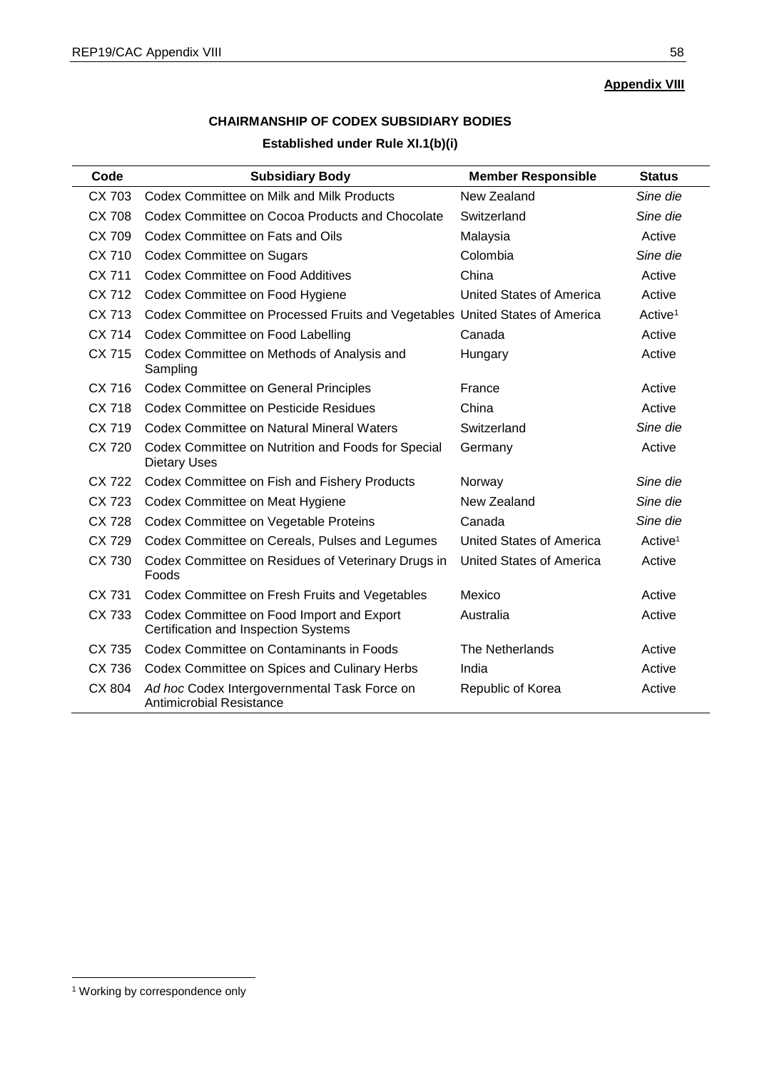**Appendix VIII**

## CHAIRMANSHIP OF CODEX SUBSIDIARY BODIES

### Established under Rule XI.1(b)(i)

| Code | Subsidiary Body | Member Responsible | Status |
|---|---|---|---|
| CX 703 | Codex Committee on Milk and Milk Products | New Zealand | *Sine die* |
| CX 708 | Codex Committee on Cocoa Products and Chocolate | Switzerland | *Sine die* |
| CX 709 | Codex Committee on Fats and Oils | Malaysia | Active |
| CX 710 | Codex Committee on Sugars | Colombia | *Sine die* |
| CX 711 | Codex Committee on Food Additives | China | Active |
| CX 712 | Codex Committee on Food Hygiene | United States of America | Active |
| CX 713 | Codex Committee on Processed Fruits and Vegetables | United States of America | Active[1] |
| CX 714 | Codex Committee on Food Labelling | Canada | Active |
| CX 715 | Codex Committee on Methods of Analysis and Sampling | Hungary | Active |
| CX 716 | Codex Committee on General Principles | France | Active |
| CX 718 | Codex Committee on Pesticide Residues | China | Active |
| CX 719 | Codex Committee on Natural Mineral Waters | Switzerland | *Sine die* |
| CX 720 | Codex Committee on Nutrition and Foods for Special Dietary Uses | Germany | Active |
| CX 722 | Codex Committee on Fish and Fishery Products | Norway | *Sine die* |
| CX 723 | Codex Committee on Meat Hygiene | New Zealand | *Sine die* |
| CX 728 | Codex Committee on Vegetable Proteins | Canada | *Sine die* |
| CX 729 | Codex Committee on Cereals, Pulses and Legumes | United States of America | Active[1] |
| CX 730 | Codex Committee on Residues of Veterinary Drugs in Foods | United States of America | Active |
| CX 731 | Codex Committee on Fresh Fruits and Vegetables | Mexico | Active |
| CX 733 | Codex Committee on Food Import and Export Certification and Inspection Systems | Australia | Active |
| CX 735 | Codex Committee on Contaminants in Foods | The Netherlands | Active |
| CX 736 | Codex Committee on Spices and Culinary Herbs | India | Active |
| CX 804 | *Ad hoc* Codex Intergovernmental Task Force on Antimicrobial Resistance | Republic of Korea | Active |

[1] Working by correspondence only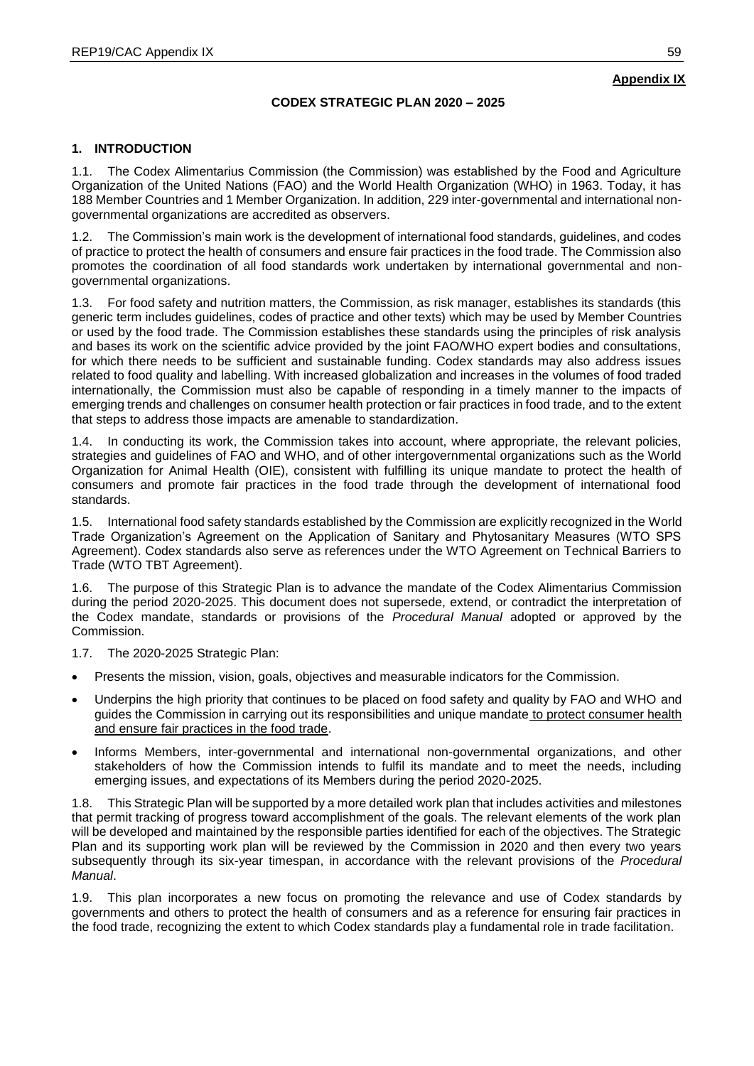**Appendix IX**

**CODEX STRATEGIC PLAN 2020 – 2025**

## 1. INTRODUCTION

1.1. The Codex Alimentarius Commission (the Commission) was established by the Food and Agriculture Organization of the United Nations (FAO) and the World Health Organization (WHO) in 1963. Today, it has 188 Member Countries and 1 Member Organization. In addition, 229 inter-governmental and international non-governmental organizations are accredited as observers.

1.2. The Commission's main work is the development of international food standards, guidelines, and codes of practice to protect the health of consumers and ensure fair practices in the food trade. The Commission also promotes the coordination of all food standards work undertaken by international governmental and non-governmental organizations.

1.3. For food safety and nutrition matters, the Commission, as risk manager, establishes its standards (this generic term includes guidelines, codes of practice and other texts) which may be used by Member Countries or used by the food trade. The Commission establishes these standards using the principles of risk analysis and bases its work on the scientific advice provided by the joint FAO/WHO expert bodies and consultations, for which there needs to be sufficient and sustainable funding. Codex standards may also address issues related to food quality and labelling. With increased globalization and increases in the volumes of food traded internationally, the Commission must also be capable of responding in a timely manner to the impacts of emerging trends and challenges on consumer health protection or fair practices in food trade, and to the extent that steps to address those impacts are amenable to standardization.

1.4. In conducting its work, the Commission takes into account, where appropriate, the relevant policies, strategies and guidelines of FAO and WHO, and of other intergovernmental organizations such as the World Organization for Animal Health (OIE), consistent with fulfilling its unique mandate to protect the health of consumers and promote fair practices in the food trade through the development of international food standards.

1.5. International food safety standards established by the Commission are explicitly recognized in the World Trade Organization's Agreement on the Application of Sanitary and Phytosanitary Measures (WTO SPS Agreement). Codex standards also serve as references under the WTO Agreement on Technical Barriers to Trade (WTO TBT Agreement).

1.6. The purpose of this Strategic Plan is to advance the mandate of the Codex Alimentarius Commission during the period 2020-2025. This document does not supersede, extend, or contradict the interpretation of the Codex mandate, standards or provisions of the *Procedural Manual* adopted or approved by the Commission.

1.7. The 2020-2025 Strategic Plan:

- Presents the mission, vision, goals, objectives and measurable indicators for the Commission.
- Underpins the high priority that continues to be placed on food safety and quality by FAO and WHO and guides the Commission in carrying out its responsibilities and unique mandate to protect consumer health and ensure fair practices in the food trade.
- Informs Members, inter-governmental and international non-governmental organizations, and other stakeholders of how the Commission intends to fulfil its mandate and to meet the needs, including emerging issues, and expectations of its Members during the period 2020-2025.

1.8. This Strategic Plan will be supported by a more detailed work plan that includes activities and milestones that permit tracking of progress toward accomplishment of the goals. The relevant elements of the work plan will be developed and maintained by the responsible parties identified for each of the objectives. The Strategic Plan and its supporting work plan will be reviewed by the Commission in 2020 and then every two years subsequently through its six-year timespan, in accordance with the relevant provisions of the *Procedural Manual*.

1.9. This plan incorporates a new focus on promoting the relevance and use of Codex standards by governments and others to protect the health of consumers and as a reference for ensuring fair practices in the food trade, recognizing the extent to which Codex standards play a fundamental role in trade facilitation.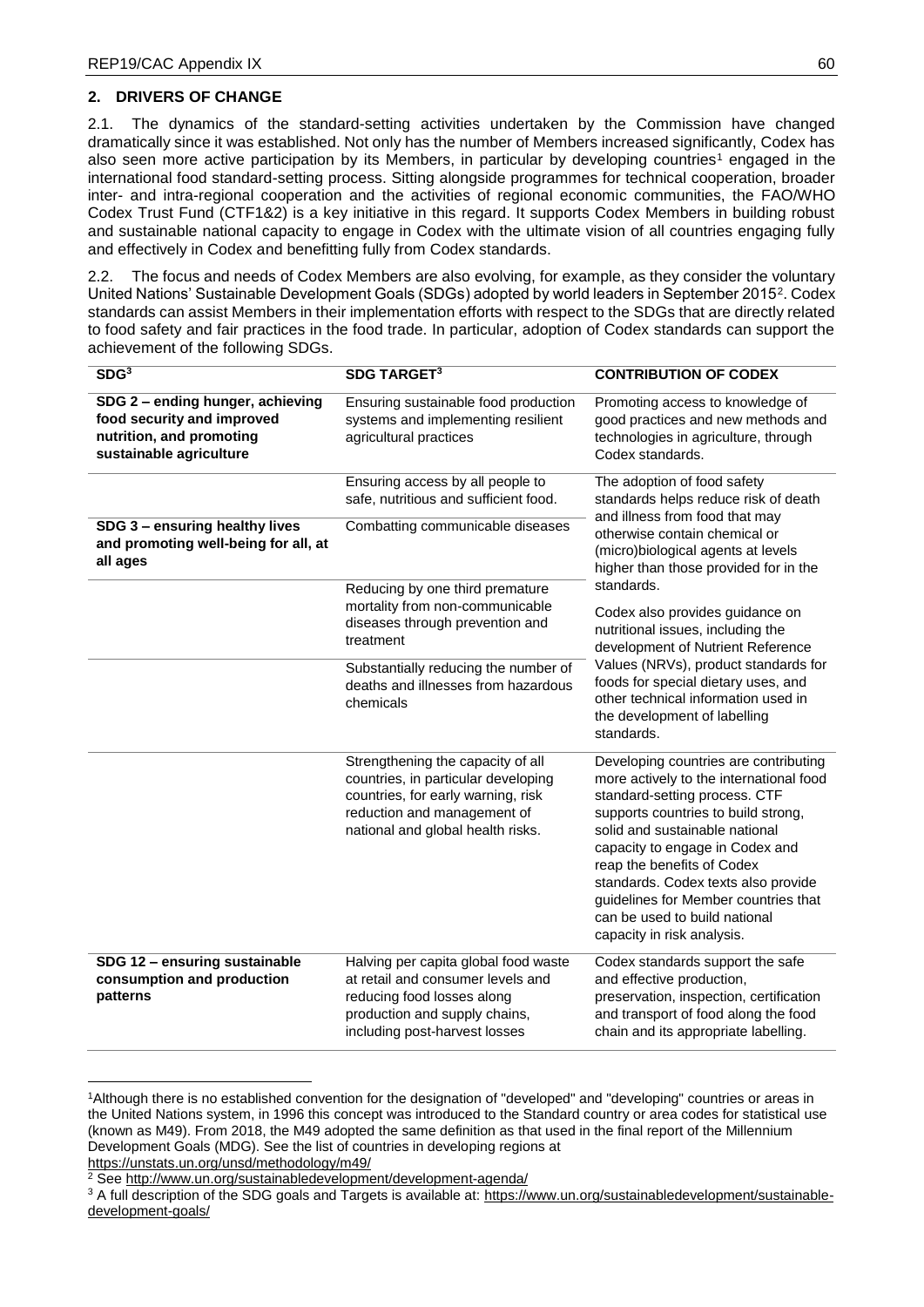## 2. DRIVERS OF CHANGE

2.1. The dynamics of the standard-setting activities undertaken by the Commission have changed dramatically since it was established. Not only has the number of Members increased significantly, Codex has also seen more active participation by its Members, in particular by developing countries[1] engaged in the international food standard-setting process. Sitting alongside programmes for technical cooperation, broader inter- and intra-regional cooperation and the activities of regional economic communities, the FAO/WHO Codex Trust Fund (CTF1&2) is a key initiative in this regard. It supports Codex Members in building robust and sustainable national capacity to engage in Codex with the ultimate vision of all countries engaging fully and effectively in Codex and benefitting fully from Codex standards.

2.2. The focus and needs of Codex Members are also evolving, for example, as they consider the voluntary United Nations' Sustainable Development Goals (SDGs) adopted by world leaders in September 2015[2]. Codex standards can assist Members in their implementation efforts with respect to the SDGs that are directly related to food safety and fair practices in the food trade. In particular, adoption of Codex standards can support the achievement of the following SDGs.

| SDG[3] | SDG TARGET[3] | CONTRIBUTION OF CODEX |
|---|---|---|
| **SDG 2 – ending hunger, achieving food security and improved nutrition, and promoting sustainable agriculture** | Ensuring sustainable food production systems and implementing resilient agricultural practices | Promoting access to knowledge of good practices and new methods and technologies in agriculture, through Codex standards. |
| | Ensuring access by all people to safe, nutritious and sufficient food. | The adoption of food safety standards helps reduce risk of death and illness from food that may otherwise contain chemical or (micro)biological agents at levels higher than those provided for in the standards. Codex also provides guidance on nutritional issues, including the development of Nutrient Reference Values (NRVs), product standards for foods for special dietary uses, and other technical information used in the development of labelling standards. |
| **SDG 3 – ensuring healthy lives and promoting well-being for all, at all ages** | Combatting communicable diseases | |
| | Reducing by one third premature mortality from non-communicable diseases through prevention and treatment | |
| | Substantially reducing the number of deaths and illnesses from hazardous chemicals | |
| | Strengthening the capacity of all countries, in particular developing countries, for early warning, risk reduction and management of national and global health risks. | Developing countries are contributing more actively to the international food standard-setting process. CTF supports countries to build strong, solid and sustainable national capacity to engage in Codex and reap the benefits of Codex standards. Codex texts also provide guidelines for Member countries that can be used to build national capacity in risk analysis. |
| **SDG 12 – ensuring sustainable consumption and production patterns** | Halving per capita global food waste at retail and consumer levels and reducing food losses along production and supply chains, including post-harvest losses | Codex standards support the safe and effective production, preservation, inspection, certification and transport of food along the food chain and its appropriate labelling. |

---

[1]Although there is no established convention for the designation of "developed" and "developing" countries or areas in the United Nations system, in 1996 this concept was introduced to the Standard country or area codes for statistical use (known as M49). From 2018, the M49 adopted the same definition as that used in the final report of the Millennium Development Goals (MDG). See the list of countries in developing regions at https://unstats.un.org/unsd/methodology/m49/

[2] See http://www.un.org/sustainabledevelopment/development-agenda/

[3] A full description of the SDG goals and Targets is available at: https://www.un.org/sustainabledevelopment/sustainable-development-goals/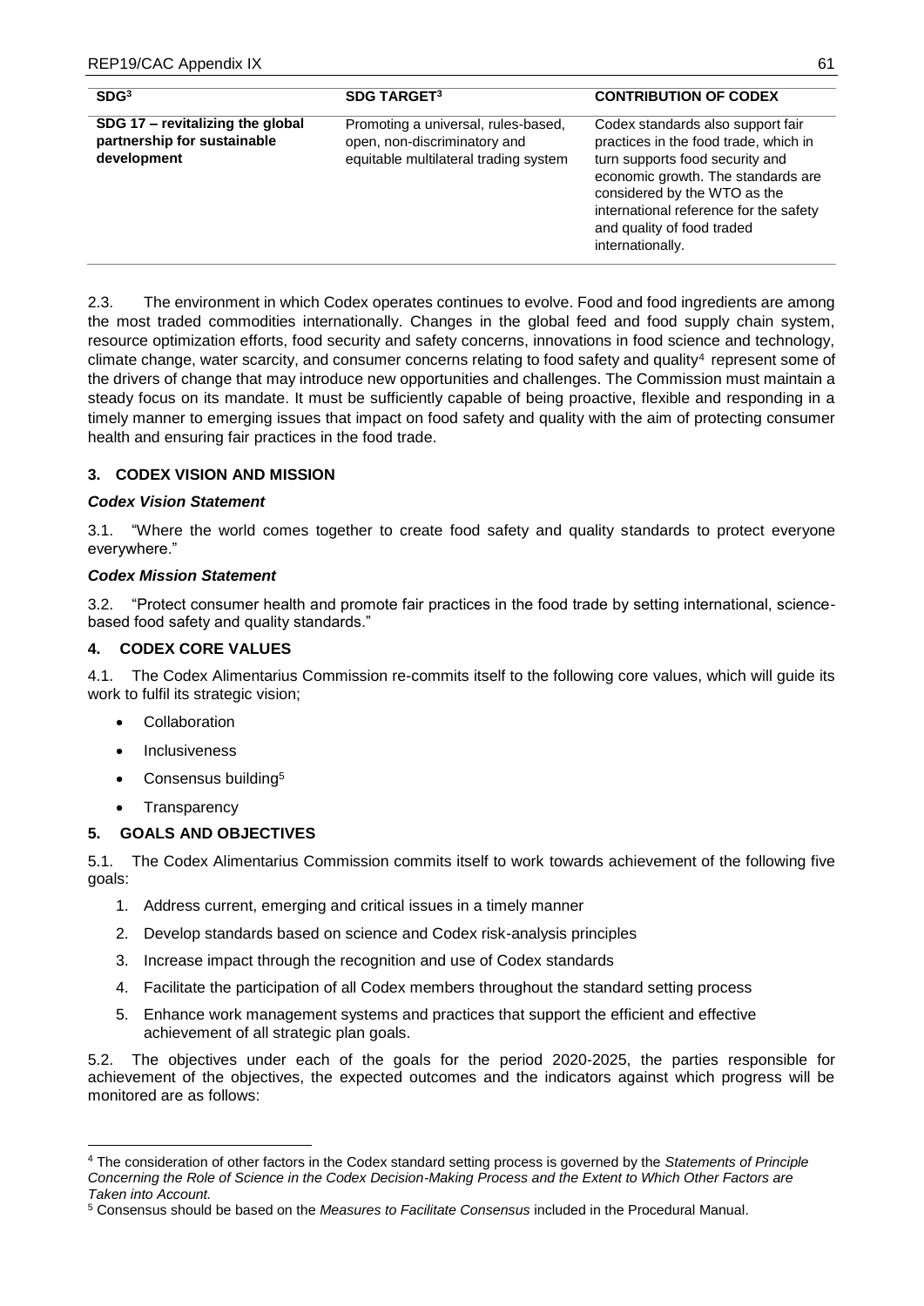| SDG[3] | SDG TARGET[3] | CONTRIBUTION OF CODEX |
|---|---|---|
| **SDG 17 – revitalizing the global partnership for sustainable development** | Promoting a universal, rules-based, open, non-discriminatory and equitable multilateral trading system | Codex standards also support fair practices in the food trade, which in turn supports food security and economic growth. The standards are considered by the WTO as the international reference for the safety and quality of food traded internationally. |

2.3. The environment in which Codex operates continues to evolve. Food and food ingredients are among the most traded commodities internationally. Changes in the global feed and food supply chain system, resource optimization efforts, food security and safety concerns, innovations in food science and technology, climate change, water scarcity, and consumer concerns relating to food safety and quality[4] represent some of the drivers of change that may introduce new opportunities and challenges. The Commission must maintain a steady focus on its mandate. It must be sufficiently capable of being proactive, flexible and responding in a timely manner to emerging issues that impact on food safety and quality with the aim of protecting consumer health and ensuring fair practices in the food trade.

## 3. CODEX VISION AND MISSION

### *Codex Vision Statement*

3.1. "Where the world comes together to create food safety and quality standards to protect everyone everywhere."

### *Codex Mission Statement*

3.2. "Protect consumer health and promote fair practices in the food trade by setting international, science-based food safety and quality standards."

## 4. CODEX CORE VALUES

4.1. The Codex Alimentarius Commission re-commits itself to the following core values, which will guide its work to fulfil its strategic vision;

- Collaboration
- Inclusiveness
- Consensus building[5]
- Transparency

## 5. GOALS AND OBJECTIVES

5.1. The Codex Alimentarius Commission commits itself to work towards achievement of the following five goals:

1. Address current, emerging and critical issues in a timely manner
2. Develop standards based on science and Codex risk-analysis principles
3. Increase impact through the recognition and use of Codex standards
4. Facilitate the participation of all Codex members throughout the standard setting process
5. Enhance work management systems and practices that support the efficient and effective achievement of all strategic plan goals.

5.2. The objectives under each of the goals for the period 2020-2025, the parties responsible for achievement of the objectives, the expected outcomes and the indicators against which progress will be monitored are as follows:

---

[4] The consideration of other factors in the Codex standard setting process is governed by the *Statements of Principle Concerning the Role of Science in the Codex Decision-Making Process and the Extent to Which Other Factors are Taken into Account.*

[5] Consensus should be based on the *Measures to Facilitate Consensus* included in the Procedural Manual.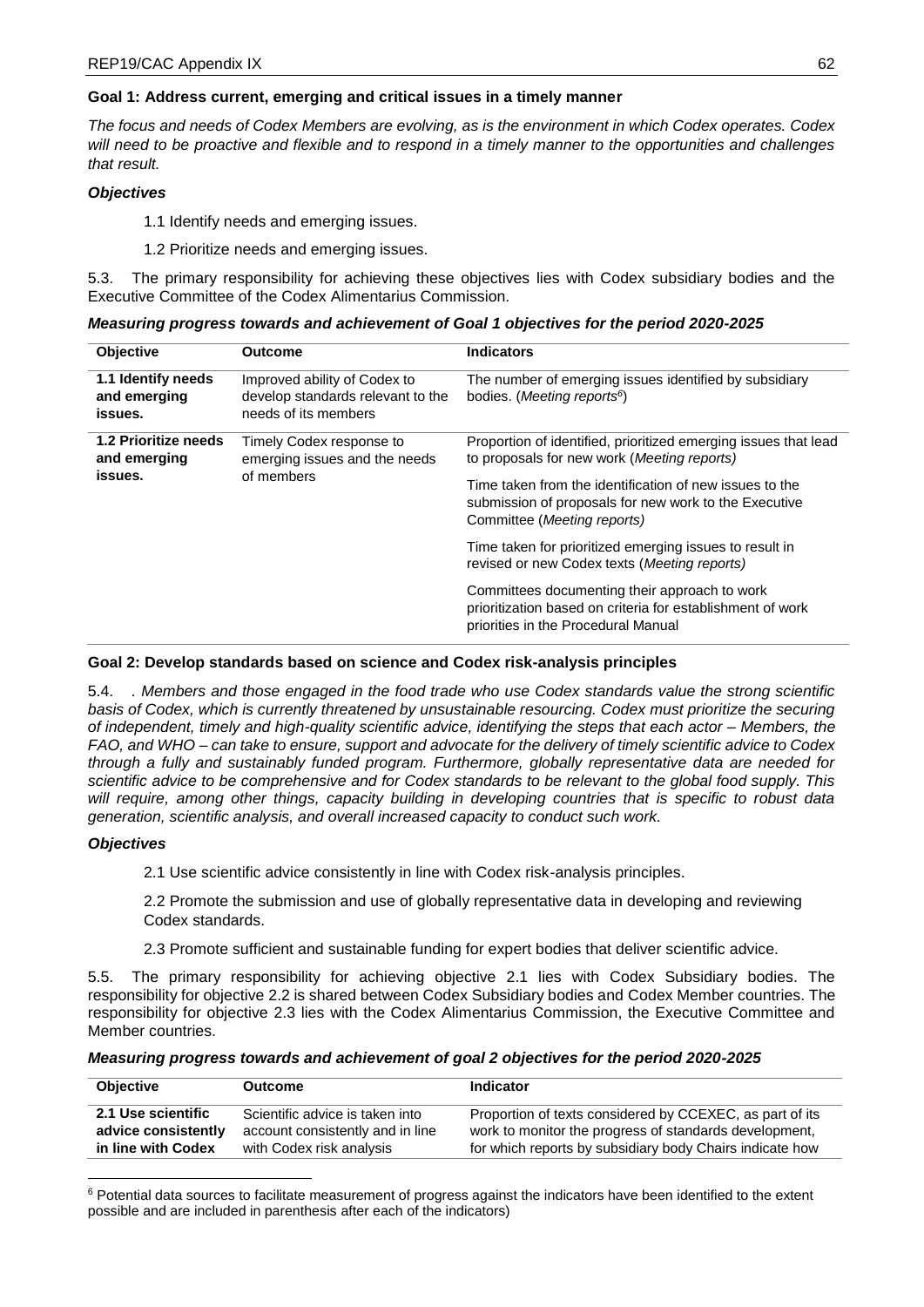**Goal 1: Address current, emerging and critical issues in a timely manner**

*The focus and needs of Codex Members are evolving, as is the environment in which Codex operates. Codex will need to be proactive and flexible and to respond in a timely manner to the opportunities and challenges that result.*

***Objectives***

1.1 Identify needs and emerging issues.

1.2 Prioritize needs and emerging issues.

5.3. The primary responsibility for achieving these objectives lies with Codex subsidiary bodies and the Executive Committee of the Codex Alimentarius Commission.

***Measuring progress towards and achievement of Goal 1 objectives for the period 2020-2025***

| Objective | Outcome | Indicators |
|---|---|---|
| **1.1 Identify needs and emerging issues.** | Improved ability of Codex to develop standards relevant to the needs of its members | The number of emerging issues identified by subsidiary bodies. (*Meeting reports*[6]) |
| **1.2 Prioritize needs and emerging issues.** | Timely Codex response to emerging issues and the needs of members | Proportion of identified, prioritized emerging issues that lead to proposals for new work (*Meeting reports*) |
| | | Time taken from the identification of new issues to the submission of proposals for new work to the Executive Committee (*Meeting reports*) |
| | | Time taken for prioritized emerging issues to result in revised or new Codex texts (*Meeting reports*) |
| | | Committees documenting their approach to work prioritization based on criteria for establishment of work priorities in the Procedural Manual |

**Goal 2: Develop standards based on science and Codex risk-analysis principles**

5.4. . *Members and those engaged in the food trade who use Codex standards value the strong scientific basis of Codex, which is currently threatened by unsustainable resourcing. Codex must prioritize the securing of independent, timely and high-quality scientific advice, identifying the steps that each actor – Members, the FAO, and WHO – can take to ensure, support and advocate for the delivery of timely scientific advice to Codex through a fully and sustainably funded program. Furthermore, globally representative data are needed for scientific advice to be comprehensive and for Codex standards to be relevant to the global food supply. This will require, among other things, capacity building in developing countries that is specific to robust data generation, scientific analysis, and overall increased capacity to conduct such work.*

***Objectives***

2.1 Use scientific advice consistently in line with Codex risk-analysis principles.

2.2 Promote the submission and use of globally representative data in developing and reviewing Codex standards.

2.3 Promote sufficient and sustainable funding for expert bodies that deliver scientific advice.

5.5. The primary responsibility for achieving objective 2.1 lies with Codex Subsidiary bodies. The responsibility for objective 2.2 is shared between Codex Subsidiary bodies and Codex Member countries. The responsibility for objective 2.3 lies with the Codex Alimentarius Commission, the Executive Committee and Member countries.

***Measuring progress towards and achievement of goal 2 objectives for the period 2020-2025***

| Objective | Outcome | Indicator |
|---|---|---|
| **2.1 Use scientific advice consistently in line with Codex** | Scientific advice is taken into account consistently and in line with Codex risk analysis | Proportion of texts considered by CCEXEC, as part of its work to monitor the progress of standards development, for which reports by subsidiary body Chairs indicate how |

[6] Potential data sources to facilitate measurement of progress against the indicators have been identified to the extent possible and are included in parenthesis after each of the indicators)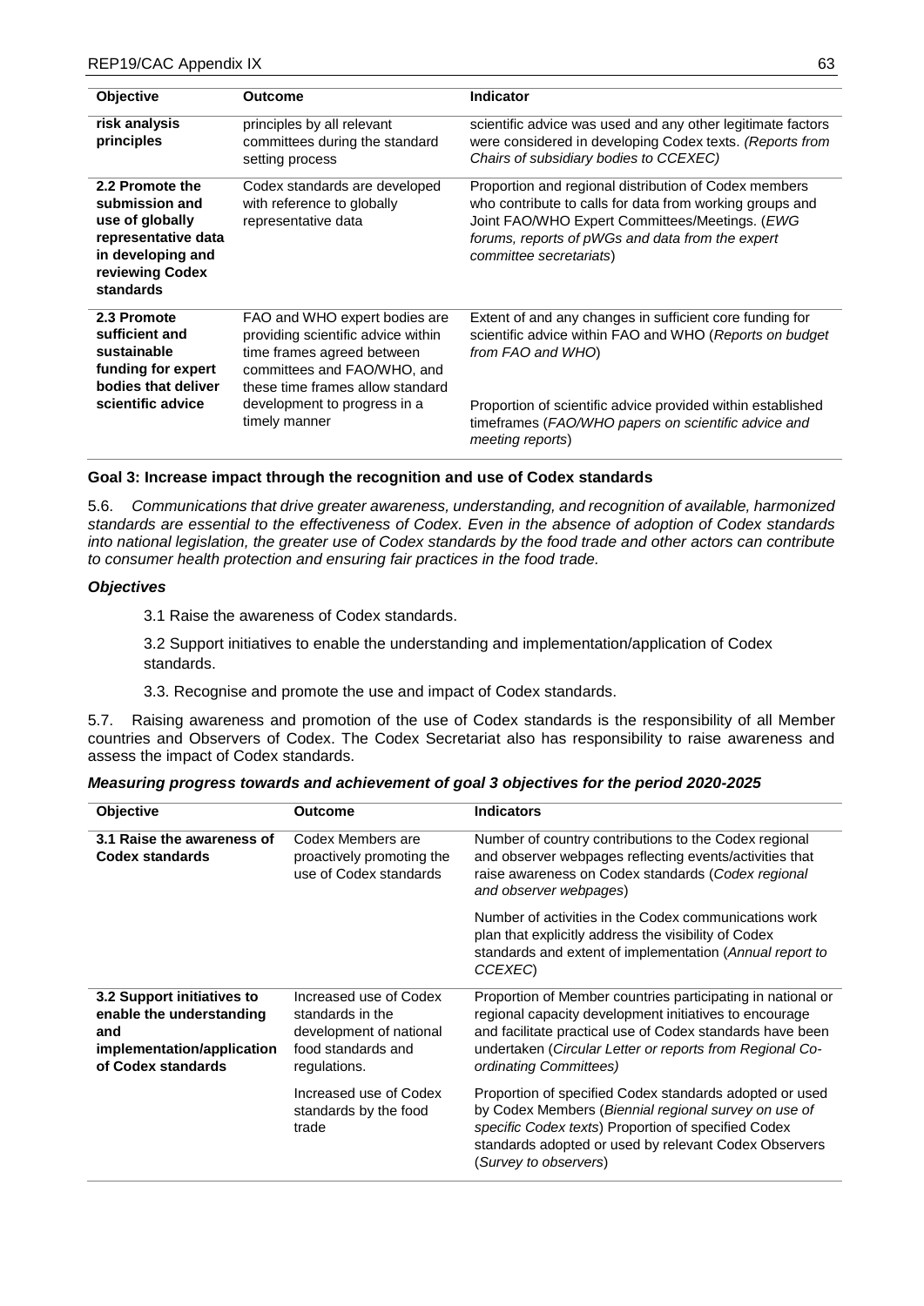| Objective | Outcome | Indicator |
|---|---|---|
| **risk analysis principles** | principles by all relevant committees during the standard setting process | scientific advice was used and any other legitimate factors were considered in developing Codex texts. *(Reports from Chairs of subsidiary bodies to CCEXEC)* |
| **2.2 Promote the submission and use of globally representative data in developing and reviewing Codex standards** | Codex standards are developed with reference to globally representative data | Proportion and regional distribution of Codex members who contribute to calls for data from working groups and Joint FAO/WHO Expert Committees/Meetings. (*EWG forums, reports of pWGs and data from the expert committee secretariats*) |
| **2.3 Promote sufficient and sustainable funding for expert bodies that deliver scientific advice** | FAO and WHO expert bodies are providing scientific advice within time frames agreed between committees and FAO/WHO, and these time frames allow standard development to progress in a timely manner | Extent of and any changes in sufficient core funding for scientific advice within FAO and WHO (*Reports on budget from FAO and WHO*) |
| | | Proportion of scientific advice provided within established timeframes (*FAO/WHO papers on scientific advice and meeting reports*) |

**Goal 3: Increase impact through the recognition and use of Codex standards**

5.6. *Communications that drive greater awareness, understanding, and recognition of available, harmonized standards are essential to the effectiveness of Codex. Even in the absence of adoption of Codex standards into national legislation, the greater use of Codex standards by the food trade and other actors can contribute to consumer health protection and ensuring fair practices in the food trade.*

***Objectives***

3.1 Raise the awareness of Codex standards.

3.2 Support initiatives to enable the understanding and implementation/application of Codex standards.

3.3. Recognise and promote the use and impact of Codex standards.

5.7. Raising awareness and promotion of the use of Codex standards is the responsibility of all Member countries and Observers of Codex. The Codex Secretariat also has responsibility to raise awareness and assess the impact of Codex standards.

***Measuring progress towards and achievement of goal 3 objectives for the period 2020-2025***

| Objective | Outcome | Indicators |
|---|---|---|
| **3.1 Raise the awareness of Codex standards** | Codex Members are proactively promoting the use of Codex standards | Number of country contributions to the Codex regional and observer webpages reflecting events/activities that raise awareness on Codex standards (*Codex regional and observer webpages*) |
| | | Number of activities in the Codex communications work plan that explicitly address the visibility of Codex standards and extent of implementation (*Annual report to CCEXEC*) |
| **3.2 Support initiatives to enable the understanding and implementation/application of Codex standards** | Increased use of Codex standards in the development of national food standards and regulations. | Proportion of Member countries participating in national or regional capacity development initiatives to encourage and facilitate practical use of Codex standards have been undertaken (*Circular Letter or reports from Regional Co-ordinating Committees)* |
| | Increased use of Codex standards by the food trade | Proportion of specified Codex standards adopted or used by Codex Members (*Biennial regional survey on use of specific Codex texts*) Proportion of specified Codex standards adopted or used by relevant Codex Observers (*Survey to observers*) |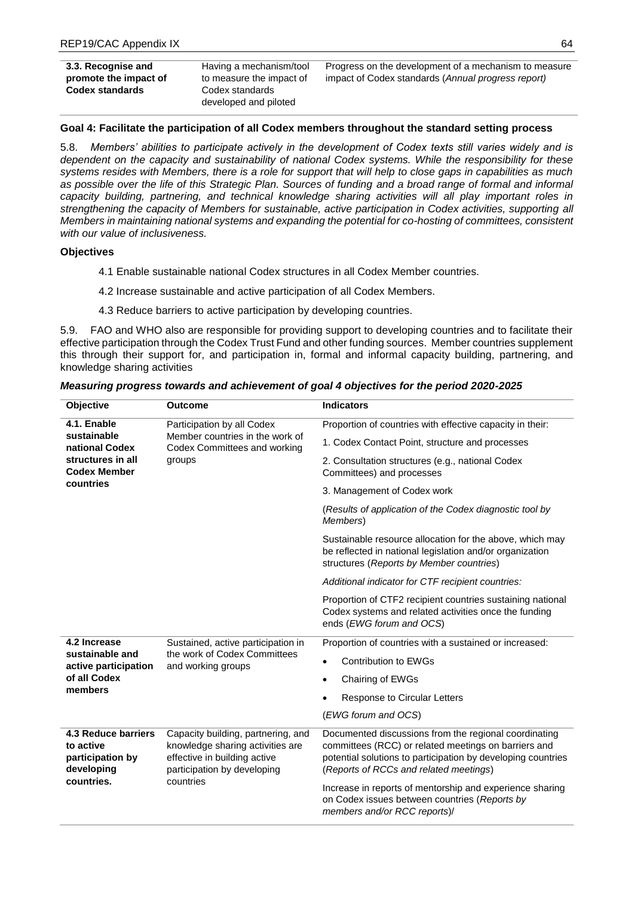| | | |
|---|---|---|
| **3.3. Recognise and promote the impact of Codex standards** | Having a mechanism/tool to measure the impact of Codex standards developed and piloted | Progress on the development of a mechanism to measure impact of Codex standards (*Annual progress report)* |

**Goal 4: Facilitate the participation of all Codex members throughout the standard setting process**

5.8. *Members' abilities to participate actively in the development of Codex texts still varies widely and is dependent on the capacity and sustainability of national Codex systems. While the responsibility for these systems resides with Members, there is a role for support that will help to close gaps in capabilities as much as possible over the life of this Strategic Plan. Sources of funding and a broad range of formal and informal capacity building, partnering, and technical knowledge sharing activities will all play important roles in strengthening the capacity of Members for sustainable, active participation in Codex activities, supporting all Members in maintaining national systems and expanding the potential for co-hosting of committees, consistent with our value of inclusiveness.*

**Objectives**

4.1 Enable sustainable national Codex structures in all Codex Member countries.

4.2 Increase sustainable and active participation of all Codex Members.

4.3 Reduce barriers to active participation by developing countries.

5.9. FAO and WHO also are responsible for providing support to developing countries and to facilitate their effective participation through the Codex Trust Fund and other funding sources. Member countries supplement this through their support for, and participation in, formal and informal capacity building, partnering, and knowledge sharing activities

***Measuring progress towards and achievement of goal 4 objectives for the period 2020-2025***

| Objective | Outcome | Indicators |
|---|---|---|
| **4.1. Enable sustainable national Codex structures in all Codex Member countries** | Participation by all Codex Member countries in the work of Codex Committees and working groups | Proportion of countries with effective capacity in their:<br>1. Codex Contact Point, structure and processes<br>2. Consultation structures (e.g., national Codex Committees) and processes<br>3. Management of Codex work<br>(*Results of application of the Codex diagnostic tool by Members*)<br>Sustainable resource allocation for the above, which may be reflected in national legislation and/or organization structures (*Reports by Member countries*)<br>*Additional indicator for CTF recipient countries:*<br>Proportion of CTF2 recipient countries sustaining national Codex systems and related activities once the funding ends (*EWG forum and OCS*) |
| **4.2 Increase sustainable and active participation of all Codex members** | Sustained, active participation in the work of Codex Committees and working groups | Proportion of countries with a sustained or increased:<br>• Contribution to EWGs<br>• Chairing of EWGs<br>• Response to Circular Letters<br>(*EWG forum and OCS*) |
| **4.3 Reduce barriers to active participation by developing countries.** | Capacity building, partnering, and knowledge sharing activities are effective in building active participation by developing countries | Documented discussions from the regional coordinating committees (RCC) or related meetings on barriers and potential solutions to participation by developing countries (*Reports of RCCs and related meetings*)<br>Increase in reports of mentorship and experience sharing on Codex issues between countries (*Reports by members and/or RCC reports*)/ |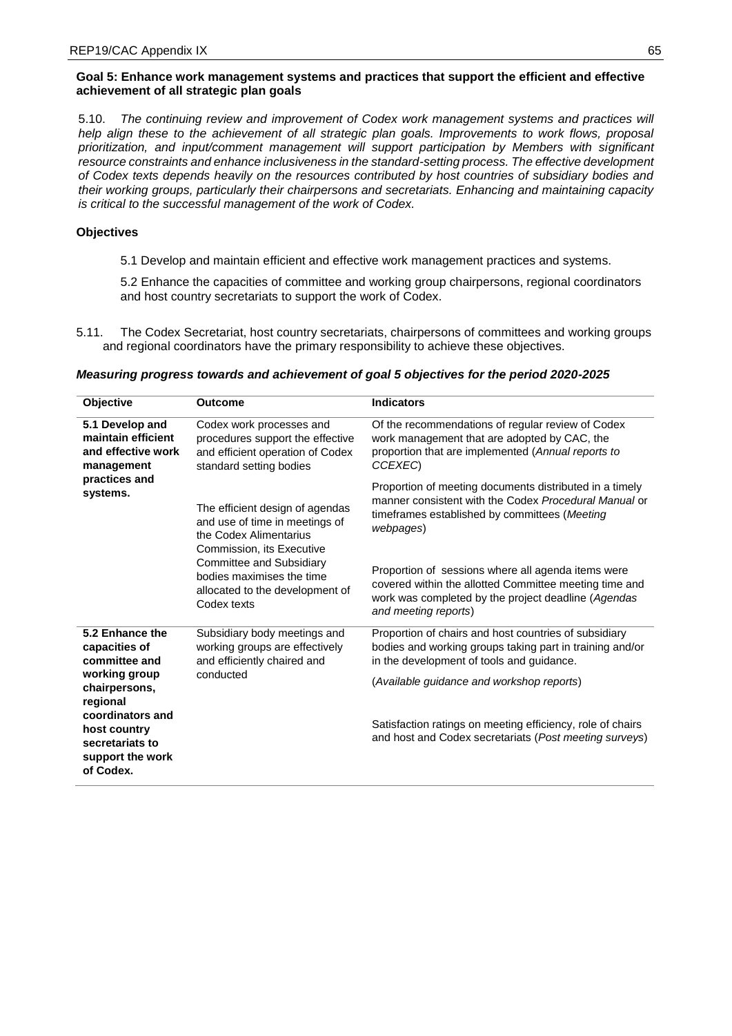**Goal 5: Enhance work management systems and practices that support the efficient and effective achievement of all strategic plan goals**

5.10. *The continuing review and improvement of Codex work management systems and practices will help align these to the achievement of all strategic plan goals. Improvements to work flows, proposal prioritization, and input/comment management will support participation by Members with significant resource constraints and enhance inclusiveness in the standard-setting process. The effective development of Codex texts depends heavily on the resources contributed by host countries of subsidiary bodies and their working groups, particularly their chairpersons and secretariats. Enhancing and maintaining capacity is critical to the successful management of the work of Codex.*

**Objectives**

5.1 Develop and maintain efficient and effective work management practices and systems.

5.2 Enhance the capacities of committee and working group chairpersons, regional coordinators and host country secretariats to support the work of Codex.

5.11. The Codex Secretariat, host country secretariats, chairpersons of committees and working groups and regional coordinators have the primary responsibility to achieve these objectives.

***Measuring progress towards and achievement of goal 5 objectives for the period 2020-2025***

| Objective | Outcome | Indicators |
|---|---|---|
| **5.1 Develop and maintain efficient and effective work management practices and systems.** | Codex work processes and procedures support the effective and efficient operation of Codex standard setting bodies | Of the recommendations of regular review of Codex work management that are adopted by CAC, the proportion that are implemented (*Annual reports to CCEXEC*) |
| | The efficient design of agendas and use of time in meetings of the Codex Alimentarius Commission, its Executive Committee and Subsidiary bodies maximises the time allocated to the development of Codex texts | Proportion of meeting documents distributed in a timely manner consistent with the Codex *Procedural Manual* or timeframes established by committees (*Meeting webpages*) |
| | | Proportion of sessions where all agenda items were covered within the allotted Committee meeting time and work was completed by the project deadline (*Agendas and meeting reports*) |
| **5.2 Enhance the capacities of committee and working group chairpersons, regional coordinators and host country secretariats to support the work of Codex.** | Subsidiary body meetings and working groups are effectively and efficiently chaired and conducted | Proportion of chairs and host countries of subsidiary bodies and working groups taking part in training and/or in the development of tools and guidance. (*Available guidance and workshop reports*) |
| | | Satisfaction ratings on meeting efficiency, role of chairs and host and Codex secretariats (*Post meeting surveys*) |